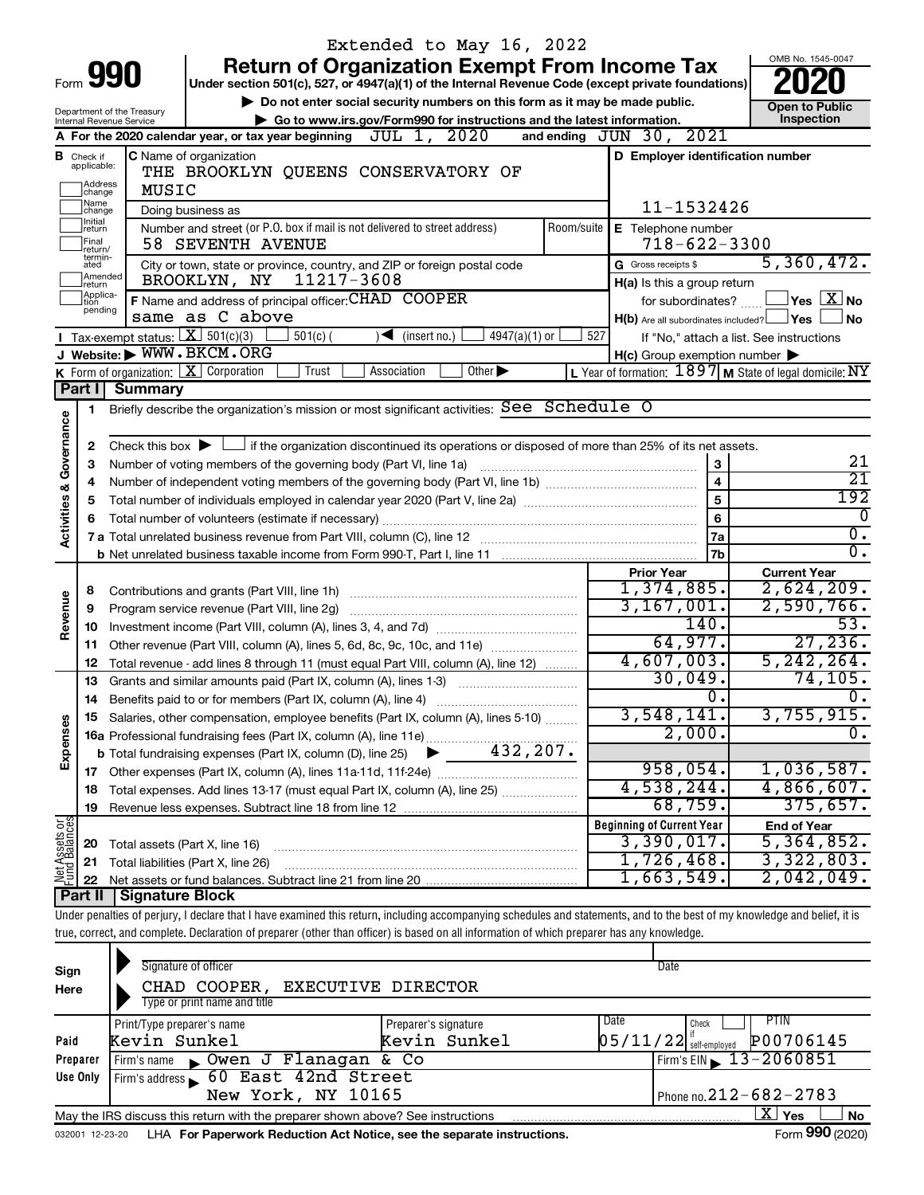Extended to May 16, 2022

# Form 990 — Return of Organization Exempt From Income Tax — 2020

Under section 501(c), 527, or 4947(a)(1) of the Internal Revenue Code (except private foundations)

▶ Do not enter social security numbers on this form as it may be made public.

▶ Go to www.irs.gov/Form990 for instructions and the latest information.

OMB No. 1545-0047

**Open to Public Inspection**

Department of the Treasury
Internal Revenue Service

**A** For the 2020 calendar year, or tax year beginning JUL 1, 2020 and ending JUN 30, 2021

**B** Check if applicable: Address change, Name change, Initial return, Final return/terminated, Amended return, Application pending

**C** Name of organization: THE BROOKLYN QUEENS CONSERVATORY OF MUSIC

Doing business as

Number and street (or P.O. box if mail is not delivered to street address): 58 SEVENTH AVENUE — Room/suite

City or town, state or province, country, and ZIP or foreign postal code: BROOKLYN, NY 11217-3608

**D** Employer identification number: 11-1532426

**E** Telephone number: 718-622-3300

**G** Gross receipts $ 5,360,472.

**F** Name and address of principal officer: CHAD COOPER, same as C above

**H(a)** Is this a group return for subordinates? ☐ Yes ☒ No

**H(b)** Are all subordinates included? ☐ Yes ☐ No — If "No," attach a list. See instructions

**H(c)** Group exemption number ▶

**I** Tax-exempt status: ☒ 501(c)(3) ☐ 501(c) ( ) ◀ (insert no.) ☐ 4947(a)(1) or ☐ 527

**J** Website: ▶ WWW.BKCM.ORG

**K** Form of organization: ☒ Corporation ☐ Trust ☐ Association ☐ Other ▶

**L** Year of formation: 1897 **M** State of legal domicile: NY

## Part I Summary

**Activities & Governance**

1 Briefly describe the organization's mission or most significant activities: See Schedule O

2 Check this box ▶ ☐ if the organization discontinued its operations or disposed of more than 25% of its net assets.

| | | | |
|---|---|---|---|
| 3 | Number of voting members of the governing body (Part VI, line 1a) | 3 | 21 |
| 4 | Number of independent voting members of the governing body (Part VI, line 1b) | 4 | 21 |
| 5 | Total number of individuals employed in calendar year 2020 (Part V, line 2a) | 5 | 192 |
| 6 | Total number of volunteers (estimate if necessary) | 6 | 0 |
| 7a | Total unrelated business revenue from Part VIII, column (C), line 12 | 7a | 0. |
| 7b | Net unrelated business taxable income from Form 990-T, Part I, line 11 | 7b | 0. |

| | | Prior Year | Current Year |
|---|---|---|---|
| **Revenue** | | | |
| 8 | Contributions and grants (Part VIII, line 1h) | 1,374,885. | 2,624,209. |
| 9 | Program service revenue (Part VIII, line 2g) | 3,167,001. | 2,590,766. |
| 10 | Investment income (Part VIII, column (A), lines 3, 4, and 7d) | 140. | 53. |
| 11 | Other revenue (Part VIII, column (A), lines 5, 6d, 8c, 9c, 10c, and 11e) | 64,977. | 27,236. |
| 12 | Total revenue - add lines 8 through 11 (must equal Part VIII, column (A), line 12) | 4,607,003. | 5,242,264. |
| **Expenses** | | | |
| 13 | Grants and similar amounts paid (Part IX, column (A), lines 1-3) | 30,049. | 74,105. |
| 14 | Benefits paid to or for members (Part IX, column (A), line 4) | 0. | 0. |
| 15 | Salaries, other compensation, employee benefits (Part IX, column (A), lines 5-10) | 3,548,141. | 3,755,915. |
| 16a | Professional fundraising fees (Part IX, column (A), line 11e) | 2,000. | 0. |
| b | Total fundraising expenses (Part IX, column (D), line 25) ▶ 432,207. | | |
| 17 | Other expenses (Part IX, column (A), lines 11a-11d, 11f-24e) | 958,054. | 1,036,587. |
| 18 | Total expenses. Add lines 13-17 (must equal Part IX, column (A), line 25) | 4,538,244. | 4,866,607. |
| 19 | Revenue less expenses. Subtract line 18 from line 12 | 68,759. | 375,657. |

| **Net Assets or Fund Balances** | | Beginning of Current Year | End of Year |
|---|---|---|---|
| 20 | Total assets (Part X, line 16) | 3,390,017. | 5,364,852. |
| 21 | Total liabilities (Part X, line 26) | 1,726,468. | 3,322,803. |
| 22 | Net assets or fund balances. Subtract line 21 from line 20 | 1,663,549. | 2,042,049. |

## Part II Signature Block

Under penalties of perjury, I declare that I have examined this return, including accompanying schedules and statements, and to the best of my knowledge and belief, it is true, correct, and complete. Declaration of preparer (other than officer) is based on all information of which preparer has any knowledge.

**Sign Here**

Signature of officer — Date

CHAD COOPER, EXECUTIVE DIRECTOR
Type or print name and title

**Paid Preparer Use Only**

| Print/Type preparer's name | Preparer's signature | Date | Check ☐ if self-employed | PTIN |
|---|---|---|---|---|
| Kevin Sunkel | Kevin Sunkel | 05/11/22 | | P00706145 |

Firm's name ▶ Owen J Flanagan & Co — Firm's EIN ▶ 13-2060851

Firm's address ▶ 60 East 42nd Street, New York, NY 10165 — Phone no. 212-682-2783

May the IRS discuss this return with the preparer shown above? See instructions ☒ Yes ☐ No

032001 12-23-20 LHA For Paperwork Reduction Act Notice, see the separate instructions. Form **990** (2020)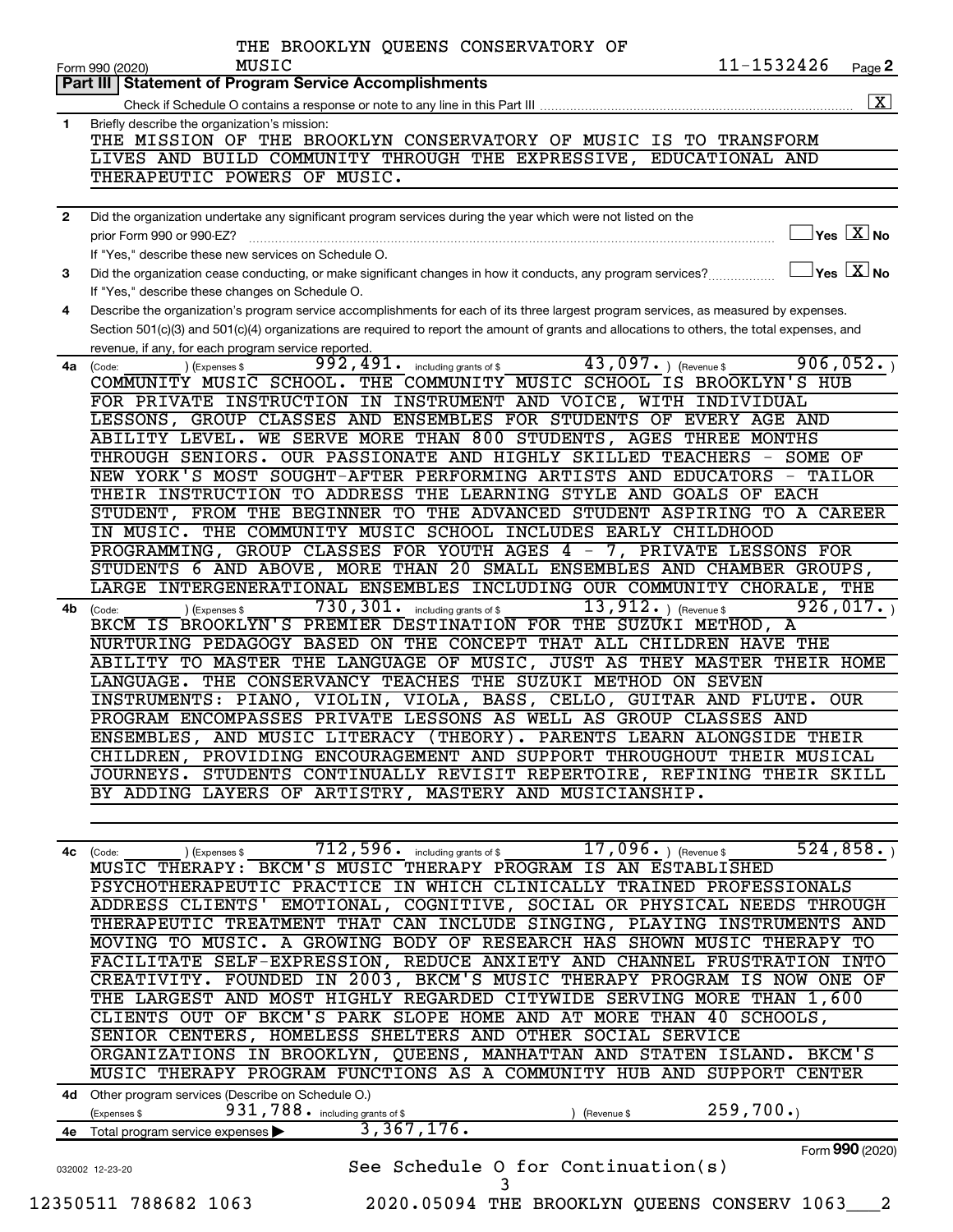THE BROOKLYN QUEENS CONSERVATORY OF MUSIC

Form 990 (2020) 11-1532426 Page 2

## Part III Statement of Program Service Accomplishments

Check if Schedule O contains a response or note to any line in this Part III [X]

**1** Briefly describe the organization's mission:

THE MISSION OF THE BROOKLYN CONSERVATORY OF MUSIC IS TO TRANSFORM LIVES AND BUILD COMMUNITY THROUGH THE EXPRESSIVE, EDUCATIONAL AND THERAPEUTIC POWERS OF MUSIC.

**2** Did the organization undertake any significant program services during the year which were not listed on the prior Form 990 or 990-EZ? [ ] Yes [X] No

If "Yes," describe these new services on Schedule O.

**3** Did the organization cease conducting, or make significant changes in how it conducts, any program services? [ ] Yes [X] No

If "Yes," describe these changes on Schedule O.

**4** Describe the organization's program service accomplishments for each of its three largest program services, as measured by expenses. Section 501(c)(3) and 501(c)(4) organizations are required to report the amount of grants and allocations to others, the total expenses, and revenue, if any, for each program service reported.

**4a** (Code: ) (Expenses $ 992,491. including grants of $ 43,097. ) (Revenue $ 906,052. )

COMMUNITY MUSIC SCHOOL. THE COMMUNITY MUSIC SCHOOL IS BROOKLYN'S HUB FOR PRIVATE INSTRUCTION IN INSTRUMENT AND VOICE, WITH INDIVIDUAL LESSONS, GROUP CLASSES AND ENSEMBLES FOR STUDENTS OF EVERY AGE AND ABILITY LEVEL. WE SERVE MORE THAN 800 STUDENTS, AGES THREE MONTHS THROUGH SENIORS. OUR PASSIONATE AND HIGHLY SKILLED TEACHERS - SOME OF NEW YORK'S MOST SOUGHT-AFTER PERFORMING ARTISTS AND EDUCATORS - TAILOR THEIR INSTRUCTION TO ADDRESS THE LEARNING STYLE AND GOALS OF EACH STUDENT, FROM THE BEGINNER TO THE ADVANCED STUDENT ASPIRING TO A CAREER IN MUSIC. THE COMMUNITY MUSIC SCHOOL INCLUDES EARLY CHILDHOOD PROGRAMMING, GROUP CLASSES FOR YOUTH AGES 4 - 7, PRIVATE LESSONS FOR STUDENTS 6 AND ABOVE, MORE THAN 20 SMALL ENSEMBLES AND CHAMBER GROUPS, LARGE INTERGENERATIONAL ENSEMBLES INCLUDING OUR COMMUNITY CHORALE, THE

**4b** (Code: ) (Expenses $ 730,301. including grants of $ 13,912. ) (Revenue $ 926,017. )

BKCM IS BROOKLYN'S PREMIER DESTINATION FOR THE SUZUKI METHOD, A NURTURING PEDAGOGY BASED ON THE CONCEPT THAT ALL CHILDREN HAVE THE ABILITY TO MASTER THE LANGUAGE OF MUSIC, JUST AS THEY MASTER THEIR HOME LANGUAGE. THE CONSERVANCY TEACHES THE SUZUKI METHOD ON SEVEN INSTRUMENTS: PIANO, VIOLIN, VIOLA, BASS, CELLO, GUITAR AND FLUTE. OUR PROGRAM ENCOMPASSES PRIVATE LESSONS AS WELL AS GROUP CLASSES AND ENSEMBLES, AND MUSIC LITERACY (THEORY). PARENTS LEARN ALONGSIDE THEIR CHILDREN, PROVIDING ENCOURAGEMENT AND SUPPORT THROUGHOUT THEIR MUSICAL JOURNEYS. STUDENTS CONTINUALLY REVISIT REPERTOIRE, REFINING THEIR SKILL BY ADDING LAYERS OF ARTISTRY, MASTERY AND MUSICIANSHIP.

**4c** (Code: ) (Expenses $ 712,596. including grants of $ 17,096. ) (Revenue $ 524,858. )

MUSIC THERAPY: BKCM'S MUSIC THERAPY PROGRAM IS AN ESTABLISHED PSYCHOTHERAPEUTIC PRACTICE IN WHICH CLINICALLY TRAINED PROFESSIONALS ADDRESS CLIENTS' EMOTIONAL, COGNITIVE, SOCIAL OR PHYSICAL NEEDS THROUGH THERAPEUTIC TREATMENT THAT CAN INCLUDE SINGING, PLAYING INSTRUMENTS AND MOVING TO MUSIC. A GROWING BODY OF RESEARCH HAS SHOWN MUSIC THERAPY TO FACILITATE SELF-EXPRESSION, REDUCE ANXIETY AND CHANNEL FRUSTRATION INTO CREATIVITY. FOUNDED IN 2003, BKCM'S MUSIC THERAPY PROGRAM IS NOW ONE OF THE LARGEST AND MOST HIGHLY REGARDED CITYWIDE SERVING MORE THAN 1,600 CLIENTS OUT OF BKCM'S PARK SLOPE HOME AND AT MORE THAN 40 SCHOOLS, SENIOR CENTERS, HOMELESS SHELTERS AND OTHER SOCIAL SERVICE ORGANIZATIONS IN BROOKLYN, QUEENS, MANHATTAN AND STATEN ISLAND. BKCM'S MUSIC THERAPY PROGRAM FUNCTIONS AS A COMMUNITY HUB AND SUPPORT CENTER

**4d** Other program services (Describe on Schedule O.)

(Expenses $ 931,788. including grants of $ ) (Revenue $ 259,700.)

**4e** Total program service expenses ▶ 3,367,176.

Form **990** (2020)

032002 12-23-20

See Schedule O for Continuation(s)

12350511 788682 1063 2020.05094 THE BROOKLYN QUEENS CONSERV 1063___2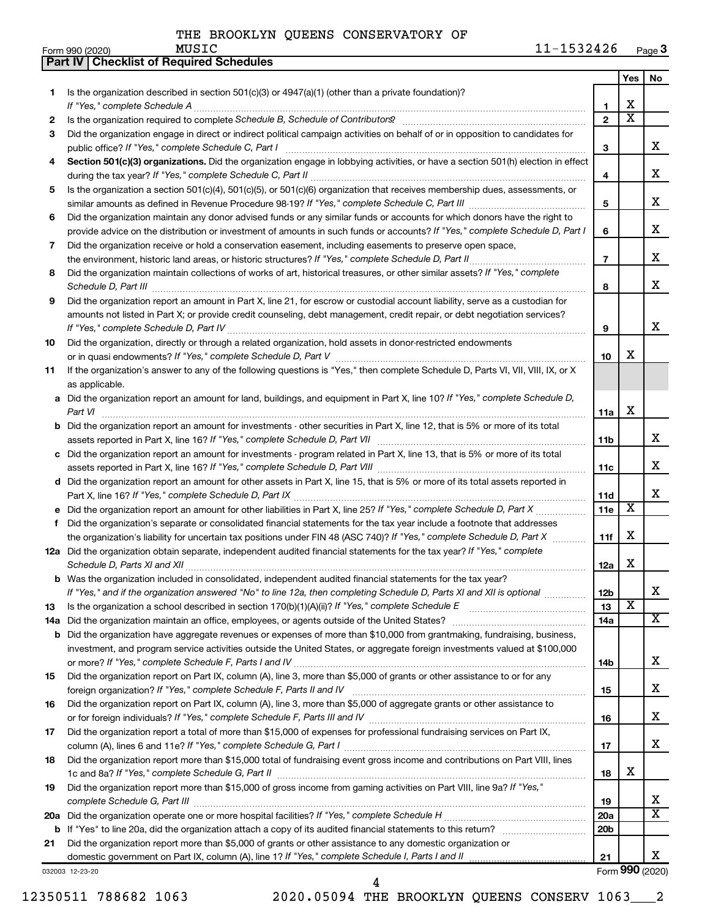THE BROOKLYN QUEENS CONSERVATORY OF MUSIC

Form 990 (2020) 11-1532426 Page 3

## Part IV | Checklist of Required Schedules

| | | | Yes | No |
|---|---|---|---|---|
| 1 | Is the organization described in section 501(c)(3) or 4947(a)(1) (other than a private foundation)? *If "Yes," complete Schedule A* | 1 | X | |
| 2 | Is the organization required to complete *Schedule B, Schedule of Contributors*? | 2 | X | |
| 3 | Did the organization engage in direct or indirect political campaign activities on behalf of or in opposition to candidates for public office? *If "Yes," complete Schedule C, Part I* | 3 | | X |
| 4 | **Section 501(c)(3) organizations.** Did the organization engage in lobbying activities, or have a section 501(h) election in effect during the tax year? *If "Yes," complete Schedule C, Part II* | 4 | | X |
| 5 | Is the organization a section 501(c)(4), 501(c)(5), or 501(c)(6) organization that receives membership dues, assessments, or similar amounts as defined in Revenue Procedure 98-19? *If "Yes," complete Schedule C, Part III* | 5 | | X |
| 6 | Did the organization maintain any donor advised funds or any similar funds or accounts for which donors have the right to provide advice on the distribution or investment of amounts in such funds or accounts? *If "Yes," complete Schedule D, Part I* | 6 | | X |
| 7 | Did the organization receive or hold a conservation easement, including easements to preserve open space, the environment, historic land areas, or historic structures? *If "Yes," complete Schedule D, Part II* | 7 | | X |
| 8 | Did the organization maintain collections of works of art, historical treasures, or other similar assets? *If "Yes," complete Schedule D, Part III* | 8 | | X |
| 9 | Did the organization report an amount in Part X, line 21, for escrow or custodial account liability, serve as a custodian for amounts not listed in Part X; or provide credit counseling, debt management, credit repair, or debt negotiation services? *If "Yes," complete Schedule D, Part IV* | 9 | | X |
| 10 | Did the organization, directly or through a related organization, hold assets in donor-restricted endowments or in quasi endowments? *If "Yes," complete Schedule D, Part V* | 10 | X | |
| 11 | If the organization's answer to any of the following questions is "Yes," then complete Schedule D, Parts VI, VII, VIII, IX, or X as applicable. | | | |
| a | Did the organization report an amount for land, buildings, and equipment in Part X, line 10? *If "Yes," complete Schedule D, Part VI* | 11a | X | |
| b | Did the organization report an amount for investments - other securities in Part X, line 12, that is 5% or more of its total assets reported in Part X, line 16? *If "Yes," complete Schedule D, Part VII* | 11b | | X |
| c | Did the organization report an amount for investments - program related in Part X, line 13, that is 5% or more of its total assets reported in Part X, line 16? *If "Yes," complete Schedule D, Part VIII* | 11c | | X |
| d | Did the organization report an amount for other assets in Part X, line 15, that is 5% or more of its total assets reported in Part X, line 16? *If "Yes," complete Schedule D, Part IX* | 11d | | X |
| e | Did the organization report an amount for other liabilities in Part X, line 25? *If "Yes," complete Schedule D, Part X* | 11e | X | |
| f | Did the organization's separate or consolidated financial statements for the tax year include a footnote that addresses the organization's liability for uncertain tax positions under FIN 48 (ASC 740)? *If "Yes," complete Schedule D, Part X* | 11f | X | |
| 12a | Did the organization obtain separate, independent audited financial statements for the tax year? *If "Yes," complete Schedule D, Parts XI and XII* | 12a | X | |
| b | Was the organization included in consolidated, independent audited financial statements for the tax year? *If "Yes," and if the organization answered "No" to line 12a, then completing Schedule D, Parts XI and XII is optional* | 12b | | X |
| 13 | Is the organization a school described in section 170(b)(1)(A)(ii)? *If "Yes," complete Schedule E* | 13 | X | |
| 14a | Did the organization maintain an office, employees, or agents outside of the United States? | 14a | | X |
| b | Did the organization have aggregate revenues or expenses of more than $10,000 from grantmaking, fundraising, business, investment, and program service activities outside the United States, or aggregate foreign investments valued at $100,000 or more? *If "Yes," complete Schedule F, Parts I and IV* | 14b | | X |
| 15 | Did the organization report on Part IX, column (A), line 3, more than $5,000 of grants or other assistance to or for any foreign organization? *If "Yes," complete Schedule F, Parts II and IV* | 15 | | X |
| 16 | Did the organization report on Part IX, column (A), line 3, more than $5,000 of aggregate grants or other assistance to or for foreign individuals? *If "Yes," complete Schedule F, Parts III and IV* | 16 | | X |
| 17 | Did the organization report a total of more than $15,000 of expenses for professional fundraising services on Part IX, column (A), lines 6 and 11e? *If "Yes," complete Schedule G, Part I* | 17 | | X |
| 18 | Did the organization report more than $15,000 total of fundraising event gross income and contributions on Part VIII, lines 1c and 8a? *If "Yes," complete Schedule G, Part II* | 18 | X | |
| 19 | Did the organization report more than $15,000 of gross income from gaming activities on Part VIII, line 9a? *If "Yes," complete Schedule G, Part III* | 19 | | X |
| 20a | Did the organization operate one or more hospital facilities? *If "Yes," complete Schedule H* | 20a | | X |
| b | If "Yes" to line 20a, did the organization attach a copy of its audited financial statements to this return? | 20b | | |
| 21 | Did the organization report more than $5,000 of grants or other assistance to any domestic organization or domestic government on Part IX, column (A), line 1? *If "Yes," complete Schedule I, Parts I and II* | 21 | | X |

Form 990 (2020)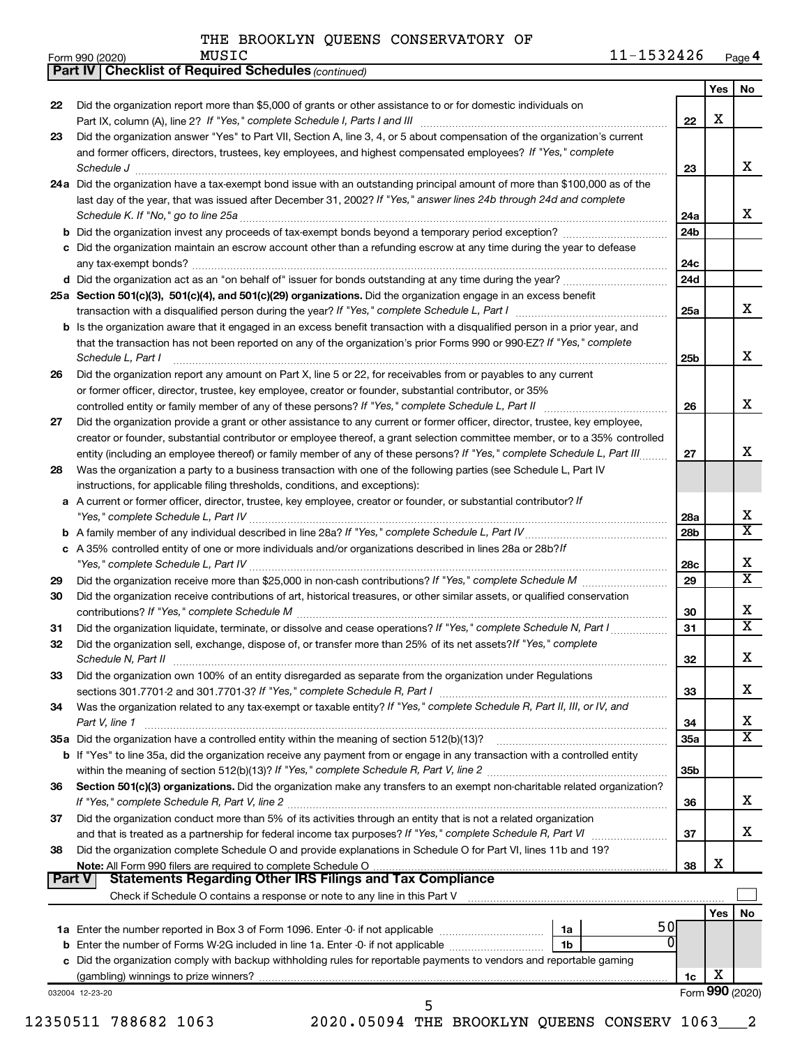THE BROOKLYN QUEENS CONSERVATORY OF MUSIC

Form 990 (2020) 11-1532426 Page 4

**Part IV | Checklist of Required Schedules** *(continued)*

| | | | Yes | No |
|---|---|---|---|---|
| 22 | Did the organization report more than $5,000 of grants or other assistance to or for domestic individuals on Part IX, column (A), line 2? *If "Yes," complete Schedule I, Parts I and III* | 22 | X | |
| 23 | Did the organization answer "Yes" to Part VII, Section A, line 3, 4, or 5 about compensation of the organization's current and former officers, directors, trustees, key employees, and highest compensated employees? *If "Yes," complete Schedule J* | 23 | | X |
| 24a | Did the organization have a tax-exempt bond issue with an outstanding principal amount of more than $100,000 as of the last day of the year, that was issued after December 31, 2002? *If "Yes," answer lines 24b through 24d and complete Schedule K. If "No," go to line 25a* | 24a | | X |
| b | Did the organization invest any proceeds of tax-exempt bonds beyond a temporary period exception? | 24b | | |
| c | Did the organization maintain an escrow account other than a refunding escrow at any time during the year to defease any tax-exempt bonds? | 24c | | |
| d | Did the organization act as an "on behalf of" issuer for bonds outstanding at any time during the year? | 24d | | |
| 25a | **Section 501(c)(3), 501(c)(4), and 501(c)(29) organizations.** Did the organization engage in an excess benefit transaction with a disqualified person during the year? *If "Yes," complete Schedule L, Part I* | 25a | | X |
| b | Is the organization aware that it engaged in an excess benefit transaction with a disqualified person in a prior year, and that the transaction has not been reported on any of the organization's prior Forms 990 or 990-EZ? *If "Yes," complete Schedule L, Part I* | 25b | | X |
| 26 | Did the organization report any amount on Part X, line 5 or 22, for receivables from or payables to any current or former officer, director, trustee, key employee, creator or founder, substantial contributor, or 35% controlled entity or family member of any of these persons? *If "Yes," complete Schedule L, Part II* | 26 | | X |
| 27 | Did the organization provide a grant or other assistance to any current or former officer, director, trustee, key employee, creator or founder, substantial contributor or employee thereof, a grant selection committee member, or to a 35% controlled entity (including an employee thereof) or family member of any of these persons? *If "Yes," complete Schedule L, Part III* | 27 | | X |
| 28 | Was the organization a party to a business transaction with one of the following parties (see Schedule L, Part IV instructions, for applicable filing thresholds, conditions, and exceptions): | | | |
| a | A current or former officer, director, trustee, key employee, creator or founder, or substantial contributor? *If "Yes," complete Schedule L, Part IV* | 28a | | X |
| b | A family member of any individual described in line 28a? *If "Yes," complete Schedule L, Part IV* | 28b | | X |
| c | A 35% controlled entity of one or more individuals and/or organizations described in lines 28a or 28b? *If "Yes," complete Schedule L, Part IV* | 28c | | X |
| 29 | Did the organization receive more than $25,000 in non-cash contributions? *If "Yes," complete Schedule M* | 29 | | X |
| 30 | Did the organization receive contributions of art, historical treasures, or other similar assets, or qualified conservation contributions? *If "Yes," complete Schedule M* | 30 | | X |
| 31 | Did the organization liquidate, terminate, or dissolve and cease operations? *If "Yes," complete Schedule N, Part I* | 31 | | X |
| 32 | Did the organization sell, exchange, dispose of, or transfer more than 25% of its net assets? *If "Yes," complete Schedule N, Part II* | 32 | | X |
| 33 | Did the organization own 100% of an entity disregarded as separate from the organization under Regulations sections 301.7701-2 and 301.7701-3? *If "Yes," complete Schedule R, Part I* | 33 | | X |
| 34 | Was the organization related to any tax-exempt or taxable entity? *If "Yes," complete Schedule R, Part II, III, or IV, and Part V, line 1* | 34 | | X |
| 35a | Did the organization have a controlled entity within the meaning of section 512(b)(13)? | 35a | | X |
| b | If "Yes" to line 35a, did the organization receive any payment from or engage in any transaction with a controlled entity within the meaning of section 512(b)(13)? *If "Yes," complete Schedule R, Part V, line 2* | 35b | | |
| 36 | **Section 501(c)(3) organizations.** Did the organization make any transfers to an exempt non-charitable related organization? *If "Yes," complete Schedule R, Part V, line 2* | 36 | | X |
| 37 | Did the organization conduct more than 5% of its activities through an entity that is not a related organization and that is treated as a partnership for federal income tax purposes? *If "Yes," complete Schedule R, Part VI* | 37 | | X |
| 38 | Did the organization complete Schedule O and provide explanations in Schedule O for Part VI, lines 11b and 19? **Note:** All Form 990 filers are required to complete Schedule O | 38 | X | |

**Part V | Statements Regarding Other IRS Filings and Tax Compliance**

Check if Schedule O contains a response or note to any line in this Part V ☐

| | | | | | Yes | No |
|---|---|---|---|---|---|---|
| 1a | Enter the number reported in Box 3 of Form 1096. Enter -0- if not applicable | 1a | 50 | | | |
| b | Enter the number of Forms W-2G included in line 1a. Enter -0- if not applicable | 1b | 0 | | | |
| c | Did the organization comply with backup withholding rules for reportable payments to vendors and reportable gaming (gambling) winnings to prize winners? | | | 1c | X | |

032004 12-23-20

Form **990** (2020)

12350511 788682 1063 2020.05094 THE BROOKLYN QUEENS CONSERV 1063___2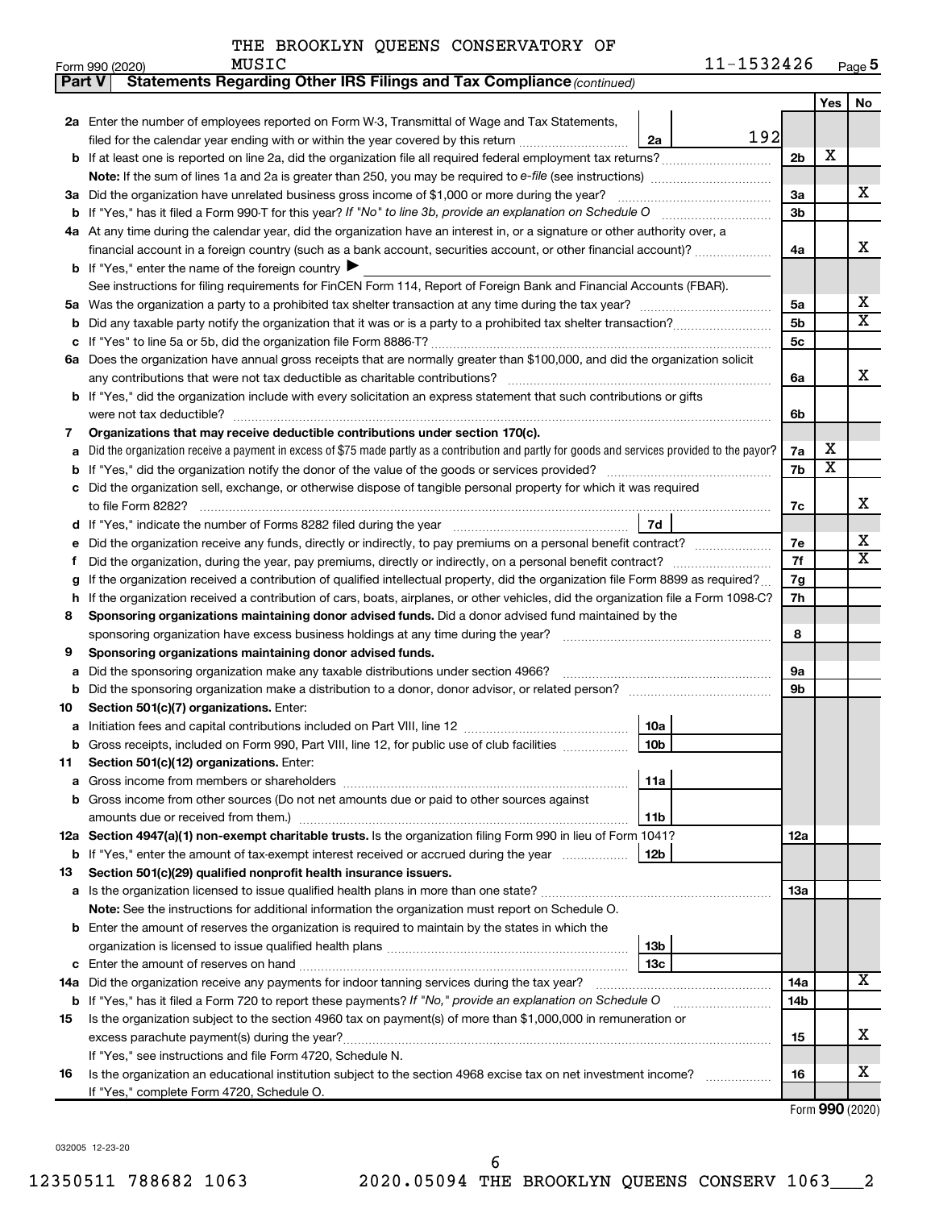THE BROOKLYN QUEENS CONSERVATORY OF MUSIC

Form 990 (2020) 11-1532426 Page **5**

**Part V Statements Regarding Other IRS Filings and Tax Compliance** *(continued)*

| | | | | Yes | No |
|---|---|---|---|---|---|
| **2a** | Enter the number of employees reported on Form W-3, Transmittal of Wage and Tax Statements, filed for the calendar year ending with or within the year covered by this return | 2a: 192 | | | |
| **b** | If at least one is reported on line 2a, did the organization file all required federal employment tax returns? | | 2b | X | |
| | **Note:** If the sum of lines 1a and 2a is greater than 250, you may be required to *e-file* (see instructions) | | | | |
| **3a** | Did the organization have unrelated business gross income of $1,000 or more during the year? | | 3a | | X |
| **b** | If "Yes," has it filed a Form 990-T for this year? *If "No" to line 3b, provide an explanation on Schedule O* | | 3b | | |
| **4a** | At any time during the calendar year, did the organization have an interest in, or a signature or other authority over, a financial account in a foreign country (such as a bank account, securities account, or other financial account)? | | 4a | | X |
| **b** | If "Yes," enter the name of the foreign country ▶ | | | | |
| | See instructions for filing requirements for FinCEN Form 114, Report of Foreign Bank and Financial Accounts (FBAR). | | | | |
| **5a** | Was the organization a party to a prohibited tax shelter transaction at any time during the tax year? | | 5a | | X |
| **b** | Did any taxable party notify the organization that it was or is a party to a prohibited tax shelter transaction? | | 5b | | X |
| **c** | If "Yes" to line 5a or 5b, did the organization file Form 8886-T? | | 5c | | |
| **6a** | Does the organization have annual gross receipts that are normally greater than $100,000, and did the organization solicit any contributions that were not tax deductible as charitable contributions? | | 6a | | X |
| **b** | If "Yes," did the organization include with every solicitation an express statement that such contributions or gifts were not tax deductible? | | 6b | | |
| **7** | **Organizations that may receive deductible contributions under section 170(c).** | | | | |
| **a** | Did the organization receive a payment in excess of $75 made partly as a contribution and partly for goods and services provided to the payor? | | 7a | X | |
| **b** | If "Yes," did the organization notify the donor of the value of the goods or services provided? | | 7b | X | |
| **c** | Did the organization sell, exchange, or otherwise dispose of tangible personal property for which it was required to file Form 8282? | | 7c | | X |
| **d** | If "Yes," indicate the number of Forms 8282 filed during the year | 7d | | | |
| **e** | Did the organization receive any funds, directly or indirectly, to pay premiums on a personal benefit contract? | | 7e | | X |
| **f** | Did the organization, during the year, pay premiums, directly or indirectly, on a personal benefit contract? | | 7f | | X |
| **g** | If the organization received a contribution of qualified intellectual property, did the organization file Form 8899 as required? | | 7g | | |
| **h** | If the organization received a contribution of cars, boats, airplanes, or other vehicles, did the organization file a Form 1098-C? | | 7h | | |
| **8** | **Sponsoring organizations maintaining donor advised funds.** Did a donor advised fund maintained by the sponsoring organization have excess business holdings at any time during the year? | | 8 | | |
| **9** | **Sponsoring organizations maintaining donor advised funds.** | | | | |
| **a** | Did the sponsoring organization make any taxable distributions under section 4966? | | 9a | | |
| **b** | Did the sponsoring organization make a distribution to a donor, donor advisor, or related person? | | 9b | | |
| **10** | **Section 501(c)(7) organizations.** Enter: | | | | |
| **a** | Initiation fees and capital contributions included on Part VIII, line 12 | 10a | | | |
| **b** | Gross receipts, included on Form 990, Part VIII, line 12, for public use of club facilities | 10b | | | |
| **11** | **Section 501(c)(12) organizations.** Enter: | | | | |
| **a** | Gross income from members or shareholders | 11a | | | |
| **b** | Gross income from other sources (Do not net amounts due or paid to other sources against amounts due or received from them.) | 11b | | | |
| **12a** | **Section 4947(a)(1) non-exempt charitable trusts.** Is the organization filing Form 990 in lieu of Form 1041? | | 12a | | |
| **b** | If "Yes," enter the amount of tax-exempt interest received or accrued during the year | 12b | | | |
| **13** | **Section 501(c)(29) qualified nonprofit health insurance issuers.** | | | | |
| **a** | Is the organization licensed to issue qualified health plans in more than one state? | | 13a | | |
| | **Note:** See the instructions for additional information the organization must report on Schedule O. | | | | |
| **b** | Enter the amount of reserves the organization is required to maintain by the states in which the organization is licensed to issue qualified health plans | 13b | | | |
| **c** | Enter the amount of reserves on hand | 13c | | | |
| **14a** | Did the organization receive any payments for indoor tanning services during the tax year? | | 14a | | X |
| **b** | If "Yes," has it filed a Form 720 to report these payments? *If "No," provide an explanation on Schedule O* | | 14b | | |
| **15** | Is the organization subject to the section 4960 tax on payment(s) of more than $1,000,000 in remuneration or excess parachute payment(s) during the year? | | 15 | | X |
| | If "Yes," see instructions and file Form 4720, Schedule N. | | | | |
| **16** | Is the organization an educational institution subject to the section 4968 excise tax on net investment income? | | 16 | | X |
| | If "Yes," complete Form 4720, Schedule O. | | | | |

Form **990** (2020)

032005 12-23-20

12350511 788682 1063 2020.05094 THE BROOKLYN QUEENS CONSERV 1063___2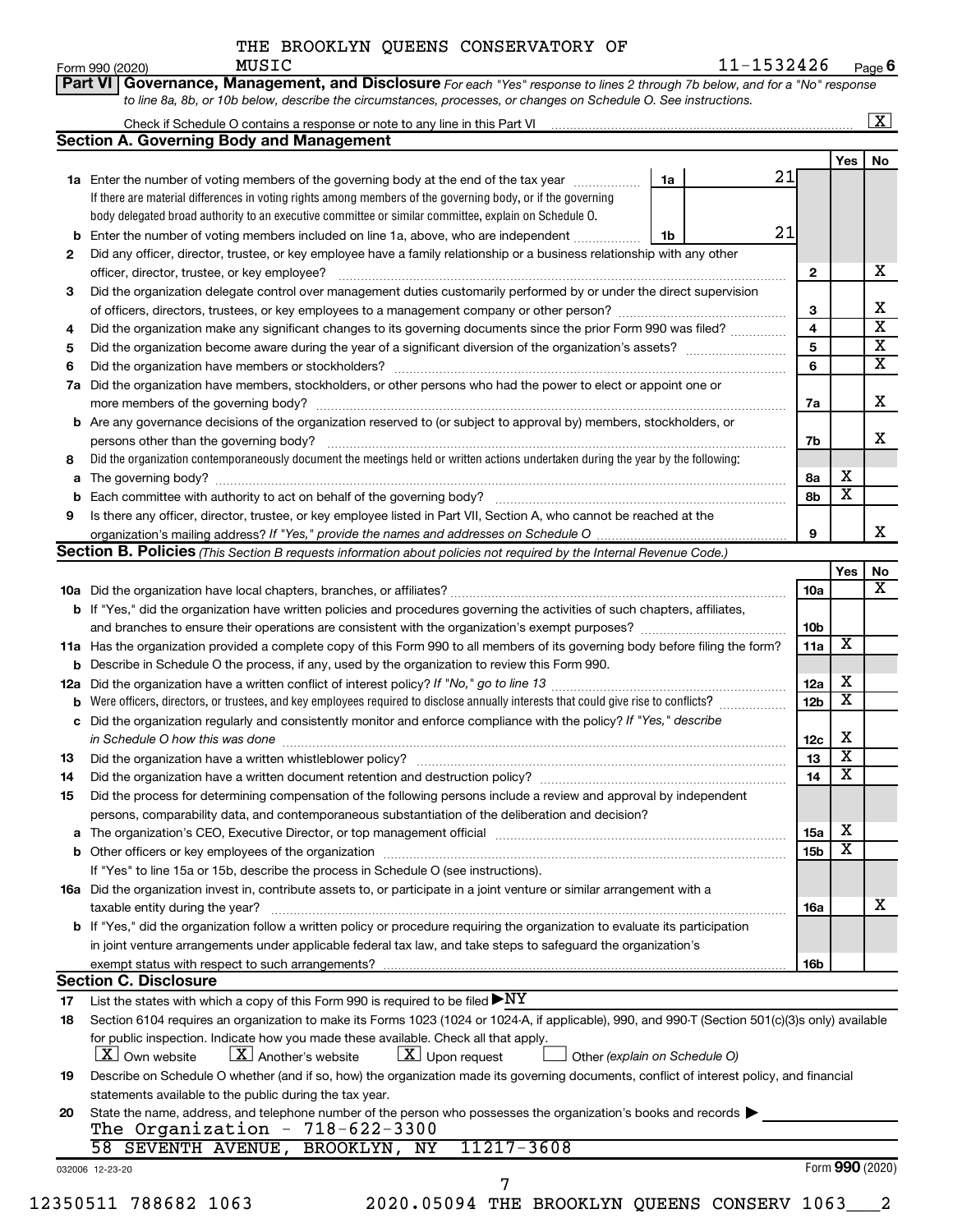THE BROOKLYN QUEENS CONSERVATORY OF MUSIC

Form 990 (2020) 11-1532426 Page 6

**Part VI Governance, Management, and Disclosure** *For each "Yes" response to lines 2 through 7b below, and for a "No" response to line 8a, 8b, or 10b below, describe the circumstances, processes, or changes on Schedule O. See instructions.*

Check if Schedule O contains a response or note to any line in this Part VI [X]

## Section A. Governing Body and Management

| | | | | Yes | No |
|---|---|---|---|---|---|
| **1a** | Enter the number of voting members of the governing body at the end of the tax year. If there are material differences in voting rights among members of the governing body, or if the governing body delegated broad authority to an executive committee or similar committee, explain on Schedule O. | 1a 21 | | | |
| **b** | Enter the number of voting members included on line 1a, above, who are independent | 1b 21 | | | |
| **2** | Did any officer, director, trustee, or key employee have a family relationship or a business relationship with any other officer, director, trustee, or key employee? | | 2 | | X |
| **3** | Did the organization delegate control over management duties customarily performed by or under the direct supervision of officers, directors, trustees, or key employees to a management company or other person? | | 3 | | X |
| **4** | Did the organization make any significant changes to its governing documents since the prior Form 990 was filed? | | 4 | | X |
| **5** | Did the organization become aware during the year of a significant diversion of the organization's assets? | | 5 | | X |
| **6** | Did the organization have members or stockholders? | | 6 | | X |
| **7a** | Did the organization have members, stockholders, or other persons who had the power to elect or appoint one or more members of the governing body? | | 7a | | X |
| **b** | Are any governance decisions of the organization reserved to (or subject to approval by) members, stockholders, or persons other than the governing body? | | 7b | | X |
| **8** | Did the organization contemporaneously document the meetings held or written actions undertaken during the year by the following: | | | | |
| **a** | The governing body? | | 8a | X | |
| **b** | Each committee with authority to act on behalf of the governing body? | | 8b | X | |
| **9** | Is there any officer, director, trustee, or key employee listed in Part VII, Section A, who cannot be reached at the organization's mailing address? *If "Yes," provide the names and addresses on Schedule O* | | 9 | | X |

## Section B. Policies *(This Section B requests information about policies not required by the Internal Revenue Code.)*

| | | | Yes | No |
|---|---|---|---|---|
| **10a** | Did the organization have local chapters, branches, or affiliates? | 10a | | X |
| **b** | If "Yes," did the organization have written policies and procedures governing the activities of such chapters, affiliates, and branches to ensure their operations are consistent with the organization's exempt purposes? | 10b | | |
| **11a** | Has the organization provided a complete copy of this Form 990 to all members of its governing body before filing the form? | 11a | X | |
| **b** | Describe in Schedule O the process, if any, used by the organization to review this Form 990. | | | |
| **12a** | Did the organization have a written conflict of interest policy? *If "No," go to line 13* | 12a | X | |
| **b** | Were officers, directors, or trustees, and key employees required to disclose annually interests that could give rise to conflicts? | 12b | X | |
| **c** | Did the organization regularly and consistently monitor and enforce compliance with the policy? *If "Yes," describe in Schedule O how this was done* | 12c | X | |
| **13** | Did the organization have a written whistleblower policy? | 13 | X | |
| **14** | Did the organization have a written document retention and destruction policy? | 14 | X | |
| **15** | Did the process for determining compensation of the following persons include a review and approval by independent persons, comparability data, and contemporaneous substantiation of the deliberation and decision? | | | |
| **a** | The organization's CEO, Executive Director, or top management official | 15a | X | |
| **b** | Other officers or key employees of the organization | 15b | X | |
| | If "Yes" to line 15a or 15b, describe the process in Schedule O (see instructions). | | | |
| **16a** | Did the organization invest in, contribute assets to, or participate in a joint venture or similar arrangement with a taxable entity during the year? | 16a | | X |
| **b** | If "Yes," did the organization follow a written policy or procedure requiring the organization to evaluate its participation in joint venture arrangements under applicable federal tax law, and take steps to safeguard the organization's exempt status with respect to such arrangements? | 16b | | |

## Section C. Disclosure

**17** List the states with which a copy of this Form 990 is required to be filed ▶NY

**18** Section 6104 requires an organization to make its Forms 1023 (1024 or 1024-A, if applicable), 990, and 990-T (Section 501(c)(3)s only) available for public inspection. Indicate how you made these available. Check all that apply.

[X] Own website [X] Another's website [X] Upon request [ ] Other *(explain on Schedule O)*

**19** Describe on Schedule O whether (and if so, how) the organization made its governing documents, conflict of interest policy, and financial statements available to the public during the tax year.

**20** State the name, address, and telephone number of the person who possesses the organization's books and records ▶
The Organization - 718-622-3300
58 SEVENTH AVENUE, BROOKLYN, NY 11217-3608

032006 12-23-20 Form **990** (2020)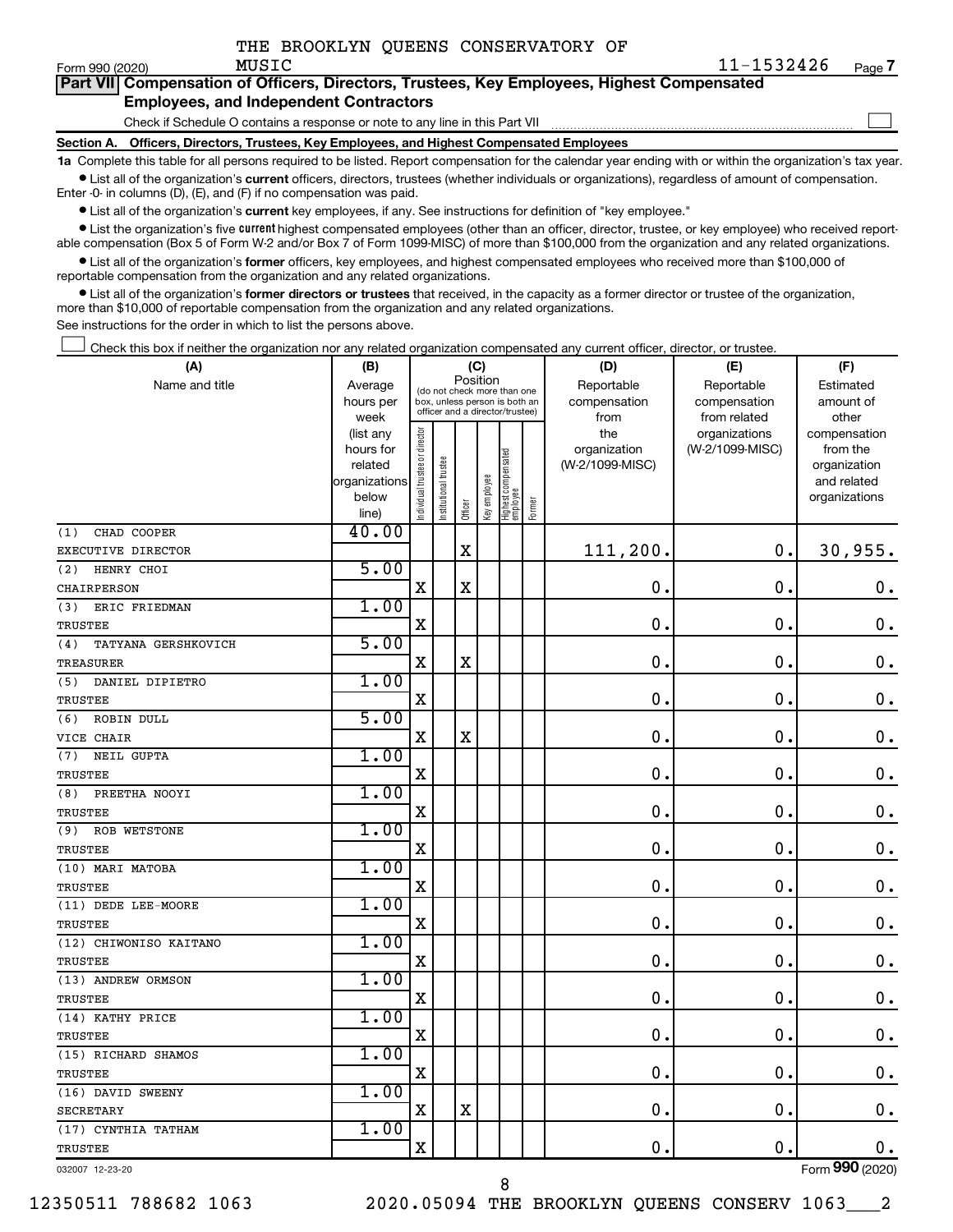THE BROOKLYN QUEENS CONSERVATORY OF MUSIC

Form 990 (2020) 11-1532426 Page 7

## Part VII Compensation of Officers, Directors, Trustees, Key Employees, Highest Compensated Employees, and Independent Contractors

Check if Schedule O contains a response or note to any line in this Part VII ☐

### Section A. Officers, Directors, Trustees, Key Employees, and Highest Compensated Employees

**1a** Complete this table for all persons required to be listed. Report compensation for the calendar year ending with or within the organization's tax year.

- List all of the organization's **current** officers, directors, trustees (whether individuals or organizations), regardless of amount of compensation. Enter -0- in columns (D), (E), and (F) if no compensation was paid.
- List all of the organization's **current** key employees, if any. See instructions for definition of "key employee."
- List the organization's five **current** highest compensated employees (other than an officer, director, trustee, or key employee) who received reportable compensation (Box 5 of Form W-2 and/or Box 7 of Form 1099-MISC) of more than $100,000 from the organization and any related organizations.
- List all of the organization's **former** officers, key employees, and highest compensated employees who received more than $100,000 of reportable compensation from the organization and any related organizations.
- List all of the organization's **former directors or trustees** that received, in the capacity as a former director or trustee of the organization, more than $10,000 of reportable compensation from the organization and any related organizations.

See instructions for the order in which to list the persons above.

☐ Check this box if neither the organization nor any related organization compensated any current officer, director, or trustee.

| (A) Name and title | (B) Average hours per week (list any hours for related organizations below line) | (C) Position (do not check more than one box, unless person is both an officer and a director/trustee): Individual trustee or director | Institutional trustee | Officer | Key employee | Highest compensated employee | Former | (D) Reportable compensation from the organization (W-2/1099-MISC) | (E) Reportable compensation from related organizations (W-2/1099-MISC) | (F) Estimated amount of other compensation from the organization and related organizations |
|---|---|---|---|---|---|---|---|---|---|---|
| (1) CHAD COOPER<br>EXECUTIVE DIRECTOR | 40.00 | | | X | | | | 111,200. | 0. | 30,955. |
| (2) HENRY CHOI<br>CHAIRPERSON | 5.00 | X | | X | | | | 0. | 0. | 0. |
| (3) ERIC FRIEDMAN<br>TRUSTEE | 1.00 | X | | | | | | 0. | 0. | 0. |
| (4) TATYANA GERSHKOVICH<br>TREASURER | 5.00 | X | | X | | | | 0. | 0. | 0. |
| (5) DANIEL DIPIETRO<br>TRUSTEE | 1.00 | X | | | | | | 0. | 0. | 0. |
| (6) ROBIN DULL<br>VICE CHAIR | 5.00 | X | | X | | | | 0. | 0. | 0. |
| (7) NEIL GUPTA<br>TRUSTEE | 1.00 | X | | | | | | 0. | 0. | 0. |
| (8) PREETHA NOOYI<br>TRUSTEE | 1.00 | X | | | | | | 0. | 0. | 0. |
| (9) ROB WETSTONE<br>TRUSTEE | 1.00 | X | | | | | | 0. | 0. | 0. |
| (10) MARI MATOBA<br>TRUSTEE | 1.00 | X | | | | | | 0. | 0. | 0. |
| (11) DEDE LEE-MOORE<br>TRUSTEE | 1.00 | X | | | | | | 0. | 0. | 0. |
| (12) CHIWONISO KAITANO<br>TRUSTEE | 1.00 | X | | | | | | 0. | 0. | 0. |
| (13) ANDREW ORMSON<br>TRUSTEE | 1.00 | X | | | | | | 0. | 0. | 0. |
| (14) KATHY PRICE<br>TRUSTEE | 1.00 | X | | | | | | 0. | 0. | 0. |
| (15) RICHARD SHAMOS<br>TRUSTEE | 1.00 | X | | | | | | 0. | 0. | 0. |
| (16) DAVID SWEENY<br>SECRETARY | 1.00 | X | | X | | | | 0. | 0. | 0. |
| (17) CYNTHIA TATHAM<br>TRUSTEE | 1.00 | X | | | | | | 0. | 0. | 0. |

032007 12-23-20 Form 990 (2020)

12350511 788682 1063 2020.05094 THE BROOKLYN QUEENS CONSERV 1063___2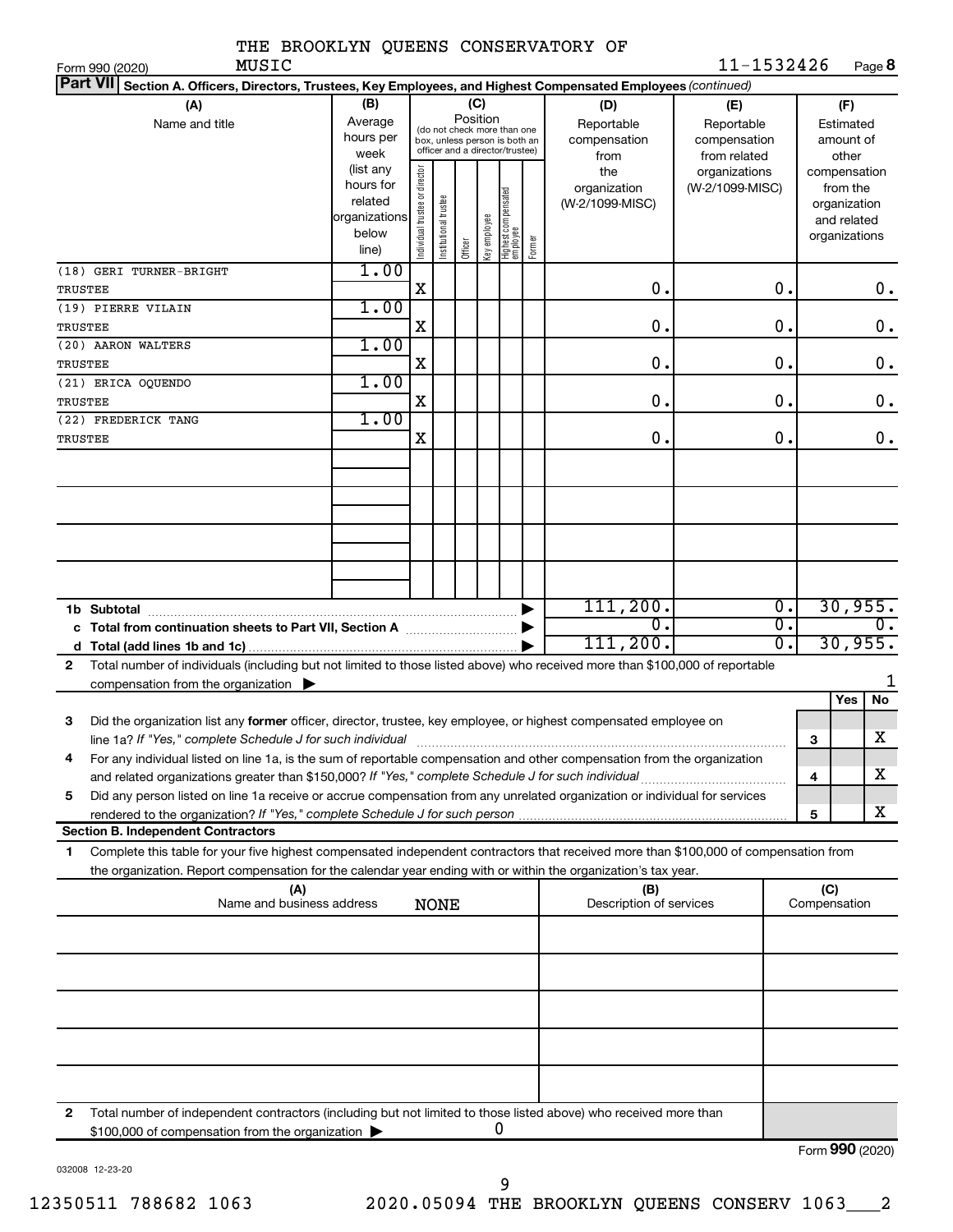THE BROOKLYN QUEENS CONSERVATORY OF MUSIC

Form 990 (2020) 11-1532426 Page **8**

**Part VII** **Section A. Officers, Directors, Trustees, Key Employees, and Highest Compensated Employees** *(continued)*

| (A) Name and title | (B) Average hours per week (list any hours for related organizations below line) | (C) Position: Individual trustee or director | Institutional trustee | Officer | Key employee | Highest compensated employee | Former | (D) Reportable compensation from the organization (W-2/1099-MISC) | (E) Reportable compensation from related organizations (W-2/1099-MISC) | (F) Estimated amount of other compensation from the organization and related organizations |
|---|---|---|---|---|---|---|---|---|---|---|
| (18) GERI TURNER-BRIGHT<br>TRUSTEE | 1.00 | X | | | | | | 0. | 0. | 0. |
| (19) PIERRE VILAIN<br>TRUSTEE | 1.00 | X | | | | | | 0. | 0. | 0. |
| (20) AARON WALTERS<br>TRUSTEE | 1.00 | X | | | | | | 0. | 0. | 0. |
| (21) ERICA OQUENDO<br>TRUSTEE | 1.00 | X | | | | | | 0. | 0. | 0. |
| (22) FREDERICK TANG<br>TRUSTEE | 1.00 | X | | | | | | 0. | 0. | 0. |
| **1b Subtotal** | | | | | | | | 111,200. | 0. | 30,955. |
| **c Total from continuation sheets to Part VII, Section A** | | | | | | | | 0. | 0. | 0. |
| **d Total (add lines 1b and 1c)** | | | | | | | | 111,200. | 0. | 30,955. |

**2** Total number of individuals (including but not limited to those listed above) who received more than $100,000 of reportable compensation from the organization ▶ 1

| | | Yes | No |
|---|---|---|---|
| **3** Did the organization list any **former** officer, director, trustee, key employee, or highest compensated employee on line 1a? *If "Yes," complete Schedule J for such individual* | **3** | | X |
| **4** For any individual listed on line 1a, is the sum of reportable compensation and other compensation from the organization and related organizations greater than $150,000? *If "Yes," complete Schedule J for such individual* | **4** | | X |
| **5** Did any person listed on line 1a receive or accrue compensation from any unrelated organization or individual for services rendered to the organization? *If "Yes," complete Schedule J for such person* | **5** | | X |

**Section B. Independent Contractors**

**1** Complete this table for your five highest compensated independent contractors that received more than $100,000 of compensation from the organization. Report compensation for the calendar year ending with or within the organization's tax year.

| (A) Name and business address | (B) Description of services | (C) Compensation |
|---|---|---|
| NONE | | |
| | | |
| | | |
| | | |
| | | |

**2** Total number of independent contractors (including but not limited to those listed above) who received more than $100,000 of compensation from the organization ▶ 0

Form **990** (2020)

032008 12-23-20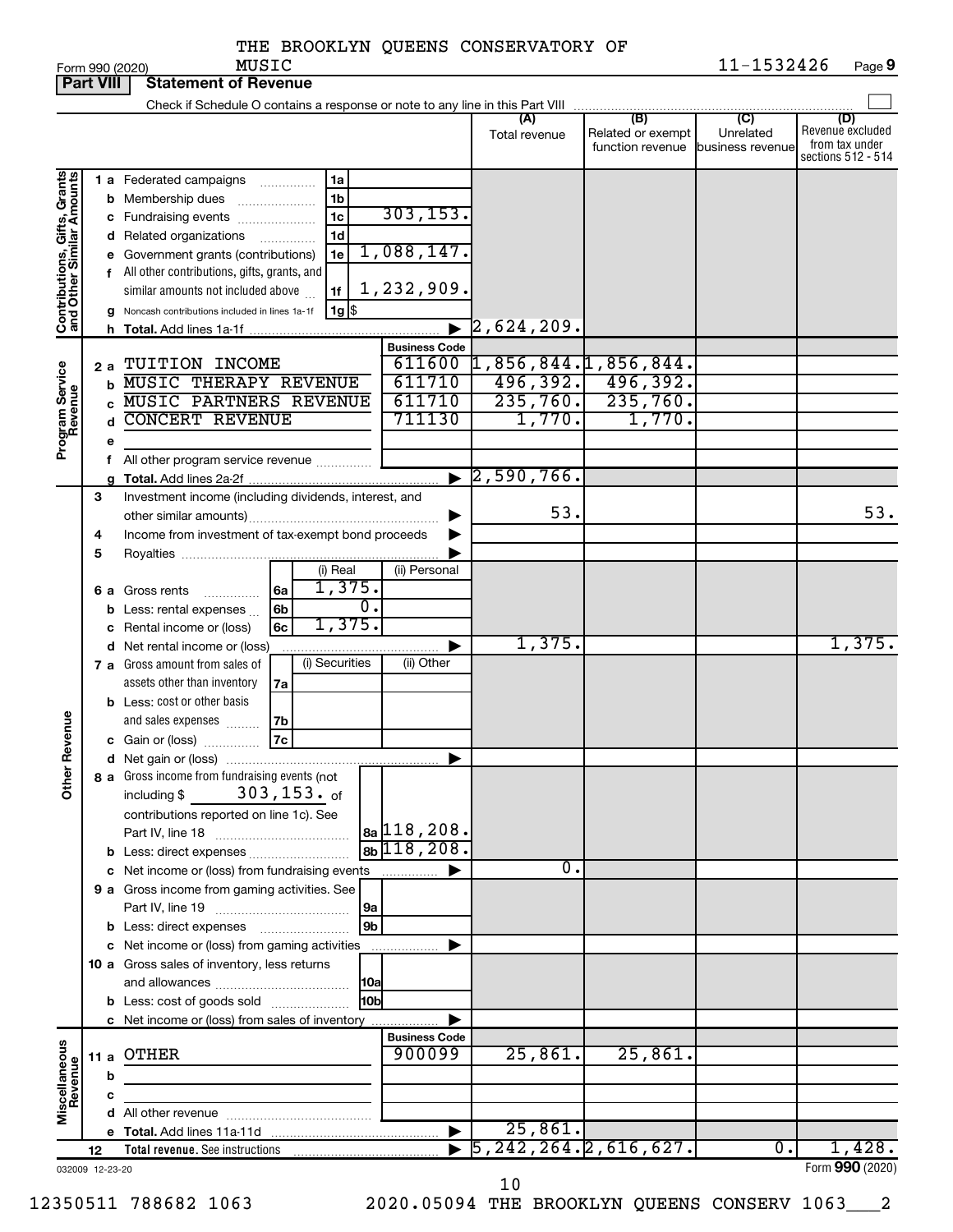THE BROOKLYN QUEENS CONSERVATORY OF MUSIC

Form 990 (2020) 11-1532426 Page 9

**Part VIII Statement of Revenue**

Check if Schedule O contains a response or note to any line in this Part VIII

| | | | | (A) Total revenue | (B) Related or exempt function revenue | (C) Unrelated business revenue | (D) Revenue excluded from tax under sections 512 - 514 |
|---|---|---|---|---|---|---|---|
| Contributions, Gifts, Grants and Other Similar Amounts | 1 a Federated campaigns | 1a | | | | | |
| | b Membership dues | 1b | | | | | |
| | c Fundraising events | 1c | 303,153. | | | | |
| | d Related organizations | 1d | | | | | |
| | e Government grants (contributions) | 1e | 1,088,147. | | | | |
| | f All other contributions, gifts, grants, and similar amounts not included above | 1f | 1,232,909. | | | | |
| | g Noncash contributions included in lines 1a-1f | 1g | $ | | | | |
| | h Total. Add lines 1a-1f | | | 2,624,209. | | | |
| | | | **Business Code** | | | | |
| Program Service Revenue | 2 a TUITION INCOME | | 611600 | 1,856,844. | 1,856,844. | | |
| | b MUSIC THERAPY REVENUE | | 611710 | 496,392. | 496,392. | | |
| | c MUSIC PARTNERS REVENUE | | 611710 | 235,760. | 235,760. | | |
| | d CONCERT REVENUE | | 711130 | 1,770. | 1,770. | | |
| | e | | | | | | |
| | f All other program service revenue | | | | | | |
| | g Total. Add lines 2a-2f | | | 2,590,766. | | | |
| Other Revenue | 3 Investment income (including dividends, interest, and other similar amounts) | | | 53. | | | 53. |
| | 4 Income from investment of tax-exempt bond proceeds | | | | | | |
| | 5 Royalties | | | | | | |
| | | | (i) Real / (ii) Personal | | | | |
| | 6 a Gross rents | 6a | 1,375. | | | | |
| | b Less: rental expenses | 6b | 0. | | | | |
| | c Rental income or (loss) | 6c | 1,375. | | | | |
| | d Net rental income or (loss) | | | 1,375. | | | 1,375. |
| | | | (i) Securities / (ii) Other | | | | |
| | 7 a Gross amount from sales of assets other than inventory | 7a | | | | | |
| | b Less: cost or other basis and sales expenses | 7b | | | | | |
| | c Gain or (loss) | 7c | | | | | |
| | d Net gain or (loss) | | | | | | |
| | 8 a Gross income from fundraising events (not including $ 303,153. of contributions reported on line 1c). See Part IV, line 18 | 8a | 118,208. | | | | |
| | b Less: direct expenses | 8b | 118,208. | | | | |
| | c Net income or (loss) from fundraising events | | | 0. | | | |
| | 9 a Gross income from gaming activities. See Part IV, line 19 | 9a | | | | | |
| | b Less: direct expenses | 9b | | | | | |
| | c Net income or (loss) from gaming activities | | | | | | |
| | 10 a Gross sales of inventory, less returns and allowances | 10a | | | | | |
| | b Less: cost of goods sold | 10b | | | | | |
| | c Net income or (loss) from sales of inventory | | | | | | |
| | | | **Business Code** | | | | |
| Miscellaneous Revenue | 11 a OTHER | | 900099 | 25,861. | 25,861. | | |
| | b | | | | | | |
| | c | | | | | | |
| | d All other revenue | | | | | | |
| | e Total. Add lines 11a-11d | | | 25,861. | | | |
| | 12 Total revenue. See instructions | | | 5,242,264. | 2,616,627. | 0. | 1,428. |

032009 12-23-20 Form **990** (2020)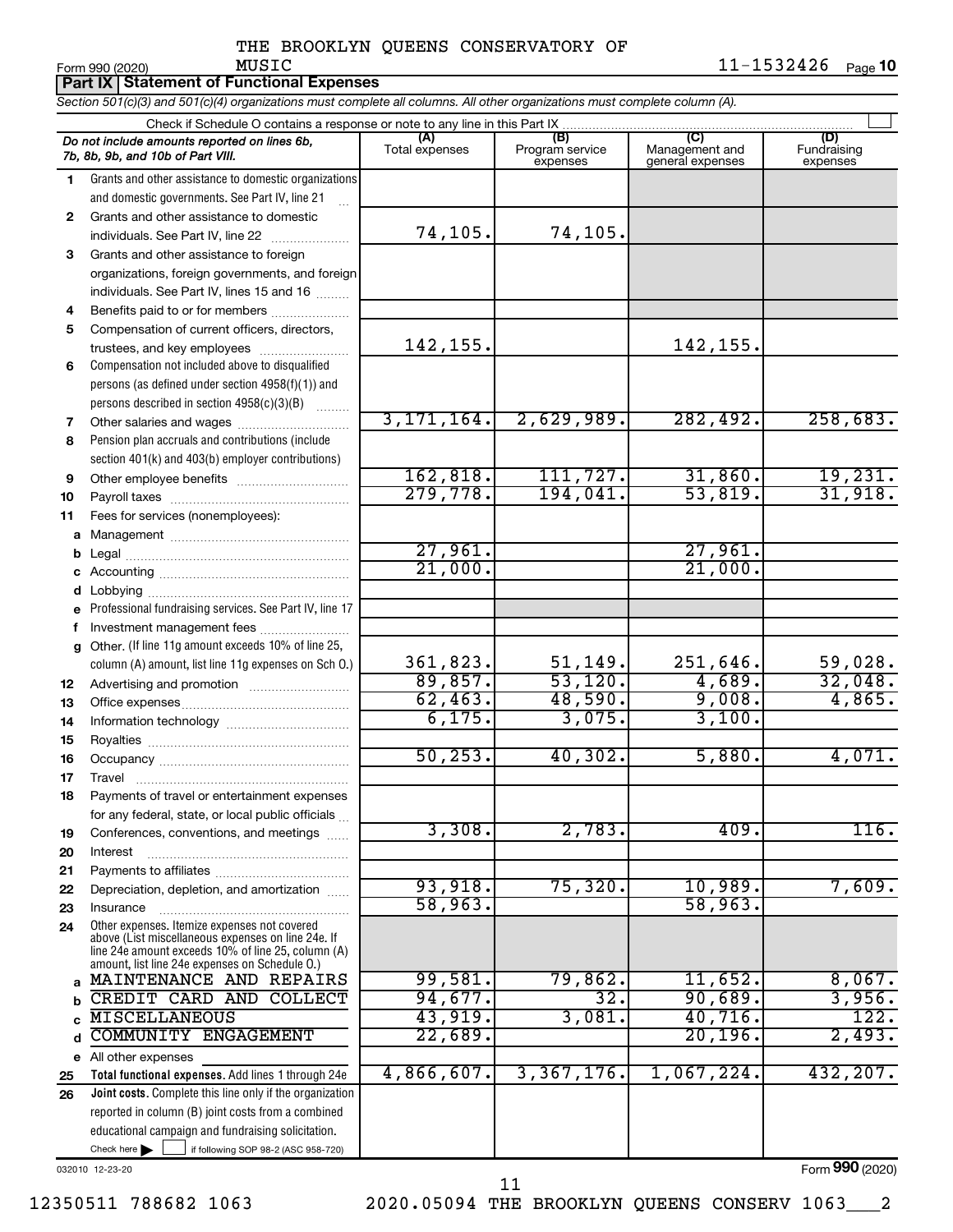THE BROOKLYN QUEENS CONSERVATORY OF MUSIC

Form 990 (2020) 11-1532426

## Part IX Statement of Functional Expenses

*Section 501(c)(3) and 501(c)(4) organizations must complete all columns. All other organizations must complete column (A).*

Check if Schedule O contains a response or note to any line in this Part IX

| | *Do not include amounts reported on lines 6b, 7b, 8b, 9b, and 10b of Part VIII.* | (A) Total expenses | (B) Program service expenses | (C) Management and general expenses | (D) Fundraising expenses |
|---|---|---|---|---|---|
| 1 | Grants and other assistance to domestic organizations and domestic governments. See Part IV, line 21 | | | | |
| 2 | Grants and other assistance to domestic individuals. See Part IV, line 22 | 74,105. | 74,105. | | |
| 3 | Grants and other assistance to foreign organizations, foreign governments, and foreign individuals. See Part IV, lines 15 and 16 | | | | |
| 4 | Benefits paid to or for members | | | | |
| 5 | Compensation of current officers, directors, trustees, and key employees | 142,155. | | 142,155. | |
| 6 | Compensation not included above to disqualified persons (as defined under section 4958(f)(1)) and persons described in section 4958(c)(3)(B) | | | | |
| 7 | Other salaries and wages | 3,171,164. | 2,629,989. | 282,492. | 258,683. |
| 8 | Pension plan accruals and contributions (include section 401(k) and 403(b) employer contributions) | | | | |
| 9 | Other employee benefits | 162,818. | 111,727. | 31,860. | 19,231. |
| 10 | Payroll taxes | 279,778. | 194,041. | 53,819. | 31,918. |
| 11 | Fees for services (nonemployees): | | | | |
| a | Management | | | | |
| b | Legal | 27,961. | | 27,961. | |
| c | Accounting | 21,000. | | 21,000. | |
| d | Lobbying | | | | |
| e | Professional fundraising services. See Part IV, line 17 | | | | |
| f | Investment management fees | | | | |
| g | Other. (If line 11g amount exceeds 10% of line 25, column (A) amount, list line 11g expenses on Sch O.) | 361,823. | 51,149. | 251,646. | 59,028. |
| 12 | Advertising and promotion | 89,857. | 53,120. | 4,689. | 32,048. |
| 13 | Office expenses | 62,463. | 48,590. | 9,008. | 4,865. |
| 14 | Information technology | 6,175. | 3,075. | 3,100. | |
| 15 | Royalties | | | | |
| 16 | Occupancy | 50,253. | 40,302. | 5,880. | 4,071. |
| 17 | Travel | | | | |
| 18 | Payments of travel or entertainment expenses for any federal, state, or local public officials | | | | |
| 19 | Conferences, conventions, and meetings | 3,308. | 2,783. | 409. | 116. |
| 20 | Interest | | | | |
| 21 | Payments to affiliates | | | | |
| 22 | Depreciation, depletion, and amortization | 93,918. | 75,320. | 10,989. | 7,609. |
| 23 | Insurance | 58,963. | | 58,963. | |
| 24 | Other expenses. Itemize expenses not covered above (List miscellaneous expenses on line 24e. If line 24e amount exceeds 10% of line 25, column (A) amount, list line 24e expenses on Schedule O.) | | | | |
| a | MAINTENANCE AND REPAIRS | 99,581. | 79,862. | 11,652. | 8,067. |
| b | CREDIT CARD AND COLLECT | 94,677. | 32. | 90,689. | 3,956. |
| c | MISCELLANEOUS | 43,919. | 3,081. | 40,716. | 122. |
| d | COMMUNITY ENGAGEMENT | 22,689. | | 20,196. | 2,493. |
| e | All other expenses | | | | |
| 25 | **Total functional expenses.** Add lines 1 through 24e | 4,866,607. | 3,367,176. | 1,067,224. | 432,207. |
| 26 | **Joint costs.** Complete this line only if the organization reported in column (B) joint costs from a combined educational campaign and fundraising solicitation. Check here ☐ if following SOP 98-2 (ASC 958-720) | | | | |

032010 12-23-20

Form **990** (2020)

12350511 788682 1063 2020.05094 THE BROOKLYN QUEENS CONSERV 1063___2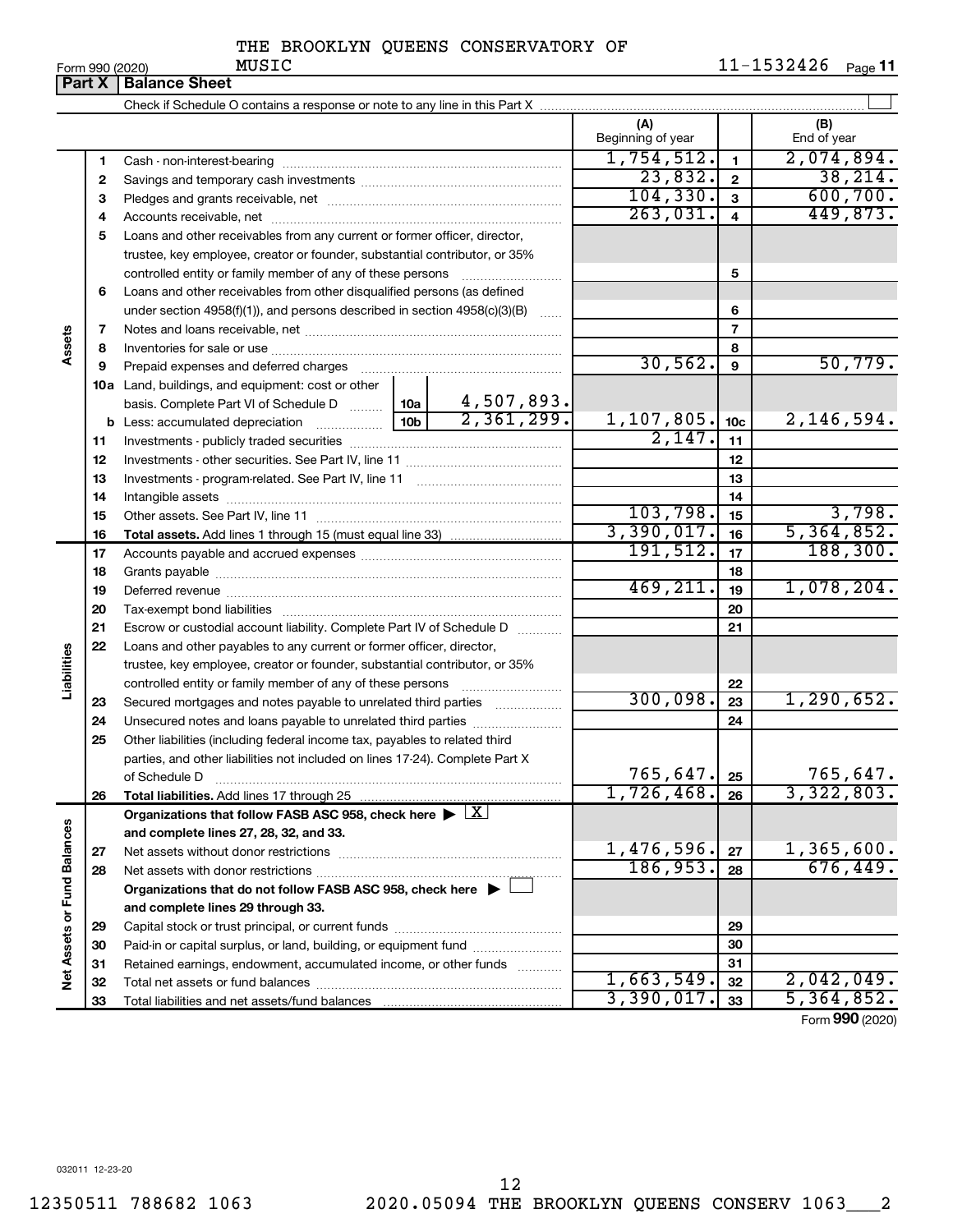THE BROOKLYN QUEENS CONSERVATORY OF MUSIC

Form 990 (2020) 11-1532426 Page **11**

## Part X | Balance Sheet

Check if Schedule O contains a response or note to any line in this Part X ☐

| | | | | (A) Beginning of year | | (B) End of year |
|---|---|---|---|---|---|---|
| **Assets** | 1 | Cash - non-interest-bearing | | 1,754,512. | 1 | 2,074,894. |
| | 2 | Savings and temporary cash investments | | 23,832. | 2 | 38,214. |
| | 3 | Pledges and grants receivable, net | | 104,330. | 3 | 600,700. |
| | 4 | Accounts receivable, net | | 263,031. | 4 | 449,873. |
| | 5 | Loans and other receivables from any current or former officer, director, trustee, key employee, creator or founder, substantial contributor, or 35% controlled entity or family member of any of these persons | | | 5 | |
| | 6 | Loans and other receivables from other disqualified persons (as defined under section 4958(f)(1)), and persons described in section 4958(c)(3)(B) | | | 6 | |
| | 7 | Notes and loans receivable, net | | | 7 | |
| | 8 | Inventories for sale or use | | | 8 | |
| | 9 | Prepaid expenses and deferred charges | | 30,562. | 9 | 50,779. |
| | 10a | Land, buildings, and equipment: cost or other basis. Complete Part VI of Schedule D | 10a 4,507,893. | | | |
| | b | Less: accumulated depreciation | 10b 2,361,299. | 1,107,805. | 10c | 2,146,594. |
| | 11 | Investments - publicly traded securities | | 2,147. | 11 | |
| | 12 | Investments - other securities. See Part IV, line 11 | | | 12 | |
| | 13 | Investments - program-related. See Part IV, line 11 | | | 13 | |
| | 14 | Intangible assets | | | 14 | |
| | 15 | Other assets. See Part IV, line 11 | | 103,798. | 15 | 3,798. |
| | 16 | **Total assets.** Add lines 1 through 15 (must equal line 33) | | 3,390,017. | 16 | 5,364,852. |
| **Liabilities** | 17 | Accounts payable and accrued expenses | | 191,512. | 17 | 188,300. |
| | 18 | Grants payable | | | 18 | |
| | 19 | Deferred revenue | | 469,211. | 19 | 1,078,204. |
| | 20 | Tax-exempt bond liabilities | | | 20 | |
| | 21 | Escrow or custodial account liability. Complete Part IV of Schedule D | | | 21 | |
| | 22 | Loans and other payables to any current or former officer, director, trustee, key employee, creator or founder, substantial contributor, or 35% controlled entity or family member of any of these persons | | | 22 | |
| | 23 | Secured mortgages and notes payable to unrelated third parties | | 300,098. | 23 | 1,290,652. |
| | 24 | Unsecured notes and loans payable to unrelated third parties | | | 24 | |
| | 25 | Other liabilities (including federal income tax, payables to related third parties, and other liabilities not included on lines 17-24). Complete Part X of Schedule D | | 765,647. | 25 | 765,647. |
| | 26 | **Total liabilities.** Add lines 17 through 25 | | 1,726,468. | 26 | 3,322,803. |
| **Net Assets or Fund Balances** | | **Organizations that follow FASB ASC 958, check here ▶ ☒ and complete lines 27, 28, 32, and 33.** | | | | |
| | 27 | Net assets without donor restrictions | | 1,476,596. | 27 | 1,365,600. |
| | 28 | Net assets with donor restrictions | | 186,953. | 28 | 676,449. |
| | | **Organizations that do not follow FASB ASC 958, check here ▶ ☐ and complete lines 29 through 33.** | | | | |
| | 29 | Capital stock or trust principal, or current funds | | | 29 | |
| | 30 | Paid-in or capital surplus, or land, building, or equipment fund | | | 30 | |
| | 31 | Retained earnings, endowment, accumulated income, or other funds | | | 31 | |
| | 32 | Total net assets or fund balances | | 1,663,549. | 32 | 2,042,049. |
| | 33 | Total liabilities and net assets/fund balances | | 3,390,017. | 33 | 5,364,852. |

Form **990** (2020)

032011 12-23-20

12350511 788682 1063 2020.05094 THE BROOKLYN QUEENS CONSERV 1063___2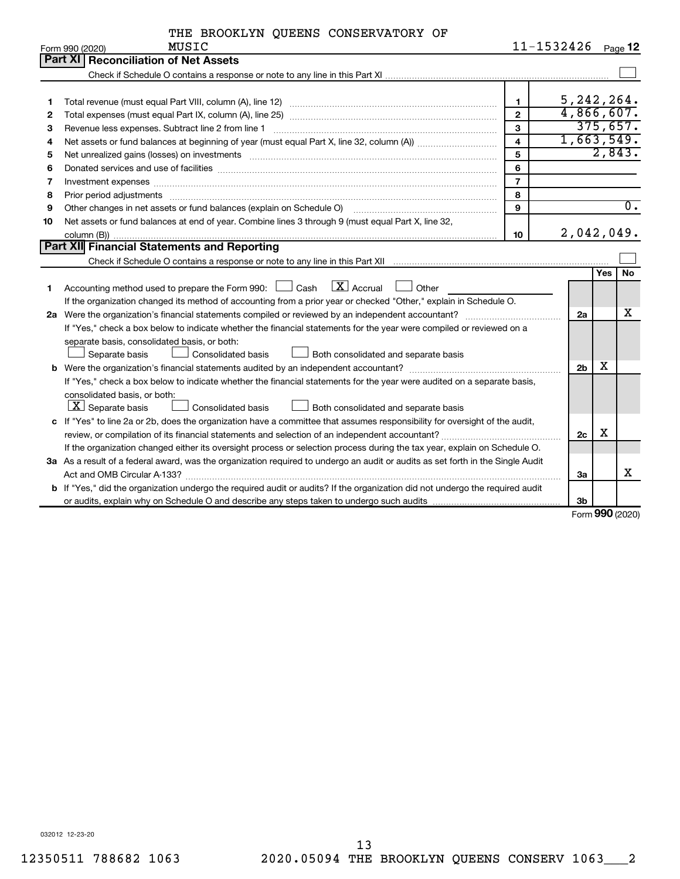THE BROOKLYN QUEENS CONSERVATORY OF MUSIC

Form 990 (2020) 11-1532426

## Part XI Reconciliation of Net Assets

Check if Schedule O contains a response or note to any line in this Part XI ☐

| | | | |
|---|---|---|---|
| 1 | Total revenue (must equal Part VIII, column (A), line 12) | 1 | 5,242,264. |
| 2 | Total expenses (must equal Part IX, column (A), line 25) | 2 | 4,866,607. |
| 3 | Revenue less expenses. Subtract line 2 from line 1 | 3 | 375,657. |
| 4 | Net assets or fund balances at beginning of year (must equal Part X, line 32, column (A)) | 4 | 1,663,549. |
| 5 | Net unrealized gains (losses) on investments | 5 | 2,843. |
| 6 | Donated services and use of facilities | 6 | |
| 7 | Investment expenses | 7 | |
| 8 | Prior period adjustments | 8 | |
| 9 | Other changes in net assets or fund balances (explain on Schedule O) | 9 | 0. |
| 10 | Net assets or fund balances at end of year. Combine lines 3 through 9 (must equal Part X, line 32, column (B)) | 10 | 2,042,049. |

## Part XII Financial Statements and Reporting

Check if Schedule O contains a response or note to any line in this Part XII ☐

| | | | Yes | No |
|---|---|---|---|---|
| 1 | Accounting method used to prepare the Form 990: ☐ Cash ☒ Accrual ☐ Other<br>If the organization changed its method of accounting from a prior year or checked "Other," explain in Schedule O. | | | |
| 2a | Were the organization's financial statements compiled or reviewed by an independent accountant?<br>If "Yes," check a box below to indicate whether the financial statements for the year were compiled or reviewed on a separate basis, consolidated basis, or both:<br>☐ Separate basis ☐ Consolidated basis ☐ Both consolidated and separate basis | 2a | | X |
| b | Were the organization's financial statements audited by an independent accountant?<br>If "Yes," check a box below to indicate whether the financial statements for the year were audited on a separate basis, consolidated basis, or both:<br>☒ Separate basis ☐ Consolidated basis ☐ Both consolidated and separate basis | 2b | X | |
| c | If "Yes" to line 2a or 2b, does the organization have a committee that assumes responsibility for oversight of the audit, review, or compilation of its financial statements and selection of an independent accountant?<br>If the organization changed either its oversight process or selection process during the tax year, explain on Schedule O. | 2c | X | |
| 3a | As a result of a federal award, was the organization required to undergo an audit or audits as set forth in the Single Audit Act and OMB Circular A-133? | 3a | | X |
| b | If "Yes," did the organization undergo the required audit or audits? If the organization did not undergo the required audit or audits, explain why on Schedule O and describe any steps taken to undergo such audits | 3b | | |

Form **990** (2020)

032012 12-23-20

12350511 788682 1063 2020.05094 THE BROOKLYN QUEENS CONSERV 1063___2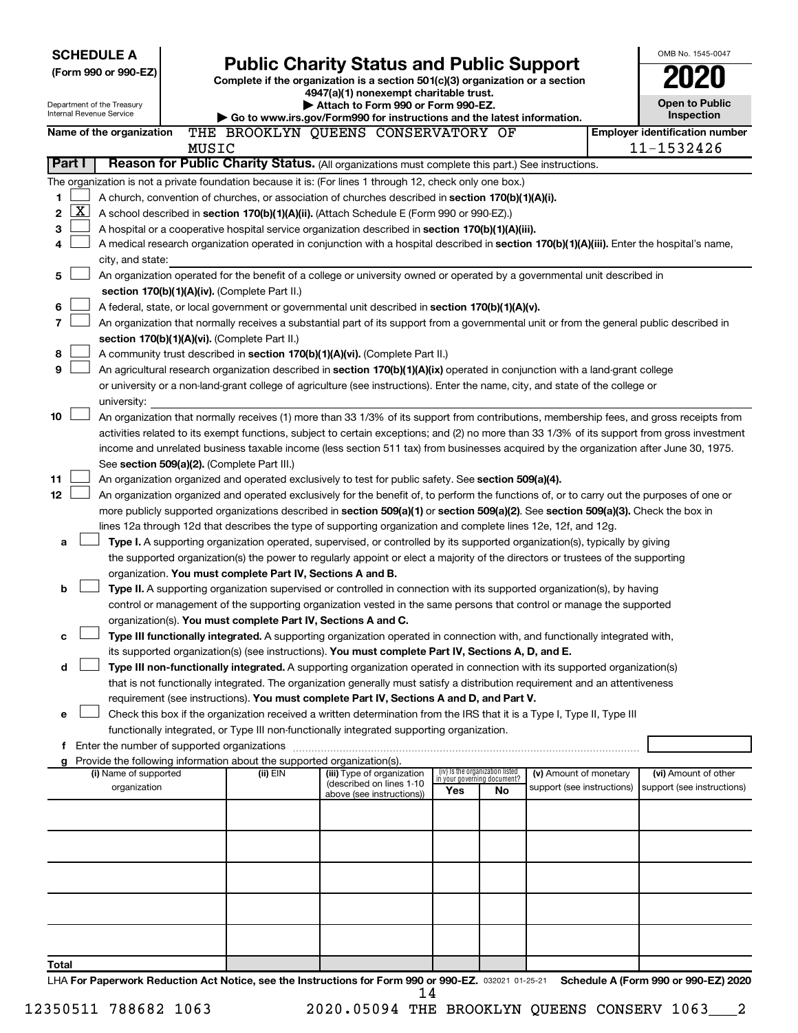**SCHEDULE A**
**(Form 990 or 990-EZ)**

Department of the Treasury
Internal Revenue Service

# Public Charity Status and Public Support

**Complete if the organization is a section 501(c)(3) organization or a section 4947(a)(1) nonexempt charitable trust.**
**▶ Attach to Form 990 or Form 990-EZ.**
**▶ Go to www.irs.gov/Form990 for instructions and the latest information.**

OMB No. 1545-0047
**2020**
**Open to Public Inspection**

**Name of the organization:** THE BROOKLYN QUEENS CONSERVATORY OF MUSIC
**Employer identification number:** 11-1532426

## Part I — Reason for Public Charity Status. (All organizations must complete this part.) See instructions.

The organization is not a private foundation because it is: (For lines 1 through 12, check only one box.)

1 ☐ A church, convention of churches, or association of churches described in **section 170(b)(1)(A)(i).**

2 ☒ A school described in **section 170(b)(1)(A)(ii).** (Attach Schedule E (Form 990 or 990-EZ).)

3 ☐ A hospital or a cooperative hospital service organization described in **section 170(b)(1)(A)(iii).**

4 ☐ A medical research organization operated in conjunction with a hospital described in **section 170(b)(1)(A)(iii).** Enter the hospital's name, city, and state:

5 ☐ An organization operated for the benefit of a college or university owned or operated by a governmental unit described in **section 170(b)(1)(A)(iv).** (Complete Part II.)

6 ☐ A federal, state, or local government or governmental unit described in **section 170(b)(1)(A)(v).**

7 ☐ An organization that normally receives a substantial part of its support from a governmental unit or from the general public described in **section 170(b)(1)(A)(vi).** (Complete Part II.)

8 ☐ A community trust described in **section 170(b)(1)(A)(vi).** (Complete Part II.)

9 ☐ An agricultural research organization described in **section 170(b)(1)(A)(ix)** operated in conjunction with a land-grant college or university or a non-land-grant college of agriculture (see instructions). Enter the name, city, and state of the college or university:

10 ☐ An organization that normally receives (1) more than 33 1/3% of its support from contributions, membership fees, and gross receipts from activities related to its exempt functions, subject to certain exceptions; and (2) no more than 33 1/3% of its support from gross investment income and unrelated business taxable income (less section 511 tax) from businesses acquired by the organization after June 30, 1975. See **section 509(a)(2).** (Complete Part III.)

11 ☐ An organization organized and operated exclusively to test for public safety. See **section 509(a)(4).**

12 ☐ An organization organized and operated exclusively for the benefit of, to perform the functions of, or to carry out the purposes of one or more publicly supported organizations described in **section 509(a)(1)** or **section 509(a)(2)**. See **section 509(a)(3).** Check the box in lines 12a through 12d that describes the type of supporting organization and complete lines 12e, 12f, and 12g.

a ☐ **Type I.** A supporting organization operated, supervised, or controlled by its supported organization(s), typically by giving the supported organization(s) the power to regularly appoint or elect a majority of the directors or trustees of the supporting organization. **You must complete Part IV, Sections A and B.**

b ☐ **Type II.** A supporting organization supervised or controlled in connection with its supported organization(s), by having control or management of the supporting organization vested in the same persons that control or manage the supported organization(s). **You must complete Part IV, Sections A and C.**

c ☐ **Type III functionally integrated.** A supporting organization operated in connection with, and functionally integrated with, its supported organization(s) (see instructions). **You must complete Part IV, Sections A, D, and E.**

d ☐ **Type III non-functionally integrated.** A supporting organization operated in connection with its supported organization(s) that is not functionally integrated. The organization generally must satisfy a distribution requirement and an attentiveness requirement (see instructions). **You must complete Part IV, Sections A and D, and Part V.**

e ☐ Check this box if the organization received a written determination from the IRS that it is a Type I, Type II, Type III functionally integrated, or Type III non-functionally integrated supporting organization.

f Enter the number of supported organizations

g Provide the following information about the supported organization(s).

| (i) Name of supported organization | (ii) EIN | (iii) Type of organization (described on lines 1-10 above (see instructions)) | (iv) Is the organization listed in your governing document? Yes | No | (v) Amount of monetary support (see instructions) | (vi) Amount of other support (see instructions) |
|---|---|---|---|---|---|---|
| | | | | | | |
| | | | | | | |
| | | | | | | |
| | | | | | | |
| | | | | | | |
| **Total** | | | | | | |

LHA **For Paperwork Reduction Act Notice, see the Instructions for Form 990 or 990-EZ.** 032021 01-25-21 **Schedule A (Form 990 or 990-EZ) 2020**

12350511 788682 1063 2020.05094 THE BROOKLYN QUEENS CONSERV 1063___2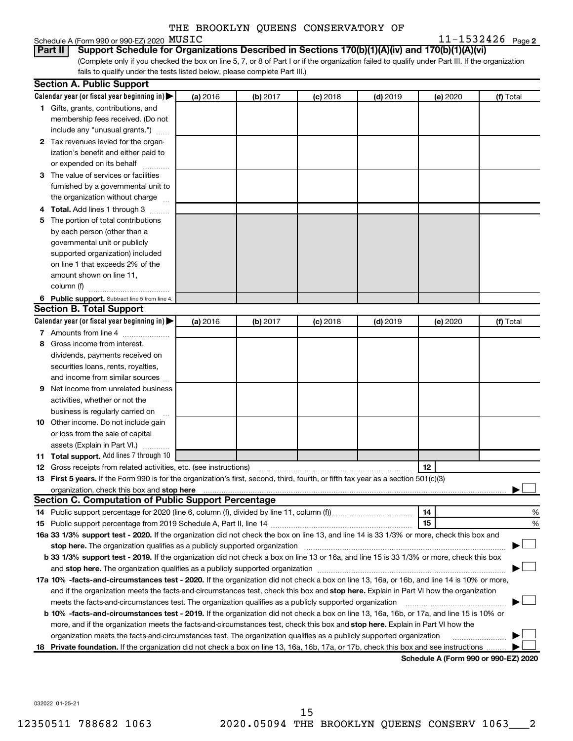THE BROOKLYN QUEENS CONSERVATORY OF MUSIC

Schedule A (Form 990 or 990-EZ) 2020 11-1532426 Page 2

**Part II Support Schedule for Organizations Described in Sections 170(b)(1)(A)(iv) and 170(b)(1)(A)(vi)**

(Complete only if you checked the box on line 5, 7, or 8 of Part I or if the organization failed to qualify under Part III. If the organization fails to qualify under the tests listed below, please complete Part III.)

**Section A. Public Support**

| Calendar year (or fiscal year beginning in) ▶ | (a) 2016 | (b) 2017 | (c) 2018 | (d) 2019 | (e) 2020 | (f) Total |
|---|---|---|---|---|---|---|
| **1** Gifts, grants, contributions, and membership fees received. (Do not include any "unusual grants.") | | | | | | |
| **2** Tax revenues levied for the organization's benefit and either paid to or expended on its behalf | | | | | | |
| **3** The value of services or facilities furnished by a governmental unit to the organization without charge | | | | | | |
| **4 Total.** Add lines 1 through 3 | | | | | | |
| **5** The portion of total contributions by each person (other than a governmental unit or publicly supported organization) included on line 1 that exceeds 2% of the amount shown on line 11, column (f) | | | | | | |
| **6 Public support.** Subtract line 5 from line 4. | | | | | | |

**Section B. Total Support**

| Calendar year (or fiscal year beginning in) ▶ | (a) 2016 | (b) 2017 | (c) 2018 | (d) 2019 | (e) 2020 | (f) Total |
|---|---|---|---|---|---|---|
| **7** Amounts from line 4 | | | | | | |
| **8** Gross income from interest, dividends, payments received on securities loans, rents, royalties, and income from similar sources | | | | | | |
| **9** Net income from unrelated business activities, whether or not the business is regularly carried on | | | | | | |
| **10** Other income. Do not include gain or loss from the sale of capital assets (Explain in Part VI.) | | | | | | |
| **11 Total support.** Add lines 7 through 10 | | | | | | |

**12** Gross receipts from related activities, etc. (see instructions) **12**

**13 First 5 years.** If the Form 990 is for the organization's first, second, third, fourth, or fifth tax year as a section 501(c)(3) organization, check this box and **stop here** ▶ ☐

**Section C. Computation of Public Support Percentage**

**14** Public support percentage for 2020 (line 6, column (f), divided by line 11, column (f)) **14** %

**15** Public support percentage from 2019 Schedule A, Part II, line 14 **15** %

**16a 33 1/3% support test - 2020.** If the organization did not check the box on line 13, and line 14 is 33 1/3% or more, check this box and **stop here.** The organization qualifies as a publicly supported organization ▶ ☐

**b 33 1/3% support test - 2019.** If the organization did not check a box on line 13 or 16a, and line 15 is 33 1/3% or more, check this box and **stop here.** The organization qualifies as a publicly supported organization ▶ ☐

**17a 10% -facts-and-circumstances test - 2020.** If the organization did not check a box on line 13, 16a, or 16b, and line 14 is 10% or more, and if the organization meets the facts-and-circumstances test, check this box and **stop here.** Explain in Part VI how the organization meets the facts-and-circumstances test. The organization qualifies as a publicly supported organization ▶ ☐

**b 10% -facts-and-circumstances test - 2019.** If the organization did not check a box on line 13, 16a, 16b, or 17a, and line 15 is 10% or more, and if the organization meets the facts-and-circumstances test, check this box and **stop here.** Explain in Part VI how the organization meets the facts-and-circumstances test. The organization qualifies as a publicly supported organization ▶ ☐

**18 Private foundation.** If the organization did not check a box on line 13, 16a, 16b, 17a, or 17b, check this box and see instructions ▶ ☐

**Schedule A (Form 990 or 990-EZ) 2020**

032022 01-25-21

12350511 788682 1063 2020.05094 THE BROOKLYN QUEENS CONSERV 1063___2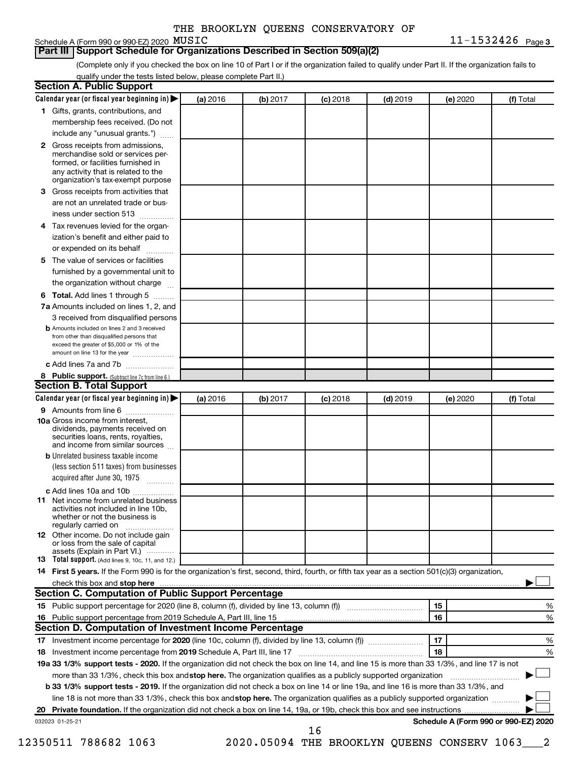THE BROOKLYN QUEENS CONSERVATORY OF

Schedule A (Form 990 or 990-EZ) 2020 MUSIC 11-1532426 Page 3

## Part III Support Schedule for Organizations Described in Section 509(a)(2)

(Complete only if you checked the box on line 10 of Part I or if the organization failed to qualify under Part II. If the organization fails to qualify under the tests listed below, please complete Part II.)

### Section A. Public Support

| Calendar year (or fiscal year beginning in) ▶ | (a) 2016 | (b) 2017 | (c) 2018 | (d) 2019 | (e) 2020 | (f) Total |
|---|---|---|---|---|---|---|
| 1 Gifts, grants, contributions, and membership fees received. (Do not include any "unusual grants.") | | | | | | |
| 2 Gross receipts from admissions, merchandise sold or services performed, or facilities furnished in any activity that is related to the organization's tax-exempt purpose | | | | | | |
| 3 Gross receipts from activities that are not an unrelated trade or business under section 513 | | | | | | |
| 4 Tax revenues levied for the organization's benefit and either paid to or expended on its behalf | | | | | | |
| 5 The value of services or facilities furnished by a governmental unit to the organization without charge | | | | | | |
| 6 Total. Add lines 1 through 5 | | | | | | |
| 7a Amounts included on lines 1, 2, and 3 received from disqualified persons | | | | | | |
| b Amounts included on lines 2 and 3 received from other than disqualified persons that exceed the greater of $5,000 or 1% of the amount on line 13 for the year | | | | | | |
| c Add lines 7a and 7b | | | | | | |
| 8 Public support. (Subtract line 7c from line 6.) | | | | | | |

### Section B. Total Support

| Calendar year (or fiscal year beginning in) ▶ | (a) 2016 | (b) 2017 | (c) 2018 | (d) 2019 | (e) 2020 | (f) Total |
|---|---|---|---|---|---|---|
| 9 Amounts from line 6 | | | | | | |
| 10a Gross income from interest, dividends, payments received on securities loans, rents, royalties, and income from similar sources | | | | | | |
| b Unrelated business taxable income (less section 511 taxes) from businesses acquired after June 30, 1975 | | | | | | |
| c Add lines 10a and 10b | | | | | | |
| 11 Net income from unrelated business activities not included in line 10b, whether or not the business is regularly carried on | | | | | | |
| 12 Other income. Do not include gain or loss from the sale of capital assets (Explain in Part VI.) | | | | | | |
| 13 Total support. (Add lines 9, 10c, 11, and 12.) | | | | | | |

14 **First 5 years.** If the Form 990 is for the organization's first, second, third, fourth, or fifth tax year as a section 501(c)(3) organization, check this box and **stop here** ▶ ☐

### Section C. Computation of Public Support Percentage

| | | | |
|---|---|---|---|
| 15 | Public support percentage for 2020 (line 8, column (f), divided by line 13, column (f)) | 15 | % |
| 16 | Public support percentage from 2019 Schedule A, Part III, line 15 | 16 | % |

### Section D. Computation of Investment Income Percentage

| | | | |
|---|---|---|---|
| 17 | Investment income percentage for **2020** (line 10c, column (f), divided by line 13, column (f)) | 17 | % |
| 18 | Investment income percentage from **2019** Schedule A, Part III, line 17 | 18 | % |

**19a 33 1/3% support tests - 2020.** If the organization did not check the box on line 14, and line 15 is more than 33 1/3%, and line 17 is not more than 33 1/3%, check this box and **stop here.** The organization qualifies as a publicly supported organization ▶ ☐

**b 33 1/3% support tests - 2019.** If the organization did not check a box on line 14 or line 19a, and line 16 is more than 33 1/3%, and line 18 is not more than 33 1/3%, check this box and **stop here.** The organization qualifies as a publicly supported organization ▶ ☐

**20 Private foundation.** If the organization did not check a box on line 14, 19a, or 19b, check this box and see instructions ▶ ☐

032023 01-25-21 **Schedule A (Form 990 or 990-EZ) 2020**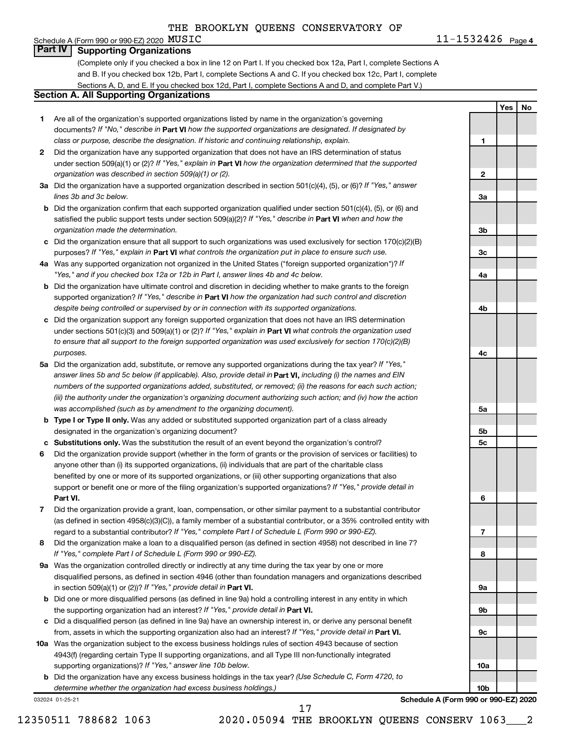THE BROOKLYN QUEENS CONSERVATORY OF MUSIC

Schedule A (Form 990 or 990-EZ) 2020 11-1532426 Page 4

## Part IV Supporting Organizations

(Complete only if you checked a box in line 12 on Part I. If you checked box 12a, Part I, complete Sections A and B. If you checked box 12b, Part I, complete Sections A and C. If you checked box 12c, Part I, complete Sections A, D, and E. If you checked box 12d, Part I, complete Sections A and D, and complete Part V.)

### Section A. All Supporting Organizations

| | | | Yes | No |
|---|---|---|---|---|
| **1** | Are all of the organization's supported organizations listed by name in the organization's governing documents? *If "No," describe in* **Part VI** *how the supported organizations are designated. If designated by class or purpose, describe the designation. If historic and continuing relationship, explain.* | 1 | | |
| **2** | Did the organization have any supported organization that does not have an IRS determination of status under section 509(a)(1) or (2)? *If "Yes," explain in* **Part VI** *how the organization determined that the supported organization was described in section 509(a)(1) or (2).* | 2 | | |
| **3a** | Did the organization have a supported organization described in section 501(c)(4), (5), or (6)? *If "Yes," answer lines 3b and 3c below.* | 3a | | |
| **b** | Did the organization confirm that each supported organization qualified under section 501(c)(4), (5), or (6) and satisfied the public support tests under section 509(a)(2)? *If "Yes," describe in* **Part VI** *when and how the organization made the determination.* | 3b | | |
| **c** | Did the organization ensure that all support to such organizations was used exclusively for section 170(c)(2)(B) purposes? *If "Yes," explain in* **Part VI** *what controls the organization put in place to ensure such use.* | 3c | | |
| **4a** | Was any supported organization not organized in the United States ("foreign supported organization")? *If "Yes," and if you checked box 12a or 12b in Part I, answer lines 4b and 4c below.* | 4a | | |
| **b** | Did the organization have ultimate control and discretion in deciding whether to make grants to the foreign supported organization? *If "Yes," describe in* **Part VI** *how the organization had such control and discretion despite being controlled or supervised by or in connection with its supported organizations.* | 4b | | |
| **c** | Did the organization support any foreign supported organization that does not have an IRS determination under sections 501(c)(3) and 509(a)(1) or (2)? *If "Yes," explain in* **Part VI** *what controls the organization used to ensure that all support to the foreign supported organization was used exclusively for section 170(c)(2)(B) purposes.* | 4c | | |
| **5a** | Did the organization add, substitute, or remove any supported organizations during the tax year? *If "Yes," answer lines 5b and 5c below (if applicable). Also, provide detail in* **Part VI,** *including (i) the names and EIN numbers of the supported organizations added, substituted, or removed; (ii) the reasons for each such action; (iii) the authority under the organization's organizing document authorizing such action; and (iv) how the action was accomplished (such as by amendment to the organizing document).* | 5a | | |
| **b** | **Type I or Type II only.** Was any added or substituted supported organization part of a class already designated in the organization's organizing document? | 5b | | |
| **c** | **Substitutions only.** Was the substitution the result of an event beyond the organization's control? | 5c | | |
| **6** | Did the organization provide support (whether in the form of grants or the provision of services or facilities) to anyone other than (i) its supported organizations, (ii) individuals that are part of the charitable class benefited by one or more of its supported organizations, or (iii) other supporting organizations that also support or benefit one or more of the filing organization's supported organizations? *If "Yes," provide detail in* **Part VI.** | 6 | | |
| **7** | Did the organization provide a grant, loan, compensation, or other similar payment to a substantial contributor (as defined in section 4958(c)(3)(C)), a family member of a substantial contributor, or a 35% controlled entity with regard to a substantial contributor? *If "Yes," complete Part I of Schedule L (Form 990 or 990-EZ).* | 7 | | |
| **8** | Did the organization make a loan to a disqualified person (as defined in section 4958) not described in line 7? *If "Yes," complete Part I of Schedule L (Form 990 or 990-EZ).* | 8 | | |
| **9a** | Was the organization controlled directly or indirectly at any time during the tax year by one or more disqualified persons, as defined in section 4946 (other than foundation managers and organizations described in section 509(a)(1) or (2))? *If "Yes," provide detail in* **Part VI.** | 9a | | |
| **b** | Did one or more disqualified persons (as defined in line 9a) hold a controlling interest in any entity in which the supporting organization had an interest? *If "Yes," provide detail in* **Part VI.** | 9b | | |
| **c** | Did a disqualified person (as defined in line 9a) have an ownership interest in, or derive any personal benefit from, assets in which the supporting organization also had an interest? *If "Yes," provide detail in* **Part VI.** | 9c | | |
| **10a** | Was the organization subject to the excess business holdings rules of section 4943 because of section 4943(f) (regarding certain Type II supporting organizations, and all Type III non-functionally integrated supporting organizations)? *If "Yes," answer line 10b below.* | 10a | | |
| **b** | Did the organization have any excess business holdings in the tax year? *(Use Schedule C, Form 4720, to determine whether the organization had excess business holdings.)* | 10b | | |

032024 01-25-21

**Schedule A (Form 990 or 990-EZ) 2020**

12350511 788682 1063 2020.05094 THE BROOKLYN QUEENS CONSERV 1063___2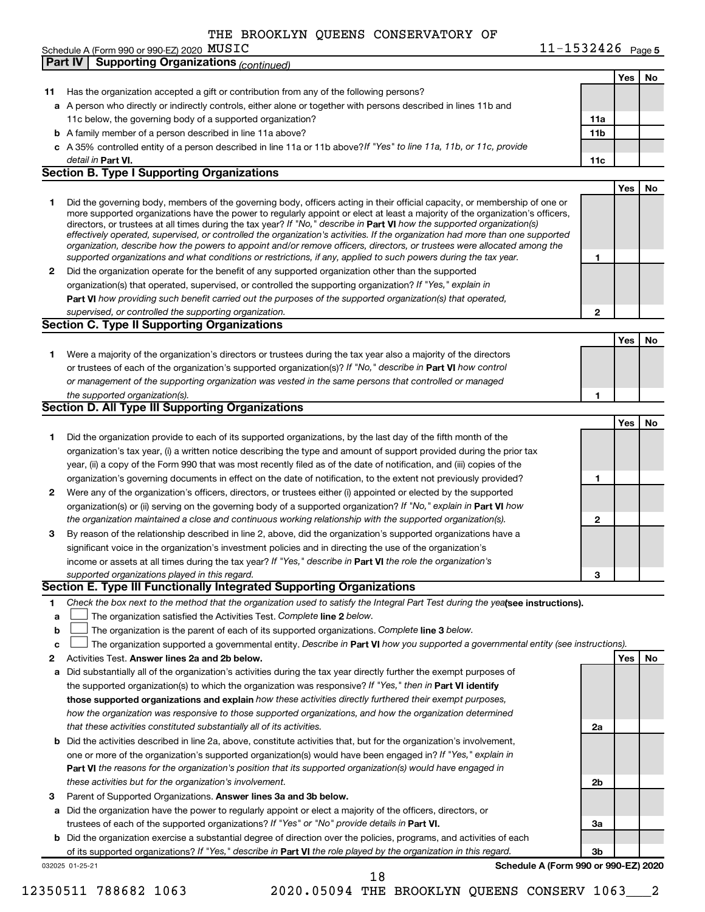THE BROOKLYN QUEENS CONSERVATORY OF MUSIC

Schedule A (Form 990 or 990-EZ) 2020 — 11-1532426 Page 5

**Part IV | Supporting Organizations** *(continued)*

| | | | Yes | No |
|---|---|---|---|---|
| **11** | Has the organization accepted a gift or contribution from any of the following persons? | | | |
| **a** | A person who directly or indirectly controls, either alone or together with persons described in lines 11b and 11c below, the governing body of a supported organization? | **11a** | | |
| **b** | A family member of a person described in line 11a above? | **11b** | | |
| **c** | A 35% controlled entity of a person described in line 11a or 11b above? *If "Yes" to line 11a, 11b, or 11c, provide detail in* **Part VI.** | **11c** | | |

## Section B. Type I Supporting Organizations

| | | | Yes | No |
|---|---|---|---|---|
| **1** | Did the governing body, members of the governing body, officers acting in their official capacity, or membership of one or more supported organizations have the power to regularly appoint or elect at least a majority of the organization's officers, directors, or trustees at all times during the tax year? *If "No," describe in* **Part VI** *how the supported organization(s) effectively operated, supervised, or controlled the organization's activities. If the organization had more than one supported organization, describe how the powers to appoint and/or remove officers, directors, or trustees were allocated among the supported organizations and what conditions or restrictions, if any, applied to such powers during the tax year.* | **1** | | |
| **2** | Did the organization operate for the benefit of any supported organization other than the supported organization(s) that operated, supervised, or controlled the supporting organization? *If "Yes," explain in* **Part VI** *how providing such benefit carried out the purposes of the supported organization(s) that operated, supervised, or controlled the supporting organization.* | **2** | | |

## Section C. Type II Supporting Organizations

| | | | Yes | No |
|---|---|---|---|---|
| **1** | Were a majority of the organization's directors or trustees during the tax year also a majority of the directors or trustees of each of the organization's supported organization(s)? *If "No," describe in* **Part VI** *how control or management of the supporting organization was vested in the same persons that controlled or managed the supported organization(s).* | **1** | | |

## Section D. All Type III Supporting Organizations

| | | | Yes | No |
|---|---|---|---|---|
| **1** | Did the organization provide to each of its supported organizations, by the last day of the fifth month of the organization's tax year, (i) a written notice describing the type and amount of support provided during the prior tax year, (ii) a copy of the Form 990 that was most recently filed as of the date of notification, and (iii) copies of the organization's governing documents in effect on the date of notification, to the extent not previously provided? | **1** | | |
| **2** | Were any of the organization's officers, directors, or trustees either (i) appointed or elected by the supported organization(s) or (ii) serving on the governing body of a supported organization? *If "No," explain in* **Part VI** *how the organization maintained a close and continuous working relationship with the supported organization(s).* | **2** | | |
| **3** | By reason of the relationship described in line 2, above, did the organization's supported organizations have a significant voice in the organization's investment policies and in directing the use of the organization's income or assets at all times during the tax year? *If "Yes," describe in* **Part VI** *the role the organization's supported organizations played in this regard.* | **3** | | |

## Section E. Type III Functionally Integrated Supporting Organizations

**1** *Check the box next to the method that the organization used to satisfy the Integral Part Test during the year* **(see instructions).**

- **a** ☐ The organization satisfied the Activities Test. *Complete* **line 2** *below.*
- **b** ☐ The organization is the parent of each of its supported organizations. *Complete* **line 3** *below.*
- **c** ☐ The organization supported a governmental entity. *Describe in* **Part VI** *how you supported a governmental entity (see instructions).*

| | | | Yes | No |
|---|---|---|---|---|
| **2** | Activities Test. **Answer lines 2a and 2b below.** | | | |
| **a** | Did substantially all of the organization's activities during the tax year directly further the exempt purposes of the supported organization(s) to which the organization was responsive? *If "Yes," then in* **Part VI identify those supported organizations and explain** *how these activities directly furthered their exempt purposes, how the organization was responsive to those supported organizations, and how the organization determined that these activities constituted substantially all of its activities.* | **2a** | | |
| **b** | Did the activities described in line 2a, above, constitute activities that, but for the organization's involvement, one or more of the organization's supported organization(s) would have been engaged in? *If "Yes," explain in* **Part VI** *the reasons for the organization's position that its supported organization(s) would have engaged in these activities but for the organization's involvement.* | **2b** | | |
| **3** | Parent of Supported Organizations. **Answer lines 3a and 3b below.** | | | |
| **a** | Did the organization have the power to regularly appoint or elect a majority of the officers, directors, or trustees of each of the supported organizations? *If "Yes" or "No" provide details in* **Part VI.** | **3a** | | |
| **b** | Did the organization exercise a substantial degree of direction over the policies, programs, and activities of each of its supported organizations? *If "Yes," describe in* **Part VI** *the role played by the organization in this regard.* | **3b** | | |

032025 01-25-21 — **Schedule A (Form 990 or 990-EZ) 2020**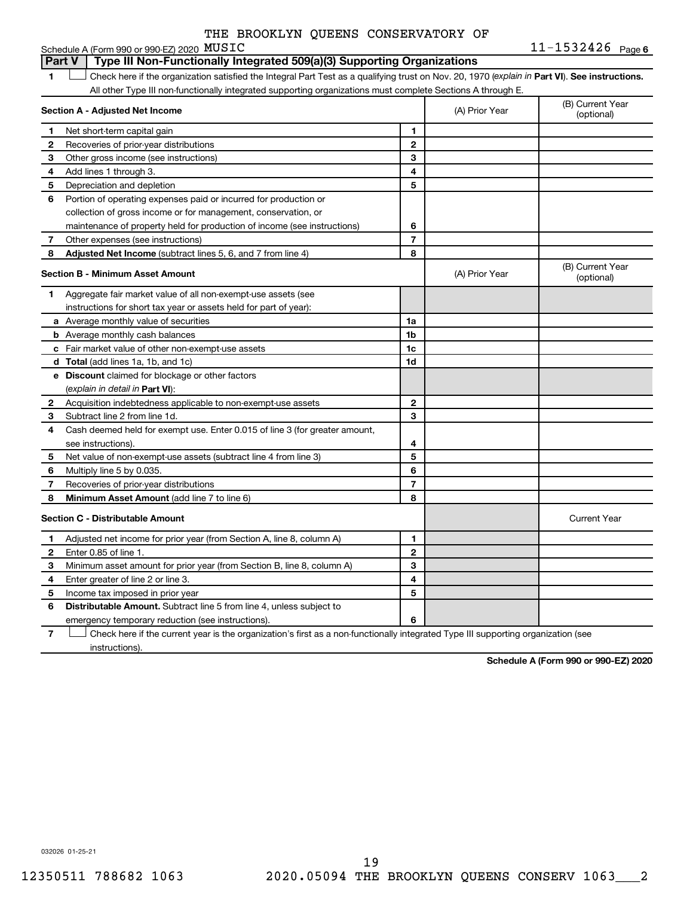THE BROOKLYN QUEENS CONSERVATORY OF MUSIC

Schedule A (Form 990 or 990-EZ) 2020 11-1532426 Page 6

## Part V Type III Non-Functionally Integrated 509(a)(3) Supporting Organizations

1 ☐ Check here if the organization satisfied the Integral Part Test as a qualifying trust on Nov. 20, 1970 (*explain in* **Part VI**). **See instructions.** All other Type III non-functionally integrated supporting organizations must complete Sections A through E.

| **Section A - Adjusted Net Income** | | | (A) Prior Year | (B) Current Year (optional) |
|---|---|---|---|---|
| 1 | Net short-term capital gain | 1 | | |
| 2 | Recoveries of prior-year distributions | 2 | | |
| 3 | Other gross income (see instructions) | 3 | | |
| 4 | Add lines 1 through 3. | 4 | | |
| 5 | Depreciation and depletion | 5 | | |
| 6 | Portion of operating expenses paid or incurred for production or collection of gross income or for management, conservation, or maintenance of property held for production of income (see instructions) | 6 | | |
| 7 | Other expenses (see instructions) | 7 | | |
| 8 | **Adjusted Net Income** (subtract lines 5, 6, and 7 from line 4) | 8 | | |

| **Section B - Minimum Asset Amount** | | | (A) Prior Year | (B) Current Year (optional) |
|---|---|---|---|---|
| 1 | Aggregate fair market value of all non-exempt-use assets (see instructions for short tax year or assets held for part of year): | | | |
| a | Average monthly value of securities | 1a | | |
| b | Average monthly cash balances | 1b | | |
| c | Fair market value of other non-exempt-use assets | 1c | | |
| d | **Total** (add lines 1a, 1b, and 1c) | 1d | | |
| e | **Discount** claimed for blockage or other factors (*explain in detail in* **Part VI**): | | | |
| 2 | Acquisition indebtedness applicable to non-exempt-use assets | 2 | | |
| 3 | Subtract line 2 from line 1d. | 3 | | |
| 4 | Cash deemed held for exempt use. Enter 0.015 of line 3 (for greater amount, see instructions). | 4 | | |
| 5 | Net value of non-exempt-use assets (subtract line 4 from line 3) | 5 | | |
| 6 | Multiply line 5 by 0.035. | 6 | | |
| 7 | Recoveries of prior-year distributions | 7 | | |
| 8 | **Minimum Asset Amount** (add line 7 to line 6) | 8 | | |

| **Section C - Distributable Amount** | | | | Current Year |
|---|---|---|---|---|
| 1 | Adjusted net income for prior year (from Section A, line 8, column A) | 1 | | |
| 2 | Enter 0.85 of line 1. | 2 | | |
| 3 | Minimum asset amount for prior year (from Section B, line 8, column A) | 3 | | |
| 4 | Enter greater of line 2 or line 3. | 4 | | |
| 5 | Income tax imposed in prior year | 5 | | |
| 6 | **Distributable Amount.** Subtract line 5 from line 4, unless subject to emergency temporary reduction (see instructions). | 6 | | |

7 ☐ Check here if the current year is the organization's first as a non-functionally integrated Type III supporting organization (see instructions).

**Schedule A (Form 990 or 990-EZ) 2020**

032026 01-25-21

12350511 788682 1063 2020.05094 THE BROOKLYN QUEENS CONSERV 1063___2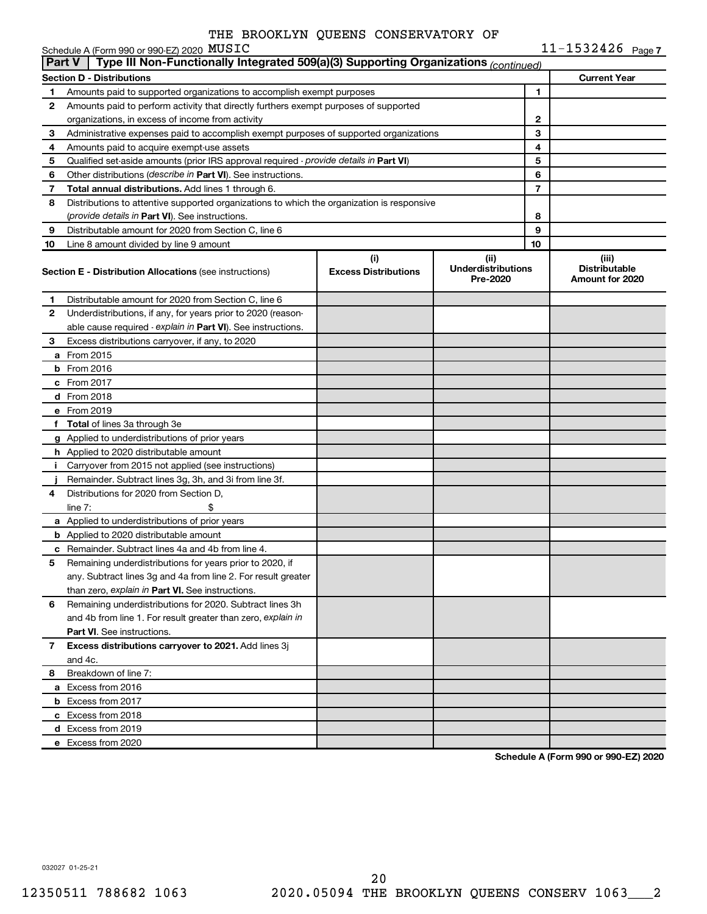THE BROOKLYN QUEENS CONSERVATORY OF MUSIC

Schedule A (Form 990 or 990-EZ) 2020 11-1532426 Page 7

## Part V | Type III Non-Functionally Integrated 509(a)(3) Supporting Organizations *(continued)*

| **Section D - Distributions** | | | **Current Year** |
|---|---|---|---|
| 1 | Amounts paid to supported organizations to accomplish exempt purposes | 1 | |
| 2 | Amounts paid to perform activity that directly furthers exempt purposes of supported organizations, in excess of income from activity | 2 | |
| 3 | Administrative expenses paid to accomplish exempt purposes of supported organizations | 3 | |
| 4 | Amounts paid to acquire exempt-use assets | 4 | |
| 5 | Qualified set-aside amounts (prior IRS approval required - *provide details in* **Part VI**) | 5 | |
| 6 | Other distributions (*describe in* **Part VI**). See instructions. | 6 | |
| 7 | **Total annual distributions.** Add lines 1 through 6. | 7 | |
| 8 | Distributions to attentive supported organizations to which the organization is responsive (*provide details in* **Part VI**). See instructions. | 8 | |
| 9 | Distributable amount for 2020 from Section C, line 6 | 9 | |
| 10 | Line 8 amount divided by line 9 amount | 10 | |

| | **Section E - Distribution Allocations** (see instructions) | **(i) Excess Distributions** | **(ii) Underdistributions Pre-2020** | **(iii) Distributable Amount for 2020** |
|---|---|---|---|---|
| 1 | Distributable amount for 2020 from Section C, line 6 | | | |
| 2 | Underdistributions, if any, for years prior to 2020 (reasonable cause required - *explain in* **Part VI**). See instructions. | | | |
| 3 | Excess distributions carryover, if any, to 2020 | | | |
| a | From 2015 | | | |
| b | From 2016 | | | |
| c | From 2017 | | | |
| d | From 2018 | | | |
| e | From 2019 | | | |
| f | **Total** of lines 3a through 3e | | | |
| g | Applied to underdistributions of prior years | | | |
| h | Applied to 2020 distributable amount | | | |
| i | Carryover from 2015 not applied (see instructions) | | | |
| j | Remainder. Subtract lines 3g, 3h, and 3i from line 3f. | | | |
| 4 | Distributions for 2020 from Section D, line 7: $ | | | |
| a | Applied to underdistributions of prior years | | | |
| b | Applied to 2020 distributable amount | | | |
| c | Remainder. Subtract lines 4a and 4b from line 4. | | | |
| 5 | Remaining underdistributions for years prior to 2020, if any. Subtract lines 3g and 4a from line 2. For result greater than zero, *explain in* **Part VI.** See instructions. | | | |
| 6 | Remaining underdistributions for 2020. Subtract lines 3h and 4b from line 1. For result greater than zero, *explain in* **Part VI**. See instructions. | | | |
| 7 | **Excess distributions carryover to 2021.** Add lines 3j and 4c. | | | |
| 8 | Breakdown of line 7: | | | |
| a | Excess from 2016 | | | |
| b | Excess from 2017 | | | |
| c | Excess from 2018 | | | |
| d | Excess from 2019 | | | |
| e | Excess from 2020 | | | |

**Schedule A (Form 990 or 990-EZ) 2020**

032027 01-25-21

12350511 788682 1063 2020.05094 THE BROOKLYN QUEENS CONSERV 1063___2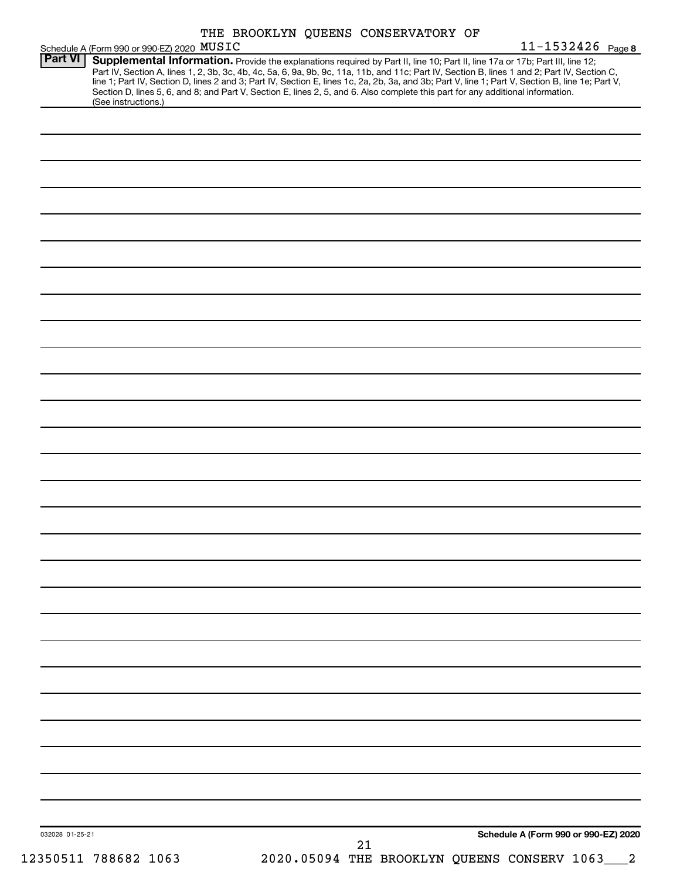THE BROOKLYN QUEENS CONSERVATORY OF MUSIC 11-1532426

Schedule A (Form 990 or 990-EZ) 2020 Page 8

**Part VI** **Supplemental Information.** Provide the explanations required by Part II, line 10; Part II, line 17a or 17b; Part III, line 12; Part IV, Section A, lines 1, 2, 3b, 3c, 4b, 4c, 5a, 6, 9a, 9b, 9c, 11a, 11b, and 11c; Part IV, Section B, lines 1 and 2; Part IV, Section C, line 1; Part IV, Section D, lines 2 and 3; Part IV, Section E, lines 1c, 2a, 2b, 3a, and 3b; Part V, line 1; Part V, Section B, line 1e; Part V, Section D, lines 5, 6, and 8; and Part V, Section E, lines 2, 5, and 6. Also complete this part for any additional information. (See instructions.)

032028 01-25-21

**Schedule A (Form 990 or 990-EZ) 2020**

12350511 788682 1063 2020.05094 THE BROOKLYN QUEENS CONSERV 1063___2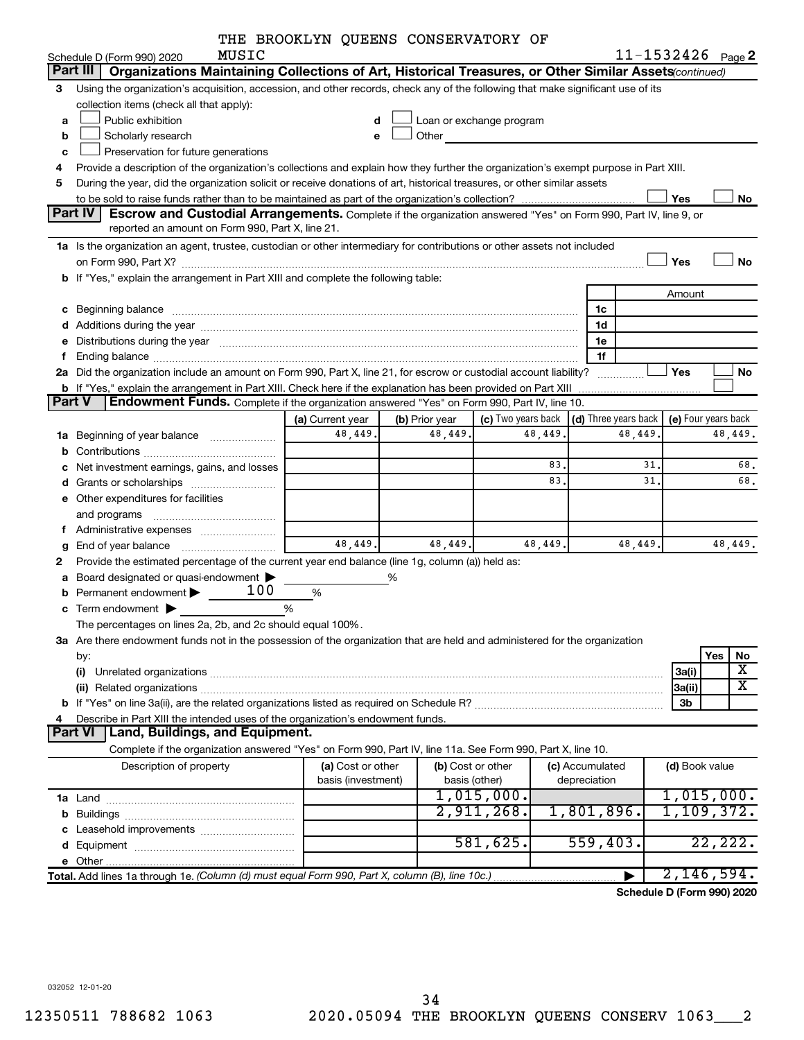THE BROOKLYN QUEENS CONSERVATORY OF MUSIC

Schedule D (Form 990) 2020 — 11-1532426 Page 2

## Part III Organizations Maintaining Collections of Art, Historical Treasures, or Other Similar Assets *(continued)*

**3** Using the organization's acquisition, accession, and other records, check any of the following that make significant use of its collection items (check all that apply):

- **a** ☐ Public exhibition
- **b** ☐ Scholarly research
- **c** ☐ Preservation for future generations
- **d** ☐ Loan or exchange program
- **e** ☐ Other

**4** Provide a description of the organization's collections and explain how they further the organization's exempt purpose in Part XIII.

**5** During the year, did the organization solicit or receive donations of art, historical treasures, or other similar assets to be sold to raise funds rather than to be maintained as part of the organization's collection? ☐ Yes ☐ No

## Part IV Escrow and Custodial Arrangements.

Complete if the organization answered "Yes" on Form 990, Part IV, line 9, or reported an amount on Form 990, Part X, line 21.

**1a** Is the organization an agent, trustee, custodian or other intermediary for contributions or other assets not included on Form 990, Part X? ☐ Yes ☐ No

**b** If "Yes," explain the arrangement in Part XIII and complete the following table:

| | | Amount |
|---|---|---|
| **c** Beginning balance | 1c | |
| **d** Additions during the year | 1d | |
| **e** Distributions during the year | 1e | |
| **f** Ending balance | 1f | |

**2a** Did the organization include an amount on Form 990, Part X, line 21, for escrow or custodial account liability? ☐ Yes ☐ No

**b** If "Yes," explain the arrangement in Part XIII. Check here if the explanation has been provided on Part XIII ☐

## Part V Endowment Funds.

Complete if the organization answered "Yes" on Form 990, Part IV, line 10.

| | (a) Current year | (b) Prior year | (c) Two years back | (d) Three years back | (e) Four years back |
|---|---|---|---|---|---|
| **1a** Beginning of year balance | 48,449. | 48,449. | 48,449. | 48,449. | 48,449. |
| **b** Contributions | | | | | |
| **c** Net investment earnings, gains, and losses | | | 83. | 31. | 68. |
| **d** Grants or scholarships | | | 83. | 31. | 68. |
| **e** Other expenditures for facilities and programs | | | | | |
| **f** Administrative expenses | | | | | |
| **g** End of year balance | 48,449. | 48,449. | 48,449. | 48,449. | 48,449. |

**2** Provide the estimated percentage of the current year end balance (line 1g, column (a)) held as:

- **a** Board designated or quasi-endowment ▶ ______ %
- **b** Permanent endowment ▶ 100 %
- **c** Term endowment ▶ ______ %

The percentages on lines 2a, 2b, and 2c should equal 100%.

**3a** Are there endowment funds not in the possession of the organization that are held and administered for the organization by:

| | | Yes | No |
|---|---|---|---|
| **(i)** Unrelated organizations | 3a(i) | | X |
| **(ii)** Related organizations | 3a(ii) | | X |
| **b** If "Yes" on line 3a(ii), are the related organizations listed as required on Schedule R? | 3b | | |

**4** Describe in Part XIII the intended uses of the organization's endowment funds.

## Part VI Land, Buildings, and Equipment.

Complete if the organization answered "Yes" on Form 990, Part IV, line 11a. See Form 990, Part X, line 10.

| Description of property | (a) Cost or other basis (investment) | (b) Cost or other basis (other) | (c) Accumulated depreciation | (d) Book value |
|---|---|---|---|---|
| **1a** Land | | 1,015,000. | | 1,015,000. |
| **b** Buildings | | 2,911,268. | 1,801,896. | 1,109,372. |
| **c** Leasehold improvements | | | | |
| **d** Equipment | | 581,625. | 559,403. | 22,222. |
| **e** Other | | | | |
| **Total.** Add lines 1a through 1e. *(Column (d) must equal Form 990, Part X, column (B), line 10c.)* | | | ▶ | 2,146,594. |

**Schedule D (Form 990) 2020**

032052 12-01-20

12350511 788682 1063 2020.05094 THE BROOKLYN QUEENS CONSERV 1063___2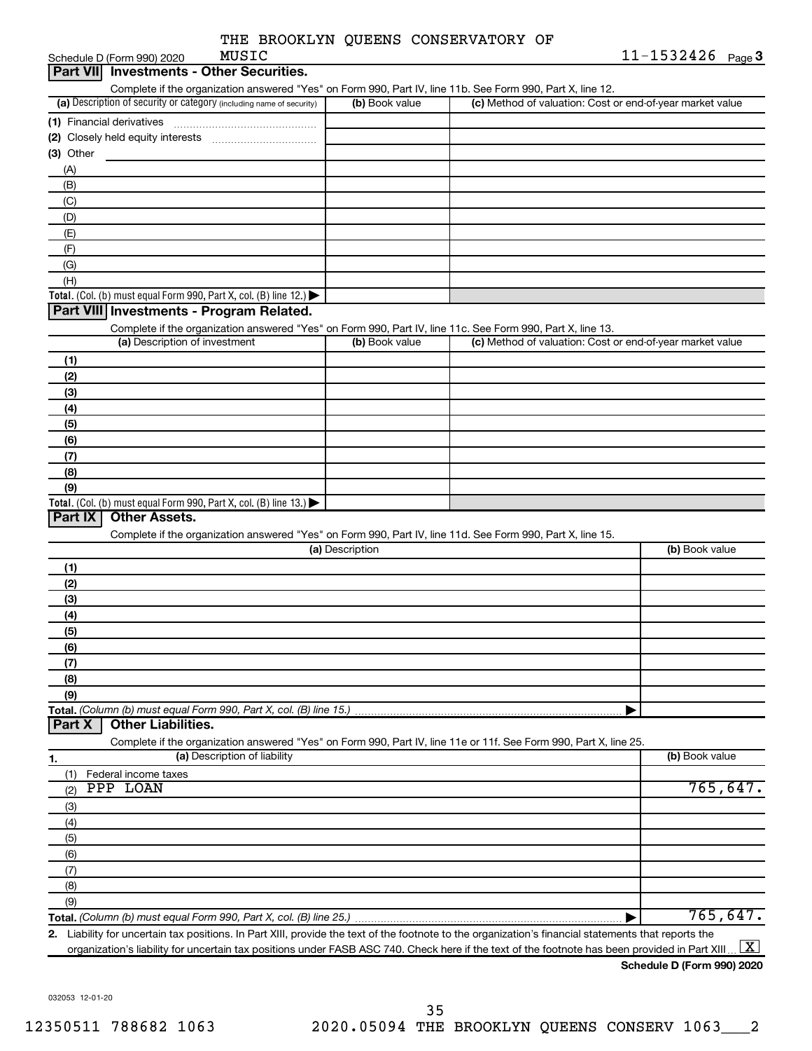THE BROOKLYN QUEENS CONSERVATORY OF MUSIC

Schedule D (Form 990) 2020 11-1532426 Page 3

## Part VII Investments - Other Securities.

Complete if the organization answered "Yes" on Form 990, Part IV, line 11b. See Form 990, Part X, line 12.

| (a) Description of security or category (including name of security) | (b) Book value | (c) Method of valuation: Cost or end-of-year market value |
|---|---|---|
| (1) Financial derivatives | | |
| (2) Closely held equity interests | | |
| (3) Other | | |
| (A) | | |
| (B) | | |
| (C) | | |
| (D) | | |
| (E) | | |
| (F) | | |
| (G) | | |
| (H) | | |
| **Total.** (Col. (b) must equal Form 990, Part X, col. (B) line 12.) | | |

## Part VIII Investments - Program Related.

Complete if the organization answered "Yes" on Form 990, Part IV, line 11c. See Form 990, Part X, line 13.

| (a) Description of investment | (b) Book value | (c) Method of valuation: Cost or end-of-year market value |
|---|---|---|
| (1) | | |
| (2) | | |
| (3) | | |
| (4) | | |
| (5) | | |
| (6) | | |
| (7) | | |
| (8) | | |
| (9) | | |
| **Total.** (Col. (b) must equal Form 990, Part X, col. (B) line 13.) | | |

## Part IX Other Assets.

Complete if the organization answered "Yes" on Form 990, Part IV, line 11d. See Form 990, Part X, line 15.

| (a) Description | (b) Book value |
|---|---|
| (1) | |
| (2) | |
| (3) | |
| (4) | |
| (5) | |
| (6) | |
| (7) | |
| (8) | |
| (9) | |
| **Total.** (Column (b) must equal Form 990, Part X, col. (B) line 15.) | |

## Part X Other Liabilities.

Complete if the organization answered "Yes" on Form 990, Part IV, line 11e or 11f. See Form 990, Part X, line 25.

| 1. (a) Description of liability | (b) Book value |
|---|---|
| (1) Federal income taxes | |
| (2) PPP LOAN | 765,647. |
| (3) | |
| (4) | |
| (5) | |
| (6) | |
| (7) | |
| (8) | |
| (9) | |
| **Total.** (Column (b) must equal Form 990, Part X, col. (B) line 25.) | 765,647. |

2. Liability for uncertain tax positions. In Part XIII, provide the text of the footnote to the organization's financial statements that reports the organization's liability for uncertain tax positions under FASB ASC 740. Check here if the text of the footnote has been provided in Part XIII [X]

**Schedule D (Form 990) 2020**

032053 12-01-20

12350511 788682 1063 2020.05094 THE BROOKLYN QUEENS CONSERV 1063___2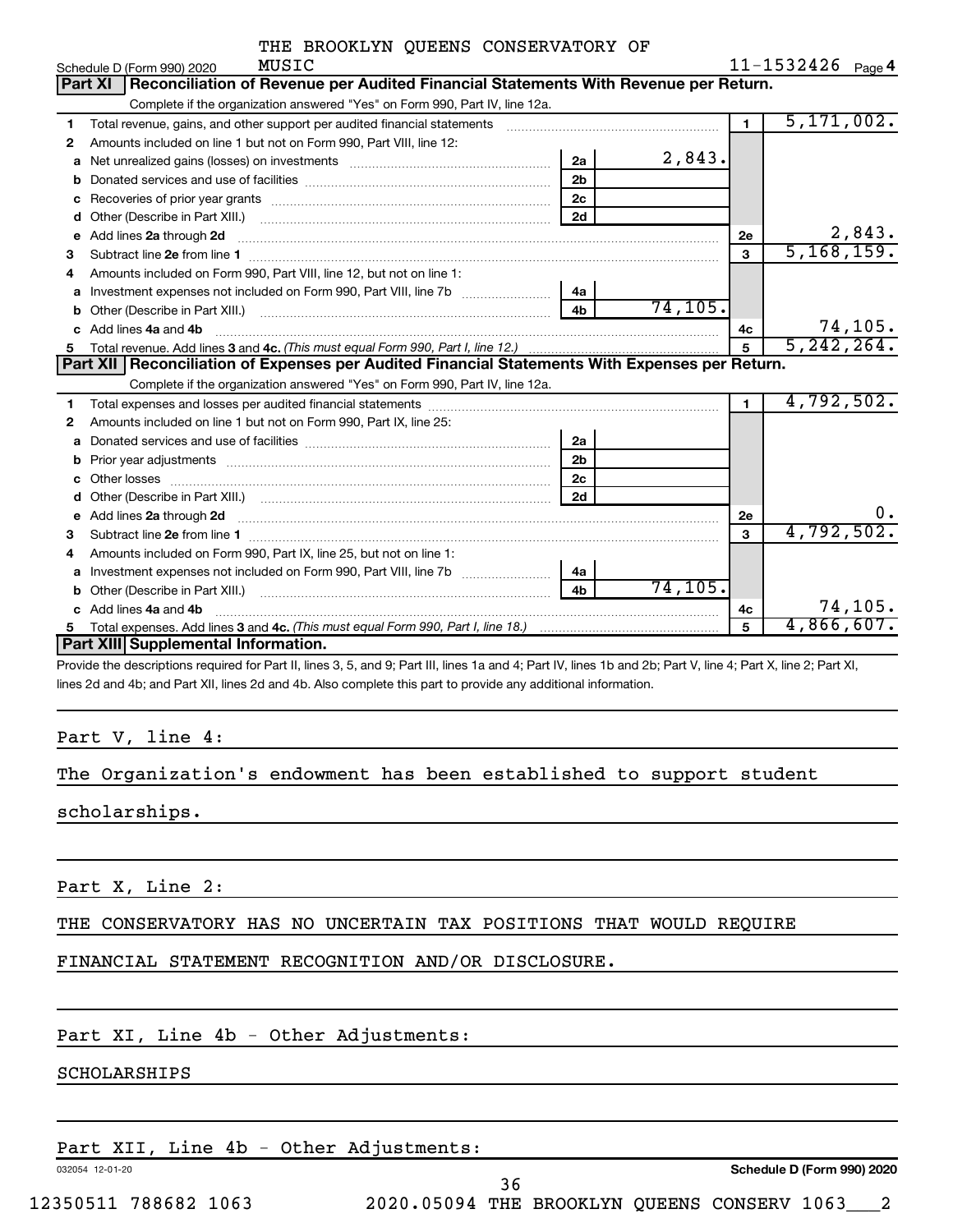THE BROOKLYN QUEENS CONSERVATORY OF MUSIC

Schedule D (Form 990) 2020 — 11-1532426 — Page 4

## Part XI Reconciliation of Revenue per Audited Financial Statements With Revenue per Return.

Complete if the organization answered "Yes" on Form 990, Part IV, line 12a.

| Line | Description | Sub-line | Sub-amount | Line | Amount |
|---|---|---|---|---|---|
| 1 | Total revenue, gains, and other support per audited financial statements | | | 1 | 5,171,002. |
| 2 | Amounts included on line 1 but not on Form 990, Part VIII, line 12: | | | | |
| a | Net unrealized gains (losses) on investments | 2a | 2,843. | | |
| b | Donated services and use of facilities | 2b | | | |
| c | Recoveries of prior year grants | 2c | | | |
| d | Other (Describe in Part XIII.) | 2d | | | |
| e | Add lines 2a through 2d | | | 2e | 2,843. |
| 3 | Subtract line 2e from line 1 | | | 3 | 5,168,159. |
| 4 | Amounts included on Form 990, Part VIII, line 12, but not on line 1: | | | | |
| a | Investment expenses not included on Form 990, Part VIII, line 7b | 4a | | | |
| b | Other (Describe in Part XIII.) | 4b | 74,105. | | |
| c | Add lines 4a and 4b | | | 4c | 74,105. |
| 5 | Total revenue. Add lines 3 and 4c. *(This must equal Form 990, Part I, line 12.)* | | | 5 | 5,242,264. |

## Part XII Reconciliation of Expenses per Audited Financial Statements With Expenses per Return.

Complete if the organization answered "Yes" on Form 990, Part IV, line 12a.

| Line | Description | Sub-line | Sub-amount | Line | Amount |
|---|---|---|---|---|---|
| 1 | Total expenses and losses per audited financial statements | | | 1 | 4,792,502. |
| 2 | Amounts included on line 1 but not on Form 990, Part IX, line 25: | | | | |
| a | Donated services and use of facilities | 2a | | | |
| b | Prior year adjustments | 2b | | | |
| c | Other losses | 2c | | | |
| d | Other (Describe in Part XIII.) | 2d | | | |
| e | Add lines 2a through 2d | | | 2e | 0. |
| 3 | Subtract line 2e from line 1 | | | 3 | 4,792,502. |
| 4 | Amounts included on Form 990, Part IX, line 25, but not on line 1: | | | | |
| a | Investment expenses not included on Form 990, Part VIII, line 7b | 4a | | | |
| b | Other (Describe in Part XIII.) | 4b | 74,105. | | |
| c | Add lines 4a and 4b | | | 4c | 74,105. |
| 5 | Total expenses. Add lines 3 and 4c. *(This must equal Form 990, Part I, line 18.)* | | | 5 | 4,866,607. |

## Part XIII Supplemental Information.

Provide the descriptions required for Part II, lines 3, 5, and 9; Part III, lines 1a and 4; Part IV, lines 1b and 2b; Part V, line 4; Part X, line 2; Part XI, lines 2d and 4b; and Part XII, lines 2d and 4b. Also complete this part to provide any additional information.

Part V, line 4:

The Organization's endowment has been established to support student scholarships.

Part X, Line 2:

THE CONSERVATORY HAS NO UNCERTAIN TAX POSITIONS THAT WOULD REQUIRE FINANCIAL STATEMENT RECOGNITION AND/OR DISCLOSURE.

Part XI, Line 4b - Other Adjustments:

SCHOLARSHIPS

Part XII, Line 4b - Other Adjustments:

032054 12-01-20 — Schedule D (Form 990) 2020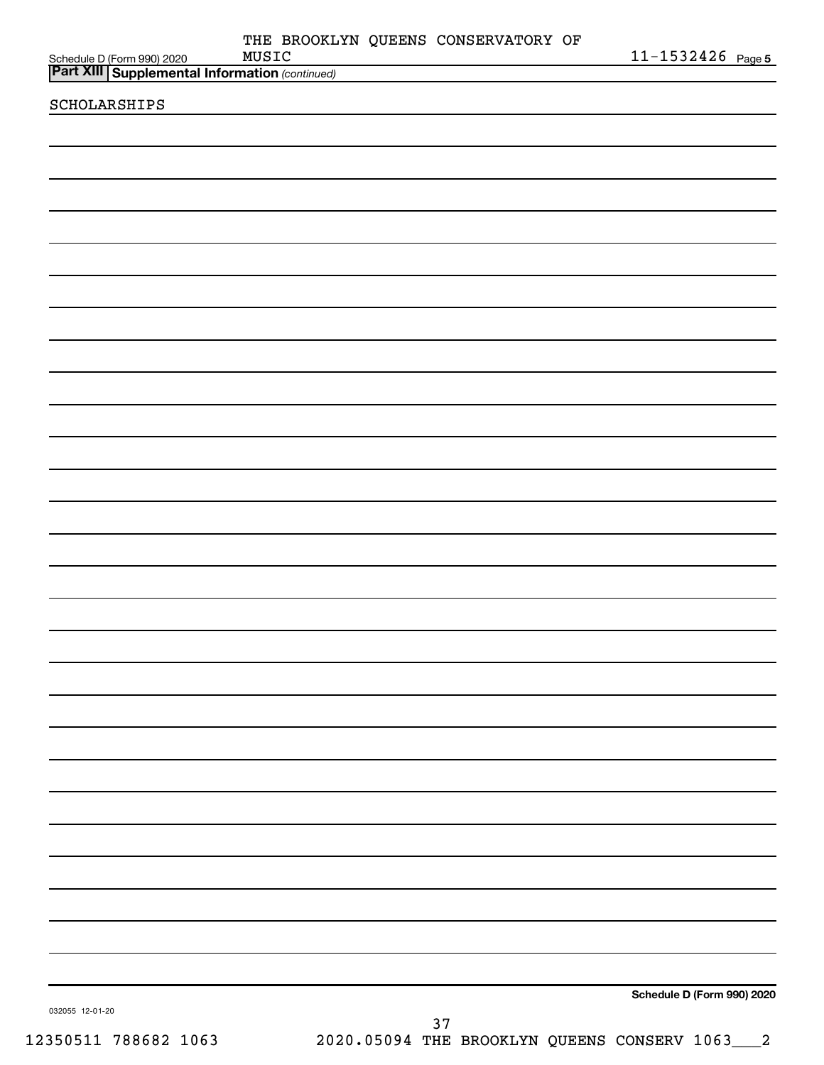THE BROOKLYN QUEENS CONSERVATORY OF MUSIC 11-1532426

## Part XIII Supplemental Information *(continued)*

SCHOLARSHIPS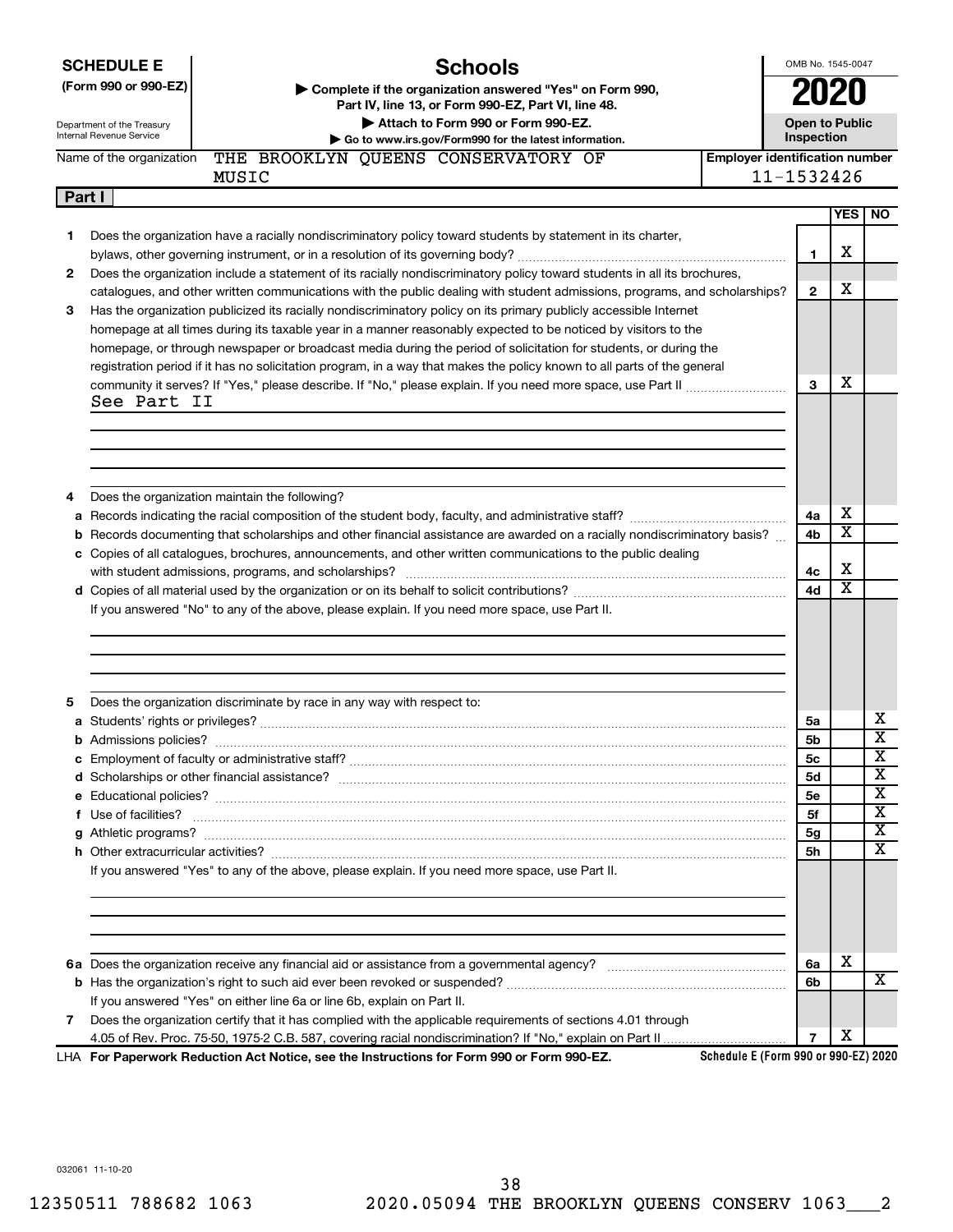**SCHEDULE E (Form 990 or 990-EZ)**

Department of the Treasury
Internal Revenue Service

# Schools

▶ Complete if the organization answered "Yes" on Form 990, Part IV, line 13, or Form 990-EZ, Part VI, line 48.
▶ Attach to Form 990 or Form 990-EZ.
▶ Go to www.irs.gov/Form990 for the latest information.

OMB No. 1545-0047

**2020**

**Open to Public Inspection**

Name of the organization: THE BROOKLYN QUEENS CONSERVATORY OF MUSIC

Employer identification number: 11-1532426

## Part I

| | | Line | YES | NO |
|---|---|---|---|---|
| 1 | Does the organization have a racially nondiscriminatory policy toward students by statement in its charter, bylaws, other governing instrument, or in a resolution of its governing body? | 1 | X | |
| 2 | Does the organization include a statement of its racially nondiscriminatory policy toward students in all its brochures, catalogues, and other written communications with the public dealing with student admissions, programs, and scholarships? | 2 | X | |
| 3 | Has the organization publicized its racially nondiscriminatory policy on its primary publicly accessible Internet homepage at all times during its taxable year in a manner reasonably expected to be noticed by visitors to the homepage, or through newspaper or broadcast media during the period of solicitation for students, or during the registration period if it has no solicitation program, in a way that makes the policy known to all parts of the general community it serves? If "Yes," please describe. If "No," please explain. If you need more space, use Part II | 3 | X | |

See Part II

| | | Line | YES | NO |
|---|---|---|---|---|
| 4 | Does the organization maintain the following? | | | |
| a | Records indicating the racial composition of the student body, faculty, and administrative staff? | 4a | X | |
| b | Records documenting that scholarships and other financial assistance are awarded on a racially nondiscriminatory basis? | 4b | X | |
| c | Copies of all catalogues, brochures, announcements, and other written communications to the public dealing with student admissions, programs, and scholarships? | 4c | X | |
| d | Copies of all material used by the organization or on its behalf to solicit contributions? | 4d | X | |

If you answered "No" to any of the above, please explain. If you need more space, use Part II.

| | | Line | YES | NO |
|---|---|---|---|---|
| 5 | Does the organization discriminate by race in any way with respect to: | | | |
| a | Students' rights or privileges? | 5a | | X |
| b | Admissions policies? | 5b | | X |
| c | Employment of faculty or administrative staff? | 5c | | X |
| d | Scholarships or other financial assistance? | 5d | | X |
| e | Educational policies? | 5e | | X |
| f | Use of facilities? | 5f | | X |
| g | Athletic programs? | 5g | | X |
| h | Other extracurricular activities? | 5h | | X |

If you answered "Yes" to any of the above, please explain. If you need more space, use Part II.

| | | Line | YES | NO |
|---|---|---|---|---|
| 6a | Does the organization receive any financial aid or assistance from a governmental agency? | 6a | X | |
| b | Has the organization's right to such aid ever been revoked or suspended? | 6b | | X |
| | If you answered "Yes" on either line 6a or line 6b, explain on Part II. | | | |
| 7 | Does the organization certify that it has complied with the applicable requirements of sections 4.01 through 4.05 of Rev. Proc. 75-50, 1975-2 C.B. 587, covering racial nondiscrimination? If "No," explain on Part II | 7 | X | |

LHA **For Paperwork Reduction Act Notice, see the Instructions for Form 990 or Form 990-EZ.** **Schedule E (Form 990 or 990-EZ) 2020**

032061 11-10-20

12350511 788682 1063 2020.05094 THE BROOKLYN QUEENS CONSERV 1063___2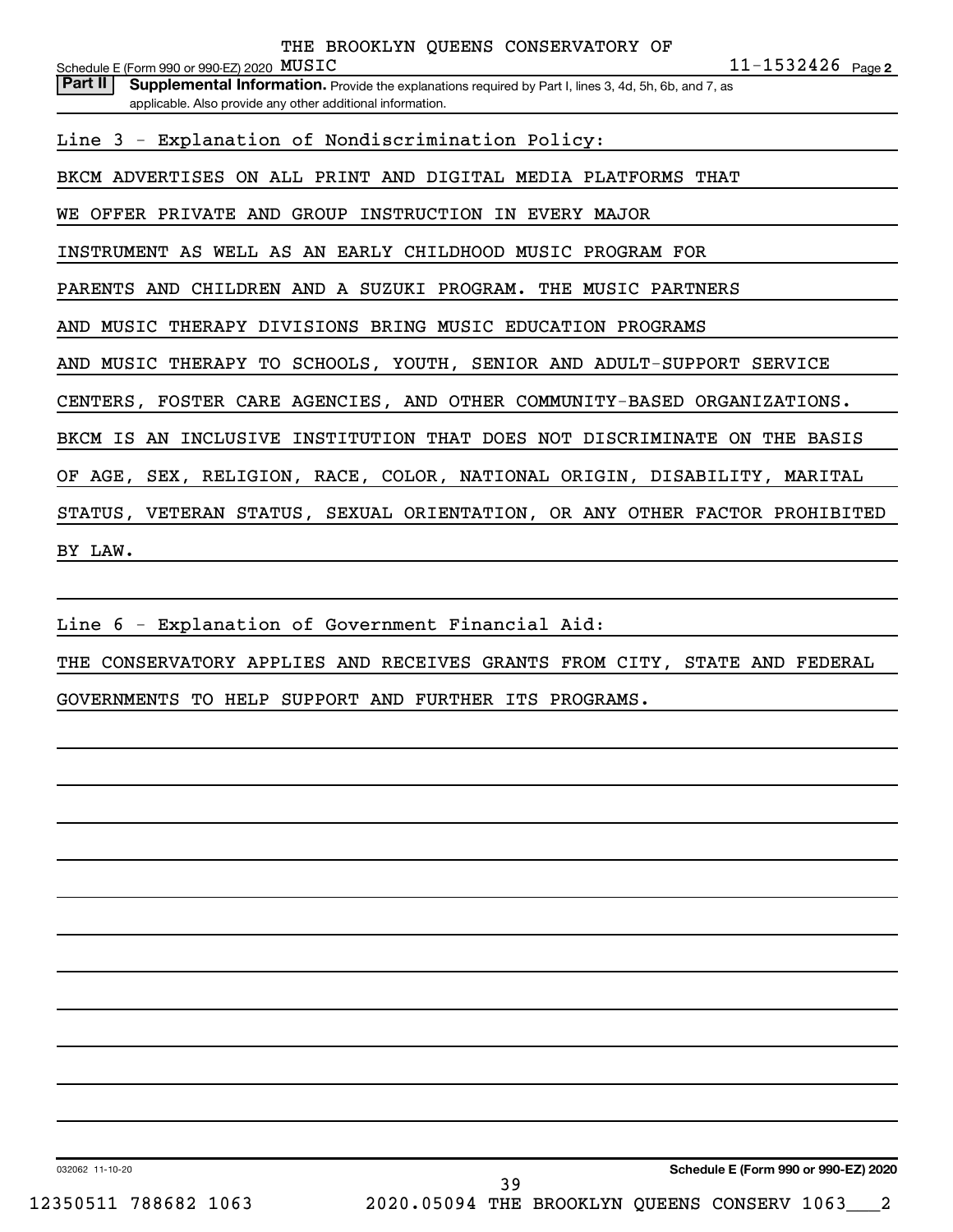THE BROOKLYN QUEENS CONSERVATORY OF MUSIC — 11-1532426

**Part II** **Supplemental Information.** Provide the explanations required by Part I, lines 3, 4d, 5h, 6b, and 7, as applicable. Also provide any other additional information.

Line 3 - Explanation of Nondiscrimination Policy:

BKCM ADVERTISES ON ALL PRINT AND DIGITAL MEDIA PLATFORMS THAT WE OFFER PRIVATE AND GROUP INSTRUCTION IN EVERY MAJOR INSTRUMENT AS WELL AS AN EARLY CHILDHOOD MUSIC PROGRAM FOR PARENTS AND CHILDREN AND A SUZUKI PROGRAM. THE MUSIC PARTNERS AND MUSIC THERAPY DIVISIONS BRING MUSIC EDUCATION PROGRAMS AND MUSIC THERAPY TO SCHOOLS, YOUTH, SENIOR AND ADULT-SUPPORT SERVICE CENTERS, FOSTER CARE AGENCIES, AND OTHER COMMUNITY-BASED ORGANIZATIONS. BKCM IS AN INCLUSIVE INSTITUTION THAT DOES NOT DISCRIMINATE ON THE BASIS OF AGE, SEX, RELIGION, RACE, COLOR, NATIONAL ORIGIN, DISABILITY, MARITAL STATUS, VETERAN STATUS, SEXUAL ORIENTATION, OR ANY OTHER FACTOR PROHIBITED BY LAW.

Line 6 - Explanation of Government Financial Aid:

THE CONSERVATORY APPLIES AND RECEIVES GRANTS FROM CITY, STATE AND FEDERAL GOVERNMENTS TO HELP SUPPORT AND FURTHER ITS PROGRAMS.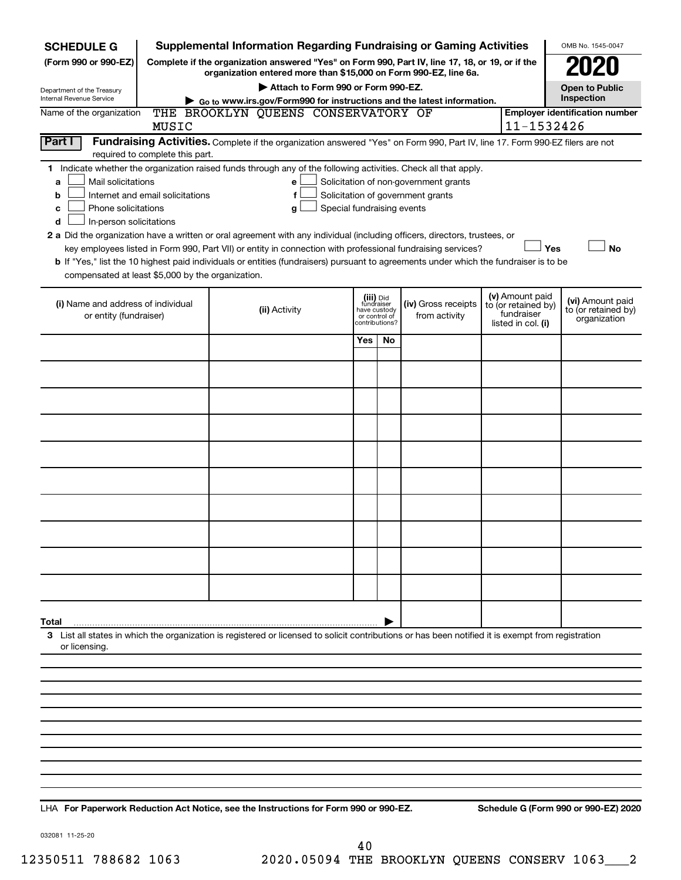**SCHEDULE G (Form 990 or 990-EZ)**

Department of the Treasury
Internal Revenue Service

# Supplemental Information Regarding Fundraising or Gaming Activities

**Complete if the organization answered "Yes" on Form 990, Part IV, line 17, 18, or 19, or if the organization entered more than $15,000 on Form 990-EZ, line 6a.**

▶ Attach to Form 990 or Form 990-EZ.

▶ Go to www.irs.gov/Form990 for instructions and the latest information.

OMB No. 1545-0047

**2020**

**Open to Public Inspection**

Name of the organization: THE BROOKLYN QUEENS CONSERVATORY OF MUSIC

Employer identification number: 11-1532426

## Part I Fundraising Activities.

Complete if the organization answered "Yes" on Form 990, Part IV, line 17. Form 990-EZ filers are not required to complete this part.

**1** Indicate whether the organization raised funds through any of the following activities. Check all that apply.

- **a** ☐ Mail solicitations
- **b** ☐ Internet and email solicitations
- **c** ☐ Phone solicitations
- **d** ☐ In-person solicitations
- **e** ☐ Solicitation of non-government grants
- **f** ☐ Solicitation of government grants
- **g** ☐ Special fundraising events

**2 a** Did the organization have a written or oral agreement with any individual (including officers, directors, trustees, or key employees listed in Form 990, Part VII) or entity in connection with professional fundraising services? ☐ Yes ☐ No

**b** If "Yes," list the 10 highest paid individuals or entities (fundraisers) pursuant to agreements under which the fundraiser is to be compensated at least $5,000 by the organization.

| (i) Name and address of individual or entity (fundraiser) | (ii) Activity | (iii) Did fundraiser have custody or control of contributions? Yes | No | (iv) Gross receipts from activity | (v) Amount paid to (or retained by) fundraiser listed in col. (i) | (vi) Amount paid to (or retained by) organization |
|---|---|---|---|---|---|---|
| | | | | | | |
| | | | | | | |
| | | | | | | |
| | | | | | | |
| | | | | | | |
| | | | | | | |
| | | | | | | |
| | | | | | | |
| | | | | | | |
| | | | | | | |
| **Total** | | | ▶ | | | |

**3** List all states in which the organization is registered or licensed to solicit contributions or has been notified it is exempt from registration or licensing.

LHA **For Paperwork Reduction Act Notice, see the Instructions for Form 990 or 990-EZ.**

**Schedule G (Form 990 or 990-EZ) 2020**

032081 11-25-20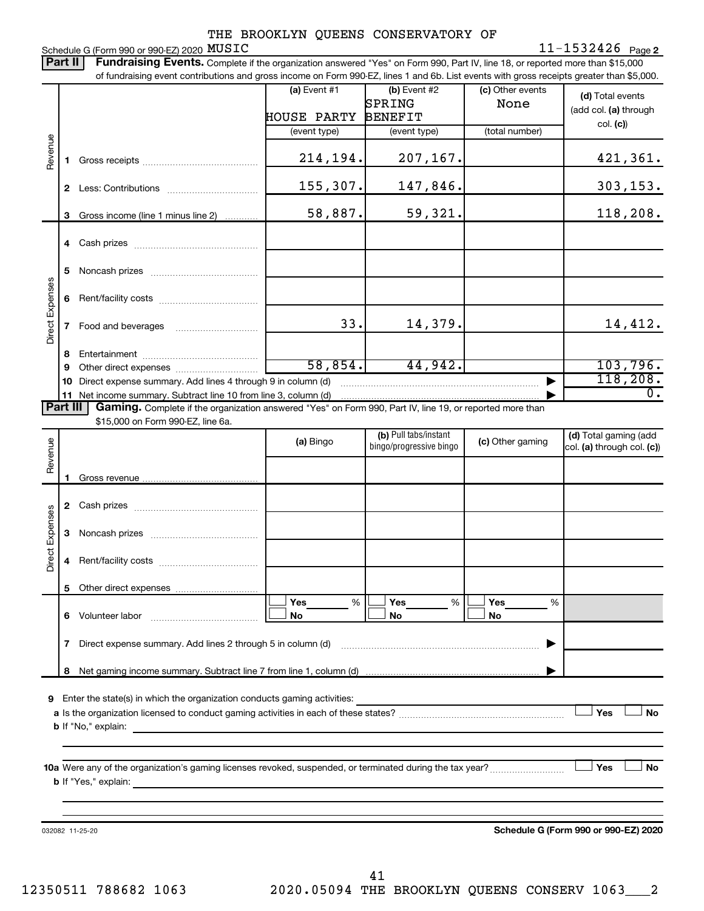THE BROOKLYN QUEENS CONSERVATORY OF MUSIC

Schedule G (Form 990 or 990-EZ) 2020 11-1532426 Page 2

**Part II** **Fundraising Events.** Complete if the organization answered "Yes" on Form 990, Part IV, line 18, or reported more than $15,000 of fundraising event contributions and gross income on Form 990-EZ, lines 1 and 6b. List events with gross receipts greater than $5,000.

| | | (a) Event #1 | (b) Event #2 | (c) Other events | (d) Total events (add col. (a) through col. (c)) |
|---|---|---|---|---|---|
| | | HOUSE PARTY | SPRING BENEFIT | None | |
| | | (event type) | (event type) | (total number) | |
| Revenue | 1 Gross receipts | 214,194. | 207,167. | | 421,361. |
| | 2 Less: Contributions | 155,307. | 147,846. | | 303,153. |
| | 3 Gross income (line 1 minus line 2) | 58,887. | 59,321. | | 118,208. |
| Direct Expenses | 4 Cash prizes | | | | |
| | 5 Noncash prizes | | | | |
| | 6 Rent/facility costs | | | | |
| | 7 Food and beverages | 33. | 14,379. | | 14,412. |
| | 8 Entertainment | | | | |
| | 9 Other direct expenses | 58,854. | 44,942. | | 103,796. |
| | 10 Direct expense summary. Add lines 4 through 9 in column (d) | | | | 118,208. |
| | 11 Net income summary. Subtract line 10 from line 3, column (d) | | | | 0. |

**Part III** **Gaming.** Complete if the organization answered "Yes" on Form 990, Part IV, line 19, or reported more than $15,000 on Form 990-EZ, line 6a.

| | | (a) Bingo | (b) Pull tabs/instant bingo/progressive bingo | (c) Other gaming | (d) Total gaming (add col. (a) through col. (c)) |
|---|---|---|---|---|---|
| Revenue | 1 Gross revenue | | | | |
| Direct Expenses | 2 Cash prizes | | | | |
| | 3 Noncash prizes | | | | |
| | 4 Rent/facility costs | | | | |
| | 5 Other direct expenses | | | | |
| | 6 Volunteer labor | Yes ___ % No | Yes ___ % No | Yes ___ % No | |
| | 7 Direct expense summary. Add lines 2 through 5 in column (d) | | | | |
| | 8 Net gaming income summary. Subtract line 7 from line 1, column (d) | | | | |

**9** Enter the state(s) in which the organization conducts gaming activities: ____________

**a** Is the organization licensed to conduct gaming activities in each of these states? ☐ Yes ☐ No

**b** If "No," explain: ____________

**10a** Were any of the organization's gaming licenses revoked, suspended, or terminated during the tax year? ☐ Yes ☐ No

**b** If "Yes," explain: ____________

032082 11-25-20 **Schedule G (Form 990 or 990-EZ) 2020**

12350511 788682 1063 2020.05094 THE BROOKLYN QUEENS CONSERV 1063___2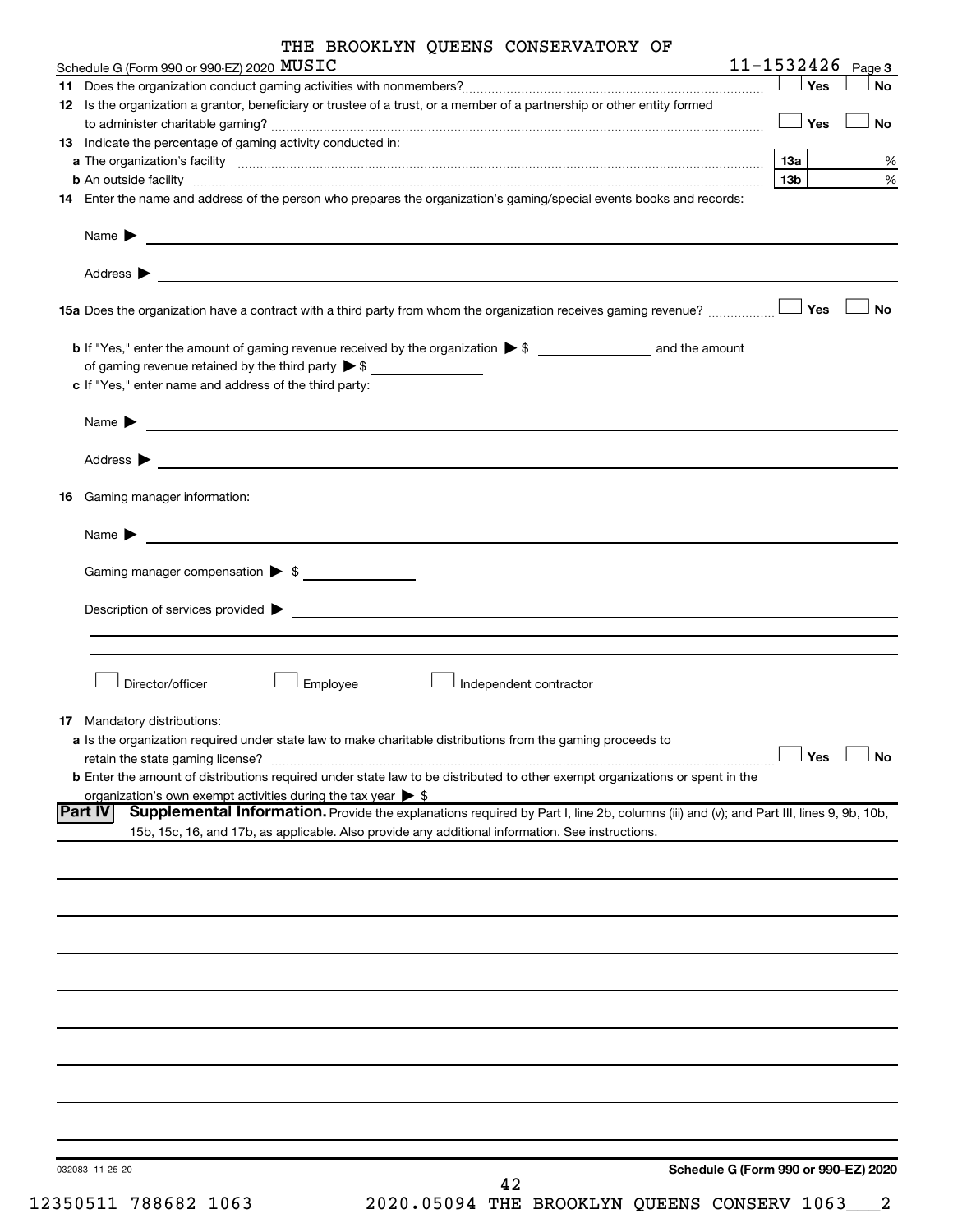THE BROOKLYN QUEENS CONSERVATORY OF MUSIC

Schedule G (Form 990 or 990-EZ) 2020 &nbsp;&nbsp;&nbsp; 11-1532426 &nbsp;&nbsp;&nbsp; Page 3

**11** Does the organization conduct gaming activities with nonmembers? ☐ Yes ☐ No

**12** Is the organization a grantor, beneficiary or trustee of a trust, or a member of a partnership or other entity formed to administer charitable gaming? ☐ Yes ☐ No

**13** Indicate the percentage of gaming activity conducted in:

**a** The organization's facility ..... **13a** %

**b** An outside facility ..... **13b** %

**14** Enter the name and address of the person who prepares the organization's gaming/special events books and records:

Name ▶

Address ▶

**15a** Does the organization have a contract with a third party from whom the organization receives gaming revenue? ☐ Yes ☐ No

**b** If "Yes," enter the amount of gaming revenue received by the organization ▶ $ ______ and the amount of gaming revenue retained by the third party ▶ $ ______

**c** If "Yes," enter name and address of the third party:

Name ▶

Address ▶

**16** Gaming manager information:

Name ▶

Gaming manager compensation ▶ $

Description of services provided ▶

☐ Director/officer ☐ Employee ☐ Independent contractor

**17** Mandatory distributions:

**a** Is the organization required under state law to make charitable distributions from the gaming proceeds to retain the state gaming license? ☐ Yes ☐ No

**b** Enter the amount of distributions required under state law to be distributed to other exempt organizations or spent in the organization's own exempt activities during the tax year ▶ $

**Part IV** **Supplemental Information.** Provide the explanations required by Part I, line 2b, columns (iii) and (v); and Part III, lines 9, 9b, 10b, 15b, 15c, 16, and 17b, as applicable. Also provide any additional information. See instructions.

032083 11-25-20 &nbsp;&nbsp;&nbsp; **Schedule G (Form 990 or 990-EZ) 2020**

12350511 788682 1063 &nbsp;&nbsp;&nbsp; 2020.05094 THE BROOKLYN QUEENS CONSERV 1063___2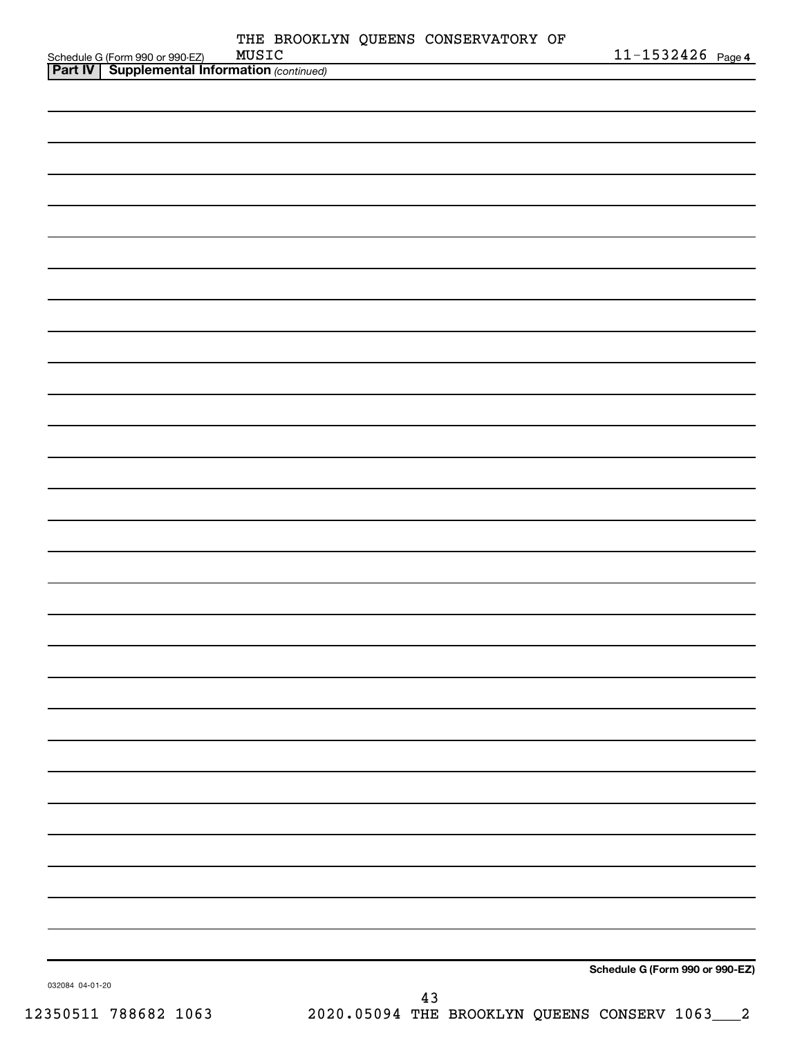Schedule G (Form 990 or 990-EZ) THE BROOKLYN QUEENS CONSERVATORY OF MUSIC 11-1532426 Page 4

**Part IV | Supplemental Information** *(continued)*

**Schedule G (Form 990 or 990-EZ)**

032084 04-01-20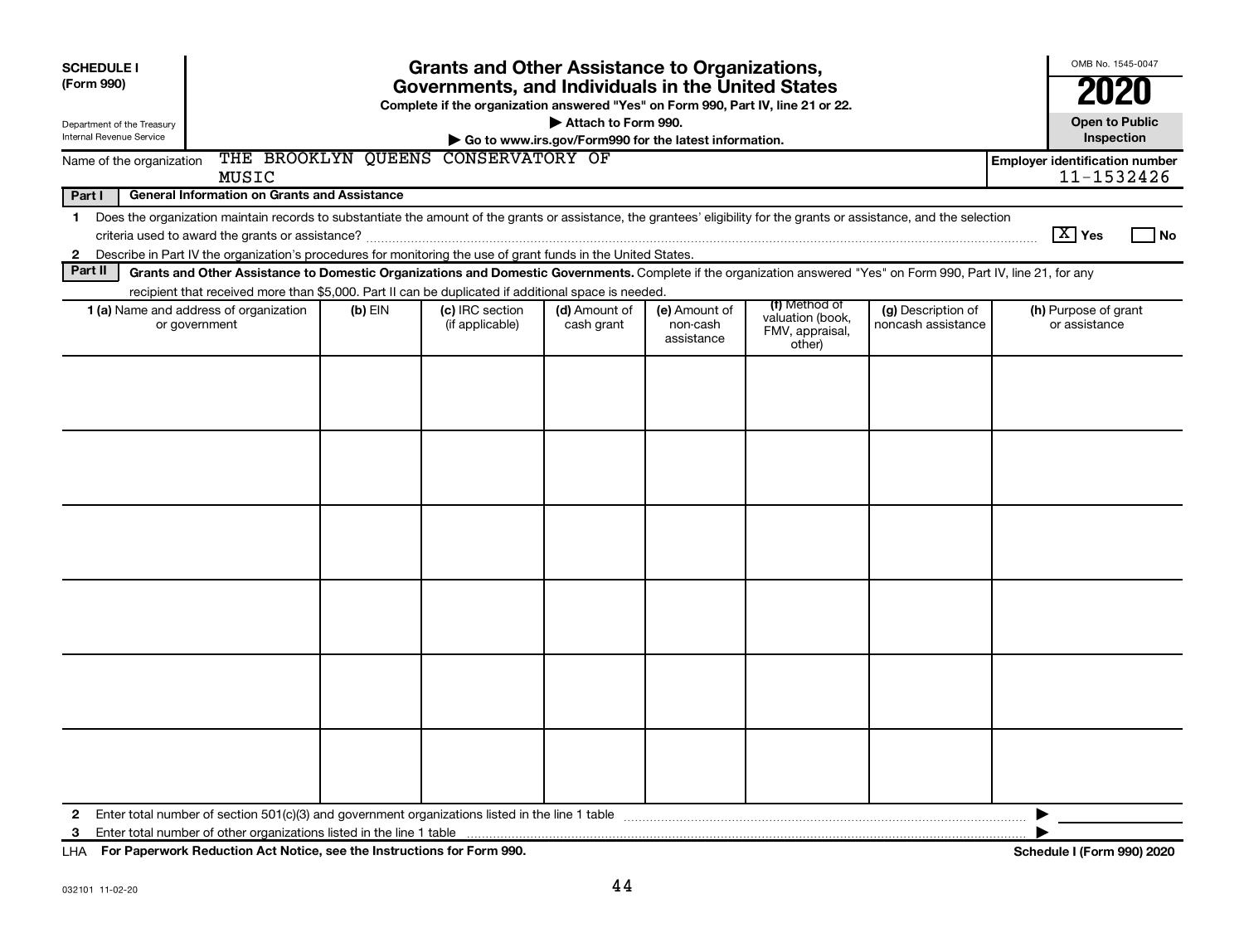**SCHEDULE I**
**(Form 990)**

Department of the Treasury
Internal Revenue Service

# Grants and Other Assistance to Organizations, Governments, and Individuals in the United States

**Complete if the organization answered "Yes" on Form 990, Part IV, line 21 or 22.**
**▶ Attach to Form 990.**
**▶ Go to www.irs.gov/Form990 for the latest information.**

OMB No. 1545-0047
**2020**
**Open to Public Inspection**

Name of the organization: THE BROOKLYN QUEENS CONSERVATORY OF MUSIC

**Employer identification number**: 11-1532426

**Part I** **General Information on Grants and Assistance**

1 Does the organization maintain records to substantiate the amount of the grants or assistance, the grantees' eligibility for the grants or assistance, and the selection criteria used to award the grants or assistance? [X] Yes [ ] No

2 Describe in Part IV the organization's procedures for monitoring the use of grant funds in the United States.

**Part II** **Grants and Other Assistance to Domestic Organizations and Domestic Governments.** Complete if the organization answered "Yes" on Form 990, Part IV, line 21, for any recipient that received more than $5,000. Part II can be duplicated if additional space is needed.

| 1 (a) Name and address of organization or government | (b) EIN | (c) IRC section (if applicable) | (d) Amount of cash grant | (e) Amount of non-cash assistance | (f) Method of valuation (book, FMV, appraisal, other) | (g) Description of noncash assistance | (h) Purpose of grant or assistance |
|---|---|---|---|---|---|---|---|
| | | | | | | | |
| | | | | | | | |
| | | | | | | | |
| | | | | | | | |
| | | | | | | | |
| | | | | | | | |

2 Enter total number of section 501(c)(3) and government organizations listed in the line 1 table ▶

3 Enter total number of other organizations listed in the line 1 table ▶

LHA **For Paperwork Reduction Act Notice, see the Instructions for Form 990.** **Schedule I (Form 990) 2020**

032101 11-02-20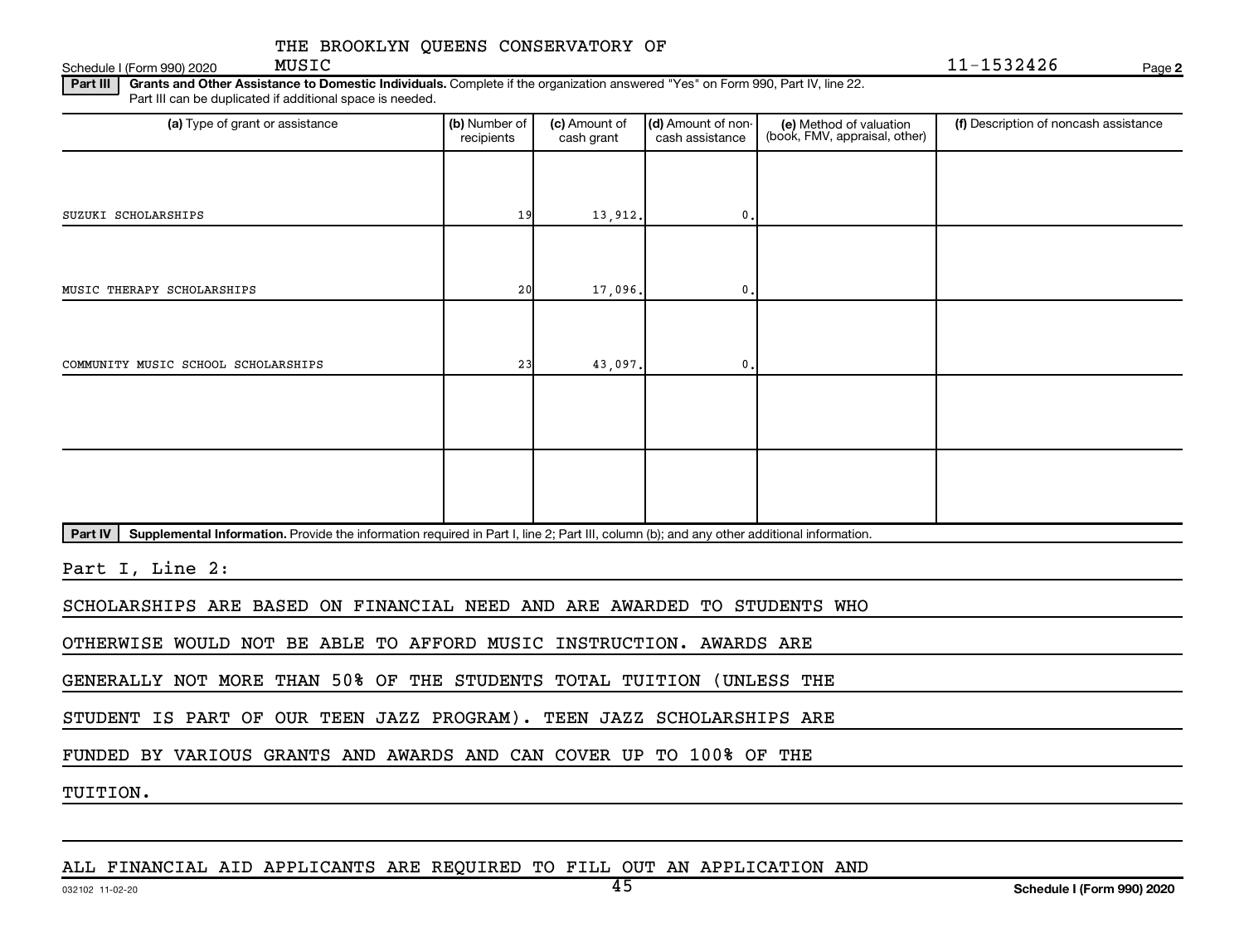THE BROOKLYN QUEENS CONSERVATORY OF MUSIC

Schedule I (Form 990) 2020 — 11-1532426 — Page 2

**Part III — Grants and Other Assistance to Domestic Individuals.** Complete if the organization answered "Yes" on Form 990, Part IV, line 22. Part III can be duplicated if additional space is needed.

| (a) Type of grant or assistance | (b) Number of recipients | (c) Amount of cash grant | (d) Amount of non-cash assistance | (e) Method of valuation (book, FMV, appraisal, other) | (f) Description of noncash assistance |
|---|---|---|---|---|---|
| SUZUKI SCHOLARSHIPS | 19 | 13,912. | 0. | | |
| MUSIC THERAPY SCHOLARSHIPS | 20 | 17,096. | 0. | | |
| COMMUNITY MUSIC SCHOOL SCHOLARSHIPS | 23 | 43,097. | 0. | | |
| | | | | | |
| | | | | | |

**Part IV — Supplemental Information.** Provide the information required in Part I, line 2; Part III, column (b); and any other additional information.

Part I, Line 2:

SCHOLARSHIPS ARE BASED ON FINANCIAL NEED AND ARE AWARDED TO STUDENTS WHO OTHERWISE WOULD NOT BE ABLE TO AFFORD MUSIC INSTRUCTION. AWARDS ARE GENERALLY NOT MORE THAN 50% OF THE STUDENTS TOTAL TUITION (UNLESS THE STUDENT IS PART OF OUR TEEN JAZZ PROGRAM). TEEN JAZZ SCHOLARSHIPS ARE FUNDED BY VARIOUS GRANTS AND AWARDS AND CAN COVER UP TO 100% OF THE TUITION.

ALL FINANCIAL AID APPLICANTS ARE REQUIRED TO FILL OUT AN APPLICATION AND

032102 11-02-20 — Schedule I (Form 990) 2020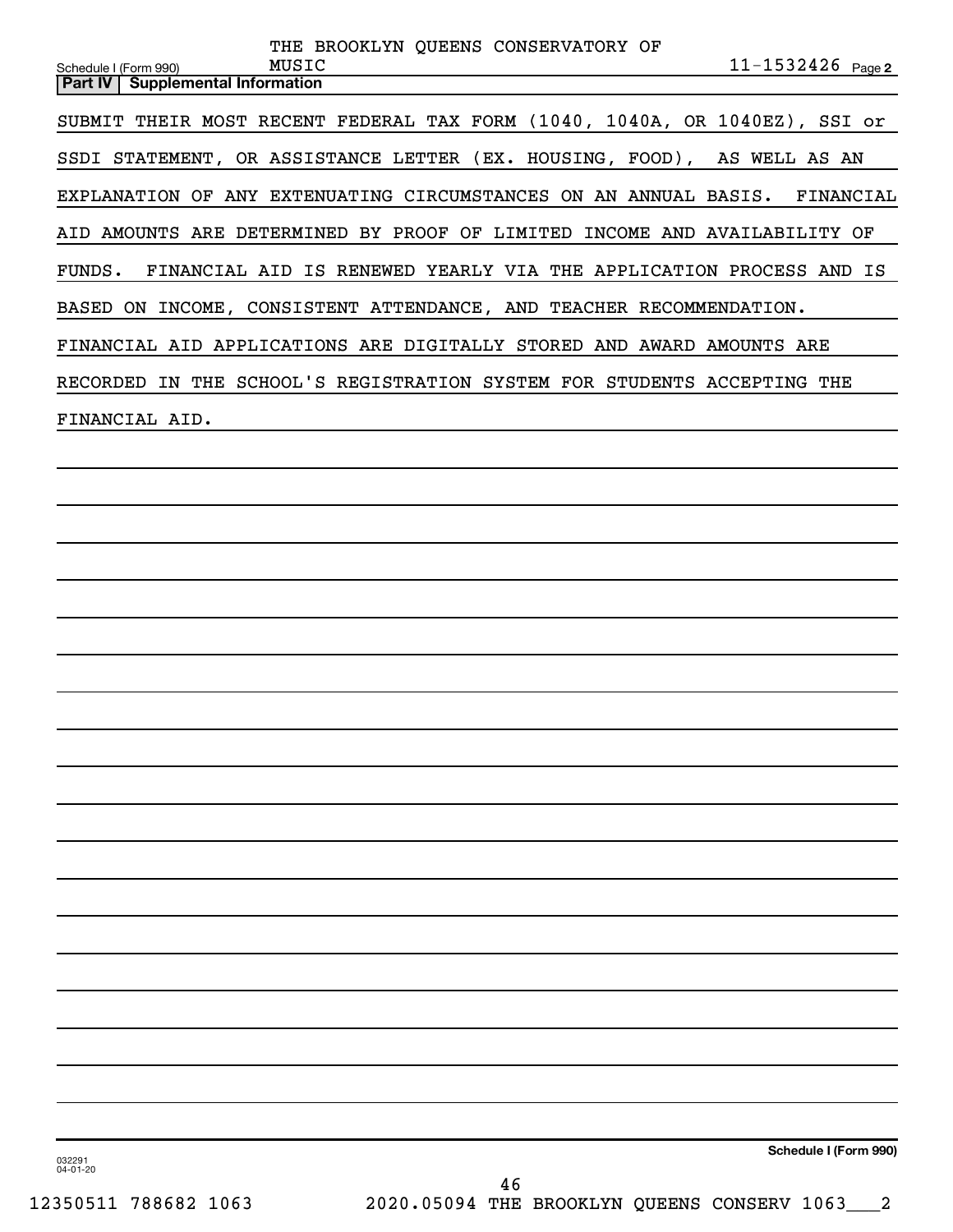Schedule I (Form 990) THE BROOKLYN QUEENS CONSERVATORY OF MUSIC 11-1532426 Page 2

**Part IV | Supplemental Information**

SUBMIT THEIR MOST RECENT FEDERAL TAX FORM (1040, 1040A, OR 1040EZ), SSI or SSDI STATEMENT, OR ASSISTANCE LETTER (EX. HOUSING, FOOD), AS WELL AS AN EXPLANATION OF ANY EXTENUATING CIRCUMSTANCES ON AN ANNUAL BASIS. FINANCIAL AID AMOUNTS ARE DETERMINED BY PROOF OF LIMITED INCOME AND AVAILABILITY OF FUNDS. FINANCIAL AID IS RENEWED YEARLY VIA THE APPLICATION PROCESS AND IS BASED ON INCOME, CONSISTENT ATTENDANCE, AND TEACHER RECOMMENDATION. FINANCIAL AID APPLICATIONS ARE DIGITALLY STORED AND AWARD AMOUNTS ARE RECORDED IN THE SCHOOL'S REGISTRATION SYSTEM FOR STUDENTS ACCEPTING THE FINANCIAL AID.

032291 04-01-20

**Schedule I (Form 990)**

12350511 788682 1063 2020.05094 THE BROOKLYN QUEENS CONSERV 1063___2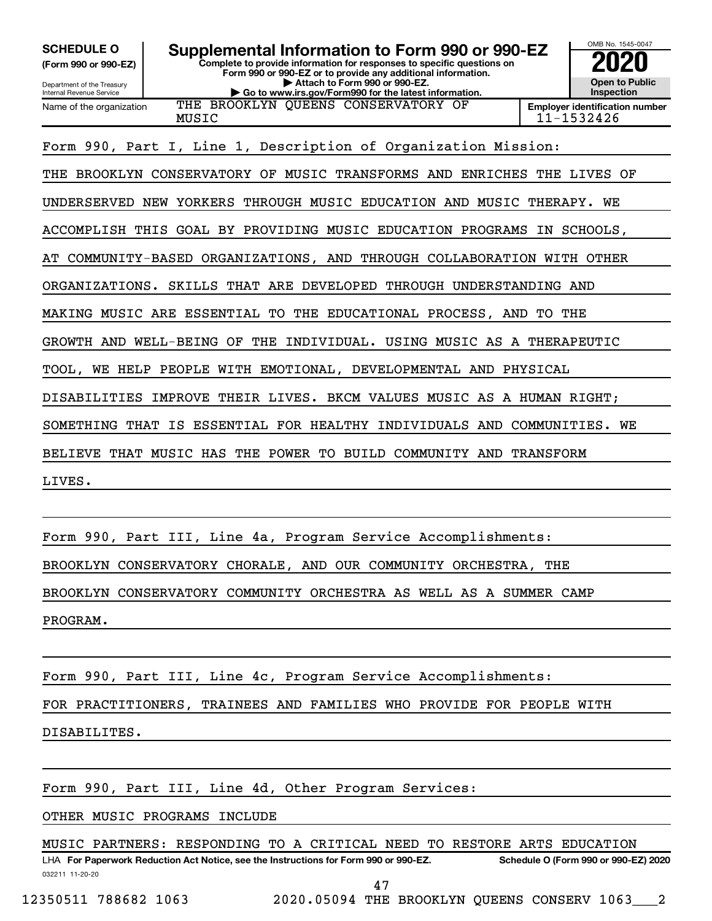**SCHEDULE O (Form 990 or 990-EZ)**

Department of the Treasury
Internal Revenue Service

# Supplemental Information to Form 990 or 990-EZ

**Complete to provide information for responses to specific questions on Form 990 or 990-EZ or to provide any additional information.**
**▶ Attach to Form 990 or 990-EZ.**
**▶ Go to www.irs.gov/Form990 for the latest information.**

OMB No. 1545-0047

**2020**

**Open to Public Inspection**

| Name of the organization | Employer identification number |
|---|---|
| THE BROOKLYN QUEENS CONSERVATORY OF MUSIC | 11-1532426 |

Form 990, Part I, Line 1, Description of Organization Mission:

THE BROOKLYN CONSERVATORY OF MUSIC TRANSFORMS AND ENRICHES THE LIVES OF UNDERSERVED NEW YORKERS THROUGH MUSIC EDUCATION AND MUSIC THERAPY. WE ACCOMPLISH THIS GOAL BY PROVIDING MUSIC EDUCATION PROGRAMS IN SCHOOLS, AT COMMUNITY-BASED ORGANIZATIONS, AND THROUGH COLLABORATION WITH OTHER ORGANIZATIONS. SKILLS THAT ARE DEVELOPED THROUGH UNDERSTANDING AND MAKING MUSIC ARE ESSENTIAL TO THE EDUCATIONAL PROCESS, AND TO THE GROWTH AND WELL-BEING OF THE INDIVIDUAL. USING MUSIC AS A THERAPEUTIC TOOL, WE HELP PEOPLE WITH EMOTIONAL, DEVELOPMENTAL AND PHYSICAL DISABILITIES IMPROVE THEIR LIVES. BKCM VALUES MUSIC AS A HUMAN RIGHT; SOMETHING THAT IS ESSENTIAL FOR HEALTHY INDIVIDUALS AND COMMUNITIES. WE BELIEVE THAT MUSIC HAS THE POWER TO BUILD COMMUNITY AND TRANSFORM LIVES.

Form 990, Part III, Line 4a, Program Service Accomplishments:

BROOKLYN CONSERVATORY CHORALE, AND OUR COMMUNITY ORCHESTRA, THE BROOKLYN CONSERVATORY COMMUNITY ORCHESTRA AS WELL AS A SUMMER CAMP PROGRAM.

Form 990, Part III, Line 4c, Program Service Accomplishments:

FOR PRACTITIONERS, TRAINEES AND FAMILIES WHO PROVIDE FOR PEOPLE WITH DISABILITES.

Form 990, Part III, Line 4d, Other Program Services:

OTHER MUSIC PROGRAMS INCLUDE

MUSIC PARTNERS: RESPONDING TO A CRITICAL NEED TO RESTORE ARTS EDUCATION

LHA **For Paperwork Reduction Act Notice, see the Instructions for Form 990 or 990-EZ.** **Schedule O (Form 990 or 990-EZ) 2020**

032211 11-20-20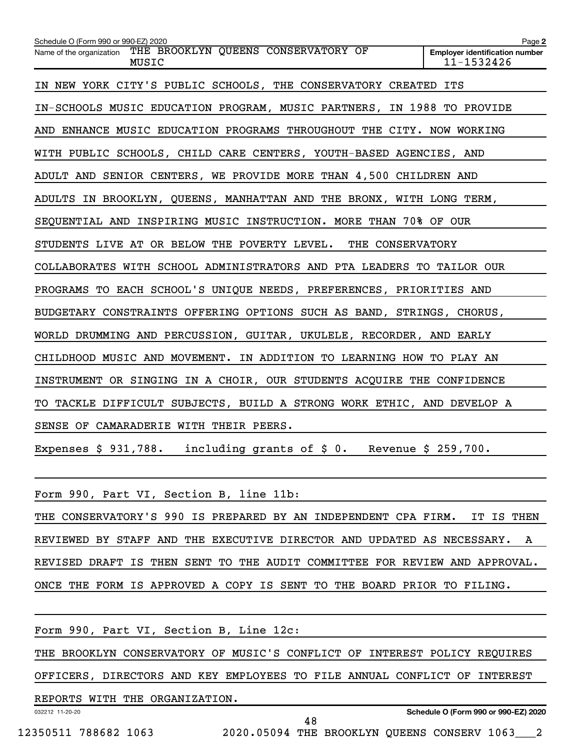Schedule O (Form 990 or 990-EZ) 2020

Name of the organization THE BROOKLYN QUEENS CONSERVATORY OF MUSIC

Employer identification number 11-1532426

IN NEW YORK CITY'S PUBLIC SCHOOLS, THE CONSERVATORY CREATED ITS IN-SCHOOLS MUSIC EDUCATION PROGRAM, MUSIC PARTNERS, IN 1988 TO PROVIDE AND ENHANCE MUSIC EDUCATION PROGRAMS THROUGHOUT THE CITY. NOW WORKING WITH PUBLIC SCHOOLS, CHILD CARE CENTERS, YOUTH-BASED AGENCIES, AND ADULT AND SENIOR CENTERS, WE PROVIDE MORE THAN 4,500 CHILDREN AND ADULTS IN BROOKLYN, QUEENS, MANHATTAN AND THE BRONX, WITH LONG TERM, SEQUENTIAL AND INSPIRING MUSIC INSTRUCTION. MORE THAN 70% OF OUR STUDENTS LIVE AT OR BELOW THE POVERTY LEVEL. THE CONSERVATORY COLLABORATES WITH SCHOOL ADMINISTRATORS AND PTA LEADERS TO TAILOR OUR PROGRAMS TO EACH SCHOOL'S UNIQUE NEEDS, PREFERENCES, PRIORITIES AND BUDGETARY CONSTRAINTS OFFERING OPTIONS SUCH AS BAND, STRINGS, CHORUS, WORLD DRUMMING AND PERCUSSION, GUITAR, UKULELE, RECORDER, AND EARLY CHILDHOOD MUSIC AND MOVEMENT. IN ADDITION TO LEARNING HOW TO PLAY AN INSTRUMENT OR SINGING IN A CHOIR, OUR STUDENTS ACQUIRE THE CONFIDENCE TO TACKLE DIFFICULT SUBJECTS, BUILD A STRONG WORK ETHIC, AND DEVELOP A SENSE OF CAMARADERIE WITH THEIR PEERS.

Expenses $ 931,788. including grants of $ 0. Revenue $ 259,700.

Form 990, Part VI, Section B, line 11b:

THE CONSERVATORY'S 990 IS PREPARED BY AN INDEPENDENT CPA FIRM. IT IS THEN REVIEWED BY STAFF AND THE EXECUTIVE DIRECTOR AND UPDATED AS NECESSARY. A REVISED DRAFT IS THEN SENT TO THE AUDIT COMMITTEE FOR REVIEW AND APPROVAL. ONCE THE FORM IS APPROVED A COPY IS SENT TO THE BOARD PRIOR TO FILING.

Form 990, Part VI, Section B, Line 12c:

THE BROOKLYN CONSERVATORY OF MUSIC'S CONFLICT OF INTEREST POLICY REQUIRES OFFICERS, DIRECTORS AND KEY EMPLOYEES TO FILE ANNUAL CONFLICT OF INTEREST REPORTS WITH THE ORGANIZATION.

032212 11-20-20

Schedule O (Form 990 or 990-EZ) 2020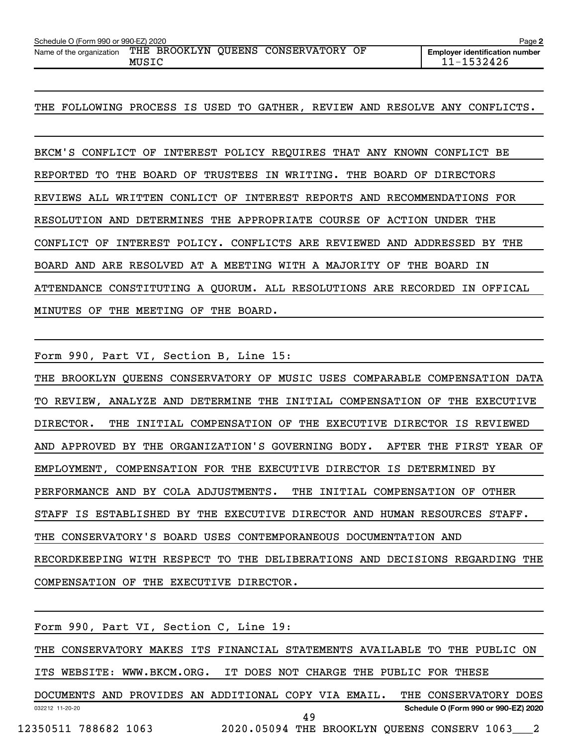THE FOLLOWING PROCESS IS USED TO GATHER, REVIEW AND RESOLVE ANY CONFLICTS.

BKCM'S CONFLICT OF INTEREST POLICY REQUIRES THAT ANY KNOWN CONFLICT BE REPORTED TO THE BOARD OF TRUSTEES IN WRITING. THE BOARD OF DIRECTORS REVIEWS ALL WRITTEN CONLICT OF INTEREST REPORTS AND RECOMMENDATIONS FOR RESOLUTION AND DETERMINES THE APPROPRIATE COURSE OF ACTION UNDER THE CONFLICT OF INTEREST POLICY. CONFLICTS ARE REVIEWED AND ADDRESSED BY THE BOARD AND ARE RESOLVED AT A MEETING WITH A MAJORITY OF THE BOARD IN ATTENDANCE CONSTITUTING A QUORUM. ALL RESOLUTIONS ARE RECORDED IN OFFICAL MINUTES OF THE MEETING OF THE BOARD.

Form 990, Part VI, Section B, Line 15:

THE BROOKLYN QUEENS CONSERVATORY OF MUSIC USES COMPARABLE COMPENSATION DATA TO REVIEW, ANALYZE AND DETERMINE THE INITIAL COMPENSATION OF THE EXECUTIVE DIRECTOR. THE INITIAL COMPENSATION OF THE EXECUTIVE DIRECTOR IS REVIEWED AND APPROVED BY THE ORGANIZATION'S GOVERNING BODY. AFTER THE FIRST YEAR OF EMPLOYMENT, COMPENSATION FOR THE EXECUTIVE DIRECTOR IS DETERMINED BY PERFORMANCE AND BY COLA ADJUSTMENTS. THE INITIAL COMPENSATION OF OTHER STAFF IS ESTABLISHED BY THE EXECUTIVE DIRECTOR AND HUMAN RESOURCES STAFF. THE CONSERVATORY'S BOARD USES CONTEMPORANEOUS DOCUMENTATION AND RECORDKEEPING WITH RESPECT TO THE DELIBERATIONS AND DECISIONS REGARDING THE COMPENSATION OF THE EXECUTIVE DIRECTOR.

Form 990, Part VI, Section C, Line 19:

THE CONSERVATORY MAKES ITS FINANCIAL STATEMENTS AVAILABLE TO THE PUBLIC ON ITS WEBSITE: WWW.BKCM.ORG. IT DOES NOT CHARGE THE PUBLIC FOR THESE DOCUMENTS AND PROVIDES AN ADDITIONAL COPY VIA EMAIL. THE CONSERVATORY DOES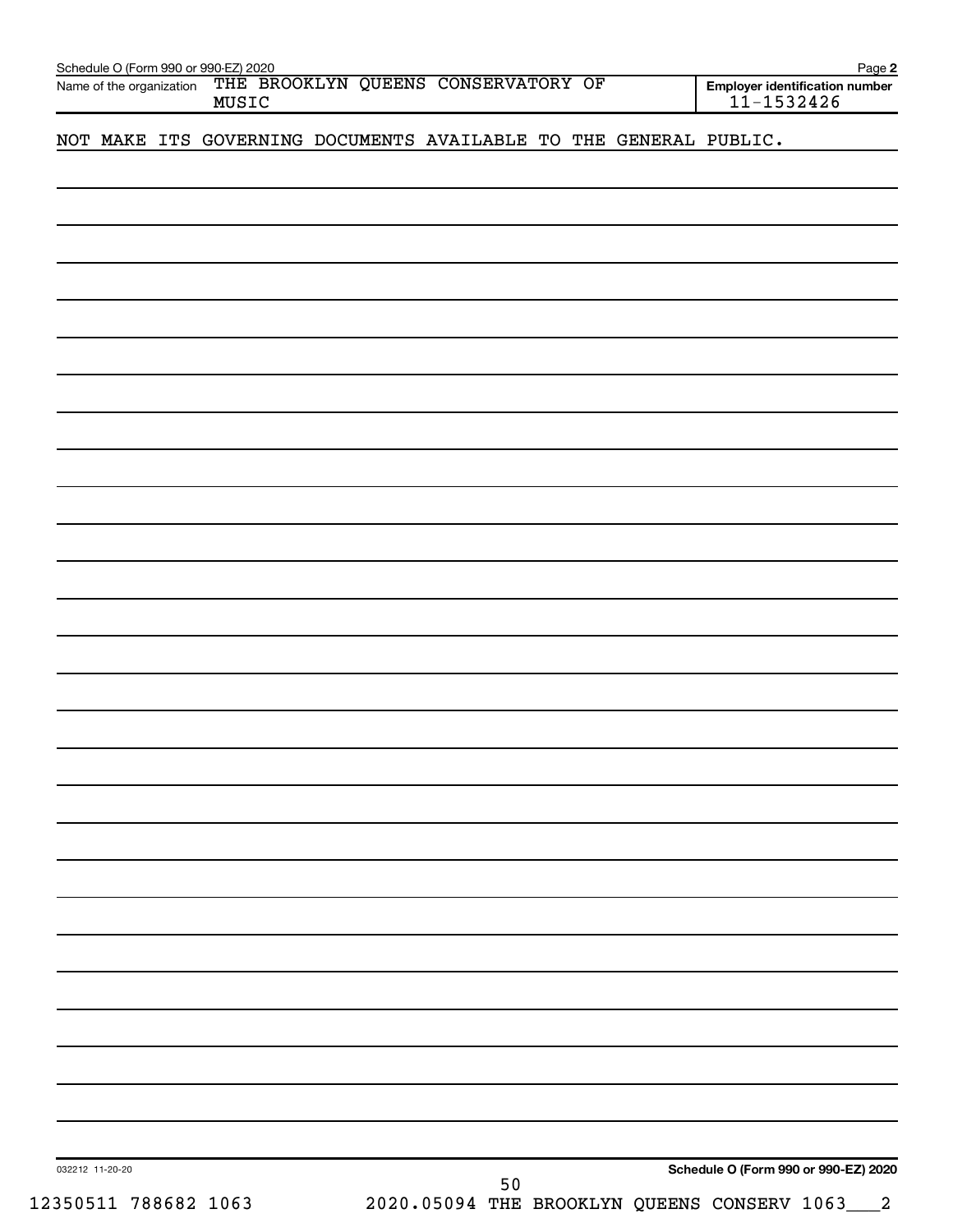Schedule O (Form 990 or 990-EZ) 2020

Name of the organization THE BROOKLYN QUEENS CONSERVATORY OF MUSIC

Employer identification number 11-1532426

NOT MAKE ITS GOVERNING DOCUMENTS AVAILABLE TO THE GENERAL PUBLIC.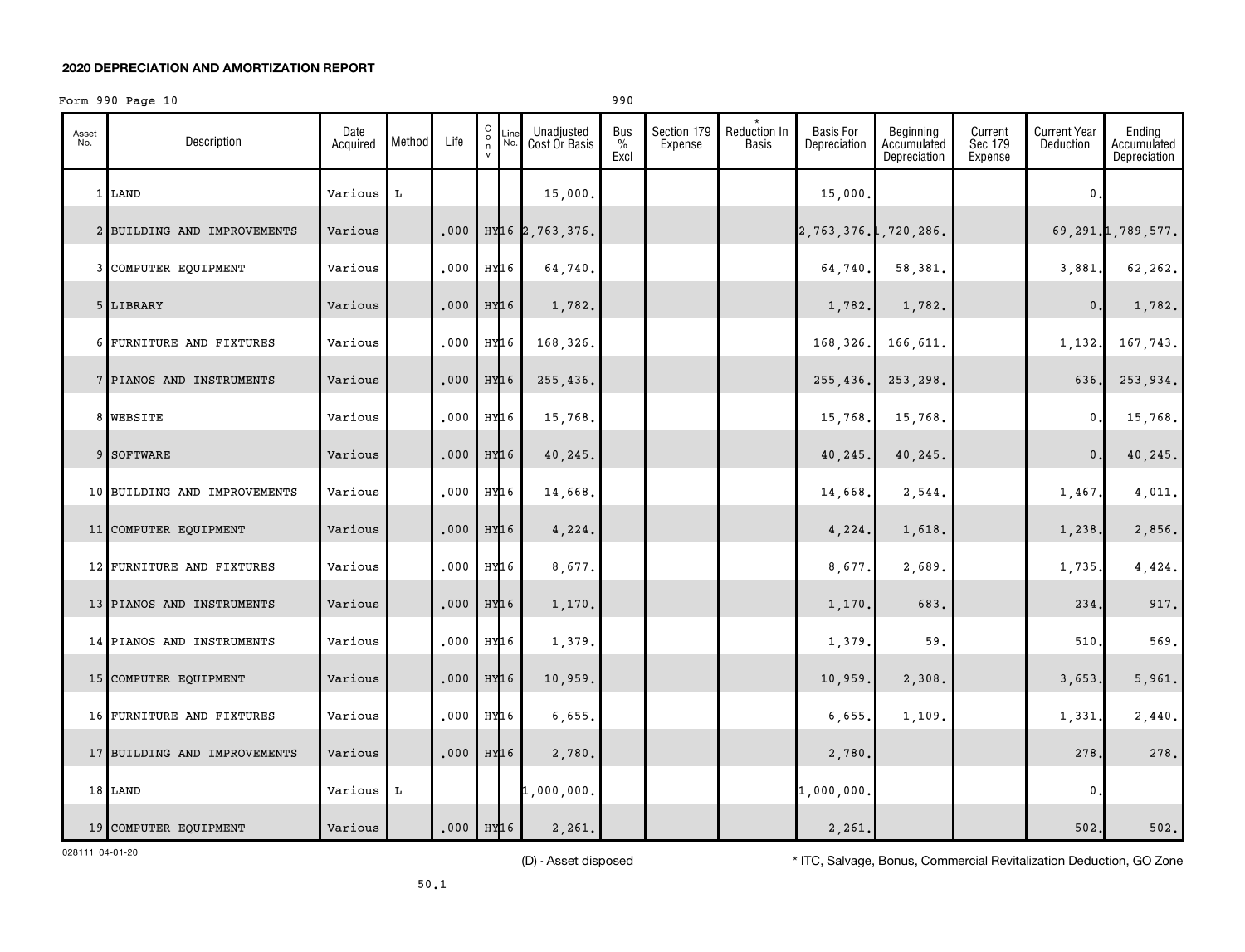**2020 DEPRECIATION AND AMORTIZATION REPORT**

Form 990 Page 10 990

| Asset No. | Description | Date Acquired | Method | Life | C o n v | Line No. | Unadjusted Cost Or Basis | Bus % Excl | Section 179 Expense | * Reduction In Basis | Basis For Depreciation | Beginning Accumulated Depreciation | Current Sec 179 Expense | Current Year Deduction | Ending Accumulated Depreciation |
|---|---|---|---|---|---|---|---|---|---|---|---|---|---|---|---|
| 1 | LAND | Various | L | | | | 15,000. | | | | 15,000. | | | 0. | |
| 2 | BUILDING AND IMPROVEMENTS | Various | | .000 | HY | 16 | 2,763,376. | | | | 2,763,376. | 1,720,286. | | 69,291. | 1,789,577. |
| 3 | COMPUTER EQUIPMENT | Various | | .000 | HY | 16 | 64,740. | | | | 64,740. | 58,381. | | 3,881. | 62,262. |
| 5 | LIBRARY | Various | | .000 | HY | 16 | 1,782. | | | | 1,782. | 1,782. | | 0. | 1,782. |
| 6 | FURNITURE AND FIXTURES | Various | | .000 | HY | 16 | 168,326. | | | | 168,326. | 166,611. | | 1,132. | 167,743. |
| 7 | PIANOS AND INSTRUMENTS | Various | | .000 | HY | 16 | 255,436. | | | | 255,436. | 253,298. | | 636. | 253,934. |
| 8 | WEBSITE | Various | | .000 | HY | 16 | 15,768. | | | | 15,768. | 15,768. | | 0. | 15,768. |
| 9 | SOFTWARE | Various | | .000 | HY | 16 | 40,245. | | | | 40,245. | 40,245. | | 0. | 40,245. |
| 10 | BUILDING AND IMPROVEMENTS | Various | | .000 | HY | 16 | 14,668. | | | | 14,668. | 2,544. | | 1,467. | 4,011. |
| 11 | COMPUTER EQUIPMENT | Various | | .000 | HY | 16 | 4,224. | | | | 4,224. | 1,618. | | 1,238. | 2,856. |
| 12 | FURNITURE AND FIXTURES | Various | | .000 | HY | 16 | 8,677. | | | | 8,677. | 2,689. | | 1,735. | 4,424. |
| 13 | PIANOS AND INSTRUMENTS | Various | | .000 | HY | 16 | 1,170. | | | | 1,170. | 683. | | 234. | 917. |
| 14 | PIANOS AND INSTRUMENTS | Various | | .000 | HY | 16 | 1,379. | | | | 1,379. | 59. | | 510. | 569. |
| 15 | COMPUTER EQUIPMENT | Various | | .000 | HY | 16 | 10,959. | | | | 10,959. | 2,308. | | 3,653. | 5,961. |
| 16 | FURNITURE AND FIXTURES | Various | | .000 | HY | 16 | 6,655. | | | | 6,655. | 1,109. | | 1,331. | 2,440. |
| 17 | BUILDING AND IMPROVEMENTS | Various | | .000 | HY | 16 | 2,780. | | | | 2,780. | | | 278. | 278. |
| 18 | LAND | Various | L | | | | 1,000,000. | | | | 1,000,000. | | | 0. | |
| 19 | COMPUTER EQUIPMENT | Various | | .000 | HY | 16 | 2,261. | | | | 2,261. | | | 502. | 502. |

028111 04-01-20

(D) - Asset disposed

* ITC, Salvage, Bonus, Commercial Revitalization Deduction, GO Zone

50.1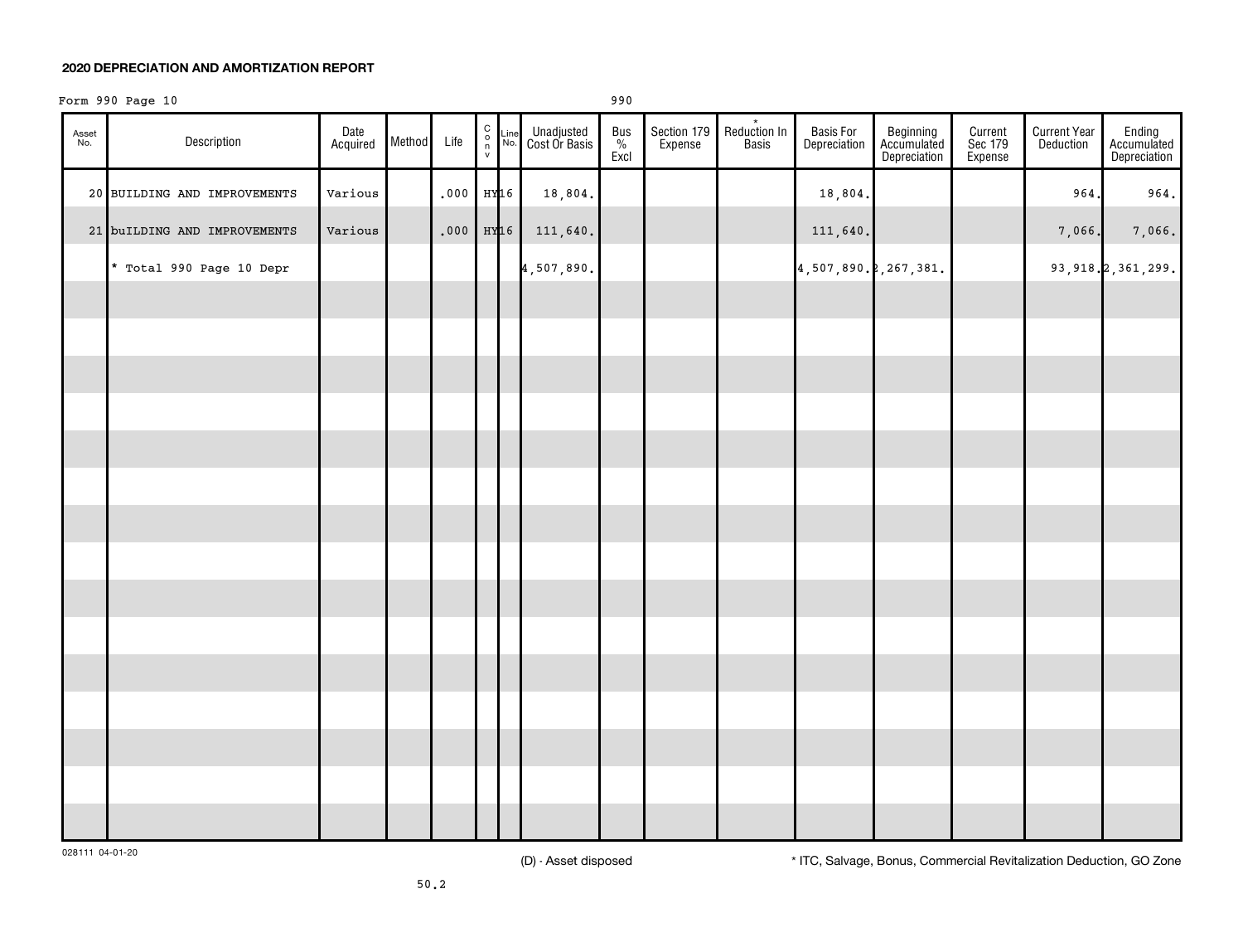## 2020 DEPRECIATION AND AMORTIZATION REPORT

Form 990 Page 10 990

| Asset No. | Description | Date Acquired | Method | Life | C o n v | Line No. | Unadjusted Cost Or Basis | Bus % Excl | Section 179 Expense | * Reduction In Basis | Basis For Depreciation | Beginning Accumulated Depreciation | Current Sec 179 Expense | Current Year Deduction | Ending Accumulated Depreciation |
|---|---|---|---|---|---|---|---|---|---|---|---|---|---|---|---|
| 20 | BUILDING AND IMPROVEMENTS | Various | | .000 | HY | 16 | 18,804. | | | | 18,804. | | | 964. | 964. |
| 21 | buILDING AND IMPROVEMENTS | Various | | .000 | HY | 16 | 111,640. | | | | 111,640. | | | 7,066. | 7,066. |
| | * Total 990 Page 10 Depr | | | | | | 4,507,890. | | | | 4,507,890. | 2,267,381. | | 93,918. | 2,361,299. |

028111 04-01-20

(D) - Asset disposed

* ITC, Salvage, Bonus, Commercial Revitalization Deduction, GO Zone

50.2